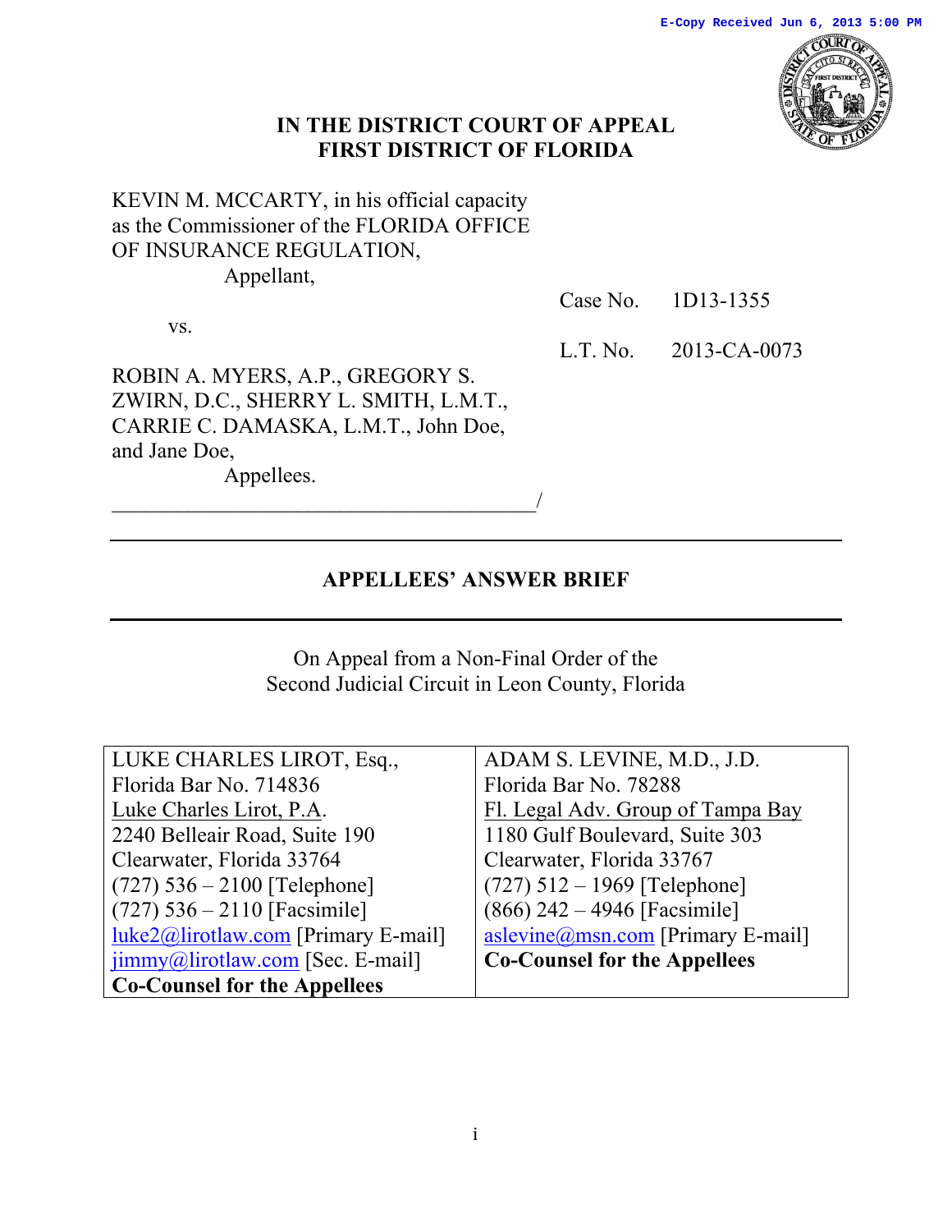E-Copy Received Jun 6, 2013 5:00 PM

**IN THE DISTRICT COURT OF APPEAL**
**FIRST DISTRICT OF FLORIDA**

KEVIN M. MCCARTY, in his official capacity as the Commissioner of the FLORIDA OFFICE OF INSURANCE REGULATION,
Appellant,

vs.

Case No. 1D13-1355

L.T. No. 2013-CA-0073

ROBIN A. MYERS, A.P., GREGORY S. ZWIRN, D.C., SHERRY L. SMITH, L.M.T., CARRIE C. DAMASKA, L.M.T., John Doe, and Jane Doe,
Appellees.
_______________________________________/

---

## APPELLEES' ANSWER BRIEF

---

On Appeal from a Non-Final Order of the
Second Judicial Circuit in Leon County, Florida

| LUKE CHARLES LIROT, Esq.,<br>Florida Bar No. 714836<br>Luke Charles Lirot, P.A.<br>2240 Belleair Road, Suite 190<br>Clearwater, Florida 33764<br>(727) 536 – 2100 [Telephone]<br>(727) 536 – 2110 [Facsimile]<br>luke2@lirotlaw.com [Primary E-mail]<br>jimmy@lirotlaw.com [Sec. E-mail]<br>**Co-Counsel for the Appellees** | ADAM S. LEVINE, M.D., J.D.<br>Florida Bar No. 78288<br>Fl. Legal Adv. Group of Tampa Bay<br>1180 Gulf Boulevard, Suite 303<br>Clearwater, Florida 33767<br>(727) 512 – 1969 [Telephone]<br>(866) 242 – 4946 [Facsimile]<br>aslevine@msn.com [Primary E-mail]<br>**Co-Counsel for the Appellees** |
|---|---|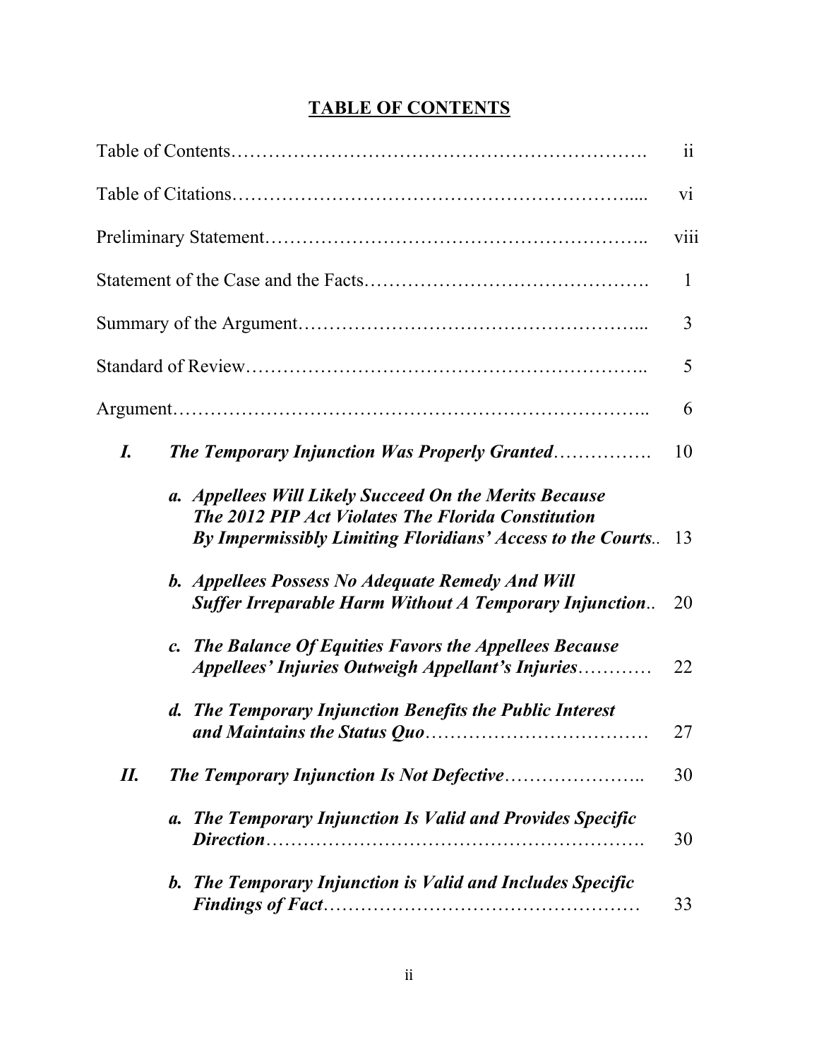# TABLE OF CONTENTS

| | |
|---|---|
| Table of Contents | ii |
| Table of Citations | vi |
| Preliminary Statement | viii |
| Statement of the Case and the Facts | 1 |
| Summary of the Argument | 3 |
| Standard of Review | 5 |
| Argument | 6 |
| ***I. The Temporary Injunction Was Properly Granted*** | 10 |
| ***a. Appellees Will Likely Succeed On the Merits Because The 2012 PIP Act Violates The Florida Constitution By Impermissibly Limiting Floridians' Access to the Courts*** | 13 |
| ***b. Appellees Possess No Adequate Remedy And Will Suffer Irreparable Harm Without A Temporary Injunction*** | 20 |
| ***c. The Balance Of Equities Favors the Appellees Because Appellees' Injuries Outweigh Appellant's Injuries*** | 22 |
| ***d. The Temporary Injunction Benefits the Public Interest and Maintains the Status Quo*** | 27 |
| ***II. The Temporary Injunction Is Not Defective*** | 30 |
| ***a. The Temporary Injunction Is Valid and Provides Specific Direction*** | 30 |
| ***b. The Temporary Injunction is Valid and Includes Specific Findings of Fact*** | 33 |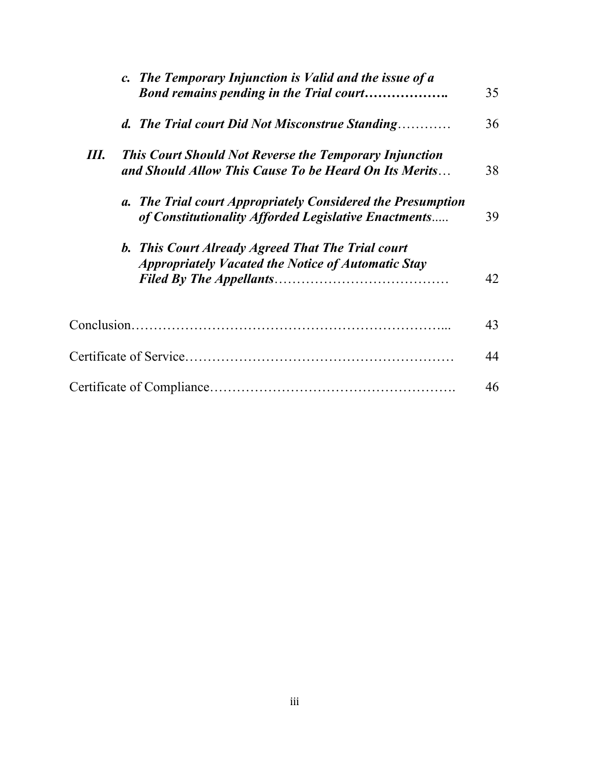| | | |
|---|---|---|
| | ***c. The Temporary Injunction is Valid and the issue of a Bond remains pending in the Trial court……………….*** | 35 |
| | ***d. The Trial court Did Not Misconstrue Standing***………… | 36 |
| ***III.*** | ***This Court Should Not Reverse the Temporary Injunction and Should Allow This Cause To be Heard On Its Merits***… | 38 |
| | ***a. The Trial court Appropriately Considered the Presumption of Constitutionality Afforded Legislative Enactments*****.....** | 39 |
| | ***b. This Court Already Agreed That The Trial court Appropriately Vacated the Notice of Automatic Stay Filed By The Appellants***………………………………… | 42 |
| Conclusion…………………………………………………………... | | 43 |
| Certificate of Service…………………………………………………. | | 44 |
| Certificate of Compliance……………………………………………. | | 46 |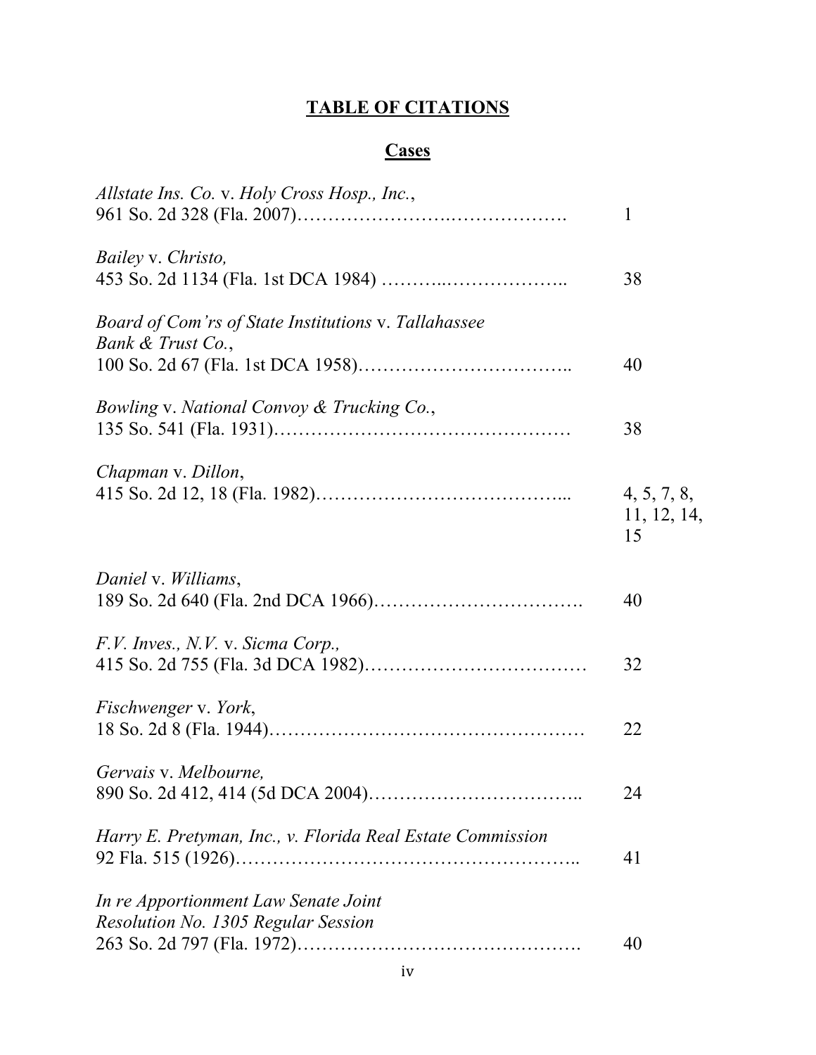# TABLE OF CITATIONS

## Cases

| Case | Page |
|---|---|
| *Allstate Ins. Co.* v. *Holy Cross Hosp., Inc.*, 961 So. 2d 328 (Fla. 2007)………………………………………. | 1 |
| *Bailey* v. *Christo,* 453 So. 2d 1134 (Fla. 1st DCA 1984) ………..……………….. | 38 |
| *Board of Com'rs of State Institutions* v. *Tallahassee Bank & Trust Co.*, 100 So. 2d 67 (Fla. 1st DCA 1958)…………………………….. | 40 |
| *Bowling* v. *National Convoy & Trucking Co.*, 135 So. 541 (Fla. 1931)………………………………………… | 38 |
| *Chapman* v. *Dillon*, 415 So. 2d 12, 18 (Fla. 1982)………………………………... | 4, 5, 7, 8, 11, 12, 14, 15 |
| *Daniel* v. *Williams*, 189 So. 2d 640 (Fla. 2nd DCA 1966)……………………………. | 40 |
| *F.V. Inves., N.V.* v. *Sicma Corp.,* 415 So. 2d 755 (Fla. 3d DCA 1982)……………………………… | 32 |
| *Fischwenger* v. *York*, 18 So. 2d 8 (Fla. 1944)…………………………………………… | 22 |
| *Gervais* v. *Melbourne,* 890 So. 2d 412, 414 (5d DCA 2004)…………………………….. | 24 |
| *Harry E. Pretyman, Inc., v. Florida Real Estate Commission* 92 Fla. 515 (1926)……………………………………………….. | 41 |
| *In re Apportionment Law Senate Joint Resolution No. 1305 Regular Session* 263 So. 2d 797 (Fla. 1972)………………………………………. | 40 |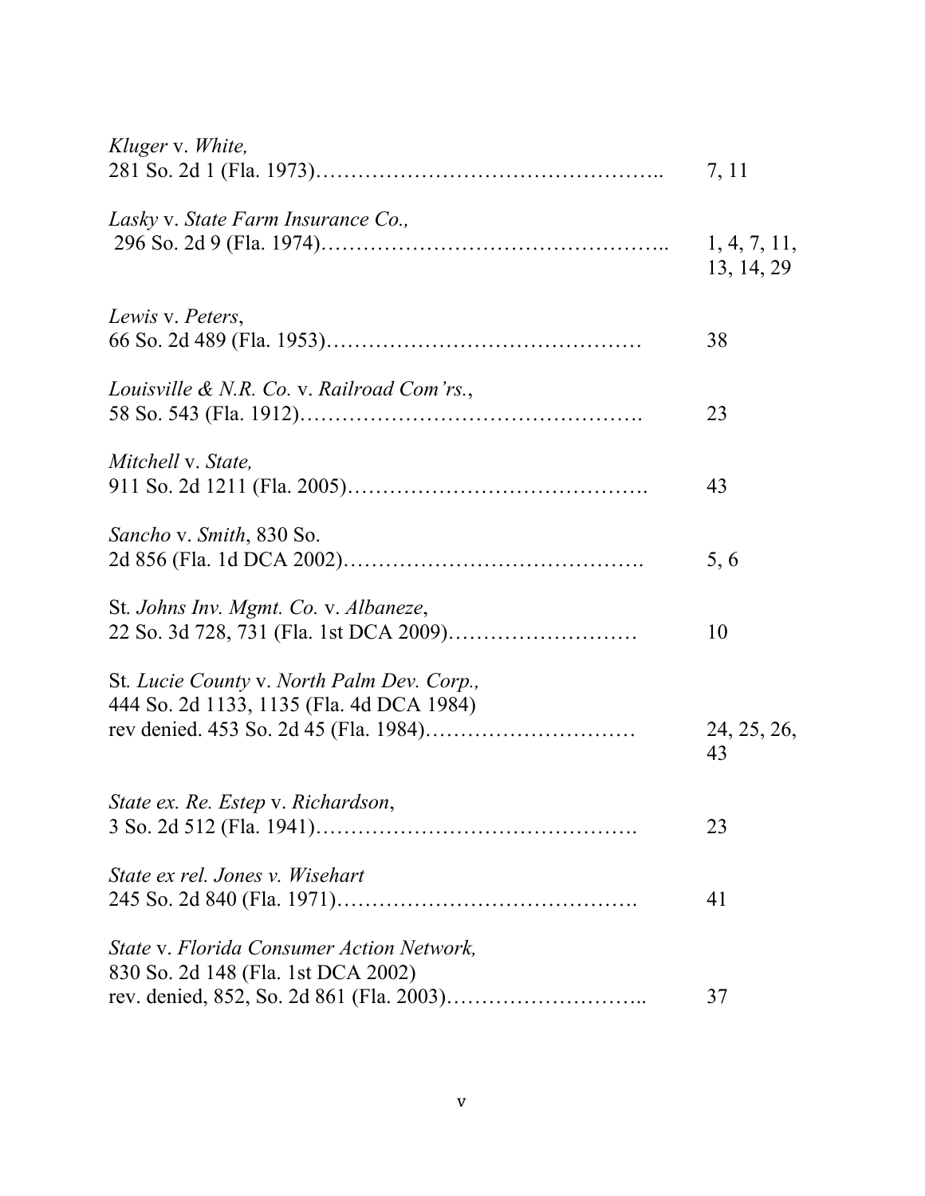| | |
|---|---|
| *Kluger* v. *White,*<br>281 So. 2d 1 (Fla. 1973)………………………………………….. | 7, 11 |
| *Lasky* v. *State Farm Insurance Co.,*<br>296 So. 2d 9 (Fla. 1974)………………………………………….. | 1, 4, 7, 11, 13, 14, 29 |
| *Lewis* v. *Peters*,<br>66 So. 2d 489 (Fla. 1953)……………………………………… | 38 |
| *Louisville & N.R. Co.* v. *Railroad Com'rs.*,<br>58 So. 543 (Fla. 1912)…………………………………………. | 23 |
| *Mitchell* v. *State,*<br>911 So. 2d 1211 (Fla. 2005)……………………………………. | 43 |
| *Sancho* v. *Smith*, 830 So.<br>2d 856 (Fla. 1d DCA 2002)……………………………………. | 5, 6 |
| St*. Johns Inv. Mgmt. Co.* v. *Albaneze*,<br>22 So. 3d 728, 731 (Fla. 1st DCA 2009)……………………… | 10 |
| St*. Lucie County* v. *North Palm Dev. Corp.,*<br>444 So. 2d 1133, 1135 (Fla. 4d DCA 1984)<br>rev denied. 453 So. 2d 45 (Fla. 1984)………………………… | 24, 25, 26, 43 |
| *State ex. Re. Estep* v. *Richardson*,<br>3 So. 2d 512 (Fla. 1941)………………………………………. | 23 |
| *State ex rel. Jones v. Wisehart*<br>245 So. 2d 840 (Fla. 1971)……………………………………. | 41 |
| *State* v. *Florida Consumer Action Network,*<br>830 So. 2d 148 (Fla. 1st DCA 2002)<br>rev. denied, 852, So. 2d 861 (Fla. 2003)……………………….. | 37 |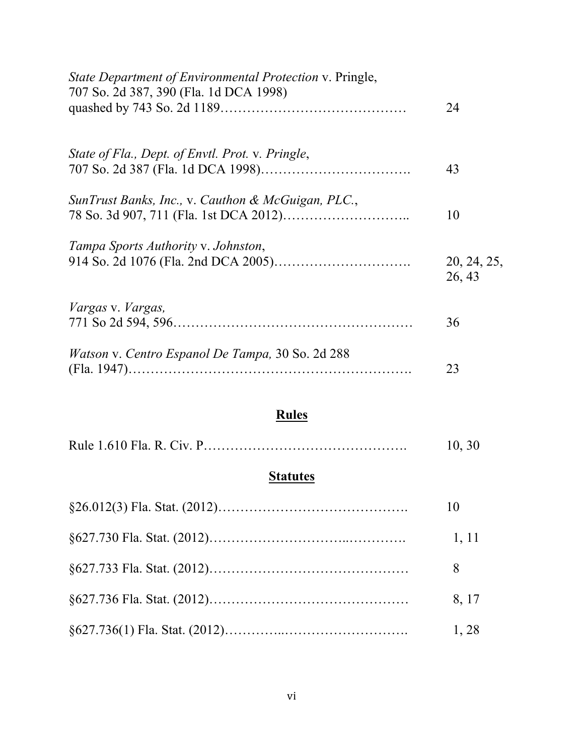*State Department of Environmental Protection* v. Pringle,
707 So. 2d 387, 390 (Fla. 1d DCA 1998)
quashed by 743 So. 2d 1189…………………………………… 24

*State of Fla., Dept. of Envtl. Prot.* v. *Pringle*,
707 So. 2d 387 (Fla. 1d DCA 1998)……………………………. 43

*SunTrust Banks, Inc.,* v. *Cauthon & McGuigan, PLC.*,
78 So. 3d 907, 711 (Fla. 1st DCA 2012)……………………….. 10

*Tampa Sports Authority* v. *Johnston*,
914 So. 2d 1076 (Fla. 2nd DCA 2005)…………………………. 20, 24, 25, 26, 43

*Vargas* v. *Vargas,*
771 So 2d 594, 596……………………………………………… 36

*Watson* v. *Centro Espanol De Tampa,* 30 So. 2d 288
(Fla. 1947)………………………………………………………. 23

## Rules

Rule 1.610 Fla. R. Civ. P………………………………………. 10, 30

## Statutes

§26.012(3) Fla. Stat. (2012)……………………………………. 10

§627.730 Fla. Stat. (2012)………………………..…………. 1, 11

§627.733 Fla. Stat. (2012)……………………………………… 8

§627.736 Fla. Stat. (2012)……………………………………… 8, 17

§627.736(1) Fla. Stat. (2012)………..………………………. 1, 28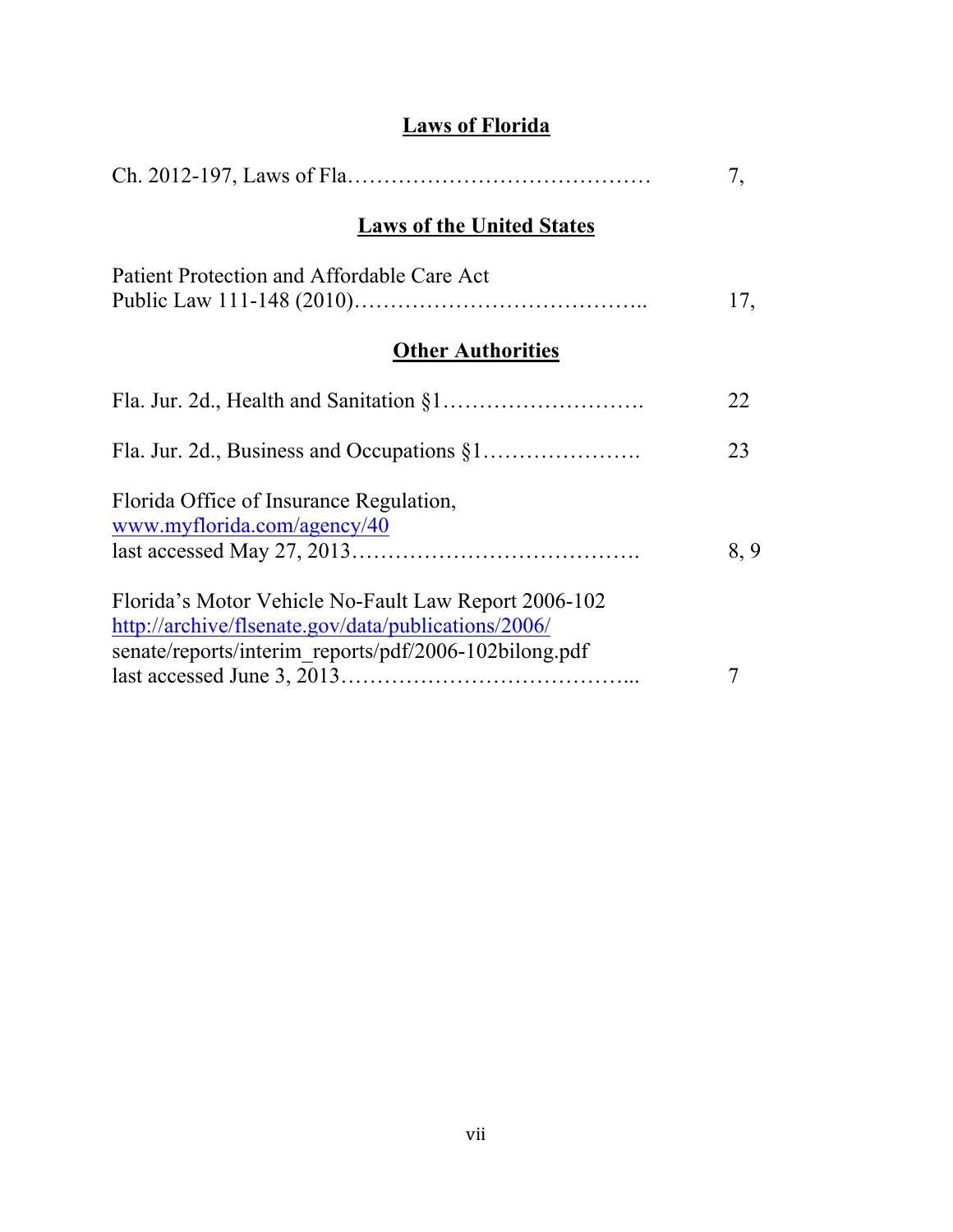## Laws of Florida

Ch. 2012-197, Laws of Fla…………………………………… 7,

## Laws of the United States

Patient Protection and Affordable Care Act
Public Law 111-148 (2010)………………………………….. 17,

## Other Authorities

Fla. Jur. 2d., Health and Sanitation §1………………………. 22

Fla. Jur. 2d., Business and Occupations §1…………………. 23

Florida Office of Insurance Regulation,
www.myflorida.com/agency/40
last accessed May 27, 2013…………………………………. 8, 9

Florida's Motor Vehicle No-Fault Law Report 2006-102
http://archive/flsenate.gov/data/publications/2006/
senate/reports/interim_reports/pdf/2006-102bilong.pdf
last accessed June 3, 2013…………………………………... 7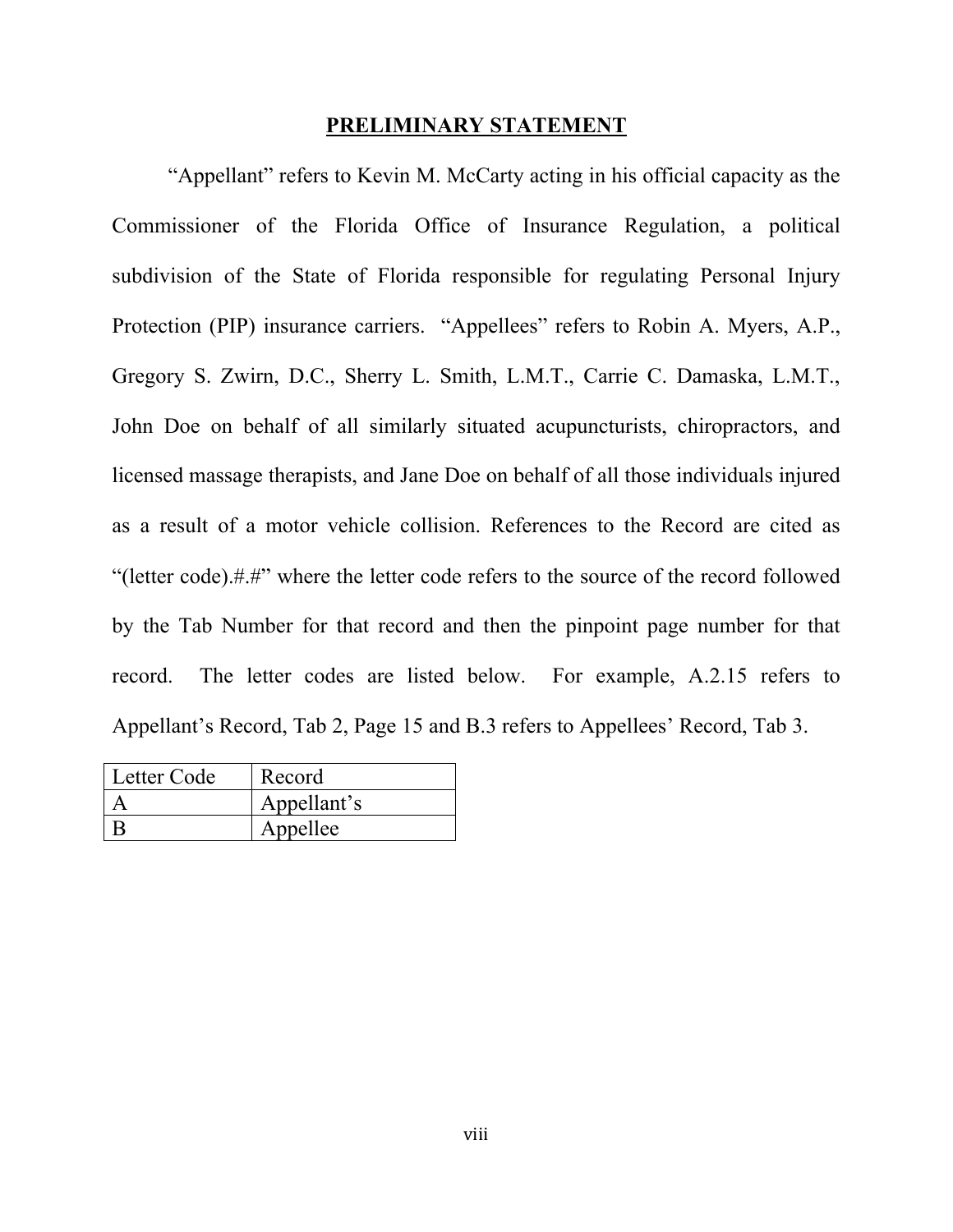## PRELIMINARY STATEMENT

"Appellant" refers to Kevin M. McCarty acting in his official capacity as the Commissioner of the Florida Office of Insurance Regulation, a political subdivision of the State of Florida responsible for regulating Personal Injury Protection (PIP) insurance carriers. "Appellees" refers to Robin A. Myers, A.P., Gregory S. Zwirn, D.C., Sherry L. Smith, L.M.T., Carrie C. Damaska, L.M.T., John Doe on behalf of all similarly situated acupuncturists, chiropractors, and licensed massage therapists, and Jane Doe on behalf of all those individuals injured as a result of a motor vehicle collision. References to the Record are cited as "(letter code).#.#" where the letter code refers to the source of the record followed by the Tab Number for that record and then the pinpoint page number for that record. The letter codes are listed below. For example, A.2.15 refers to Appellant's Record, Tab 2, Page 15 and B.3 refers to Appellees' Record, Tab 3.

| Letter Code | Record |
| --- | --- |
| A | Appellant's |
| B | Appellee |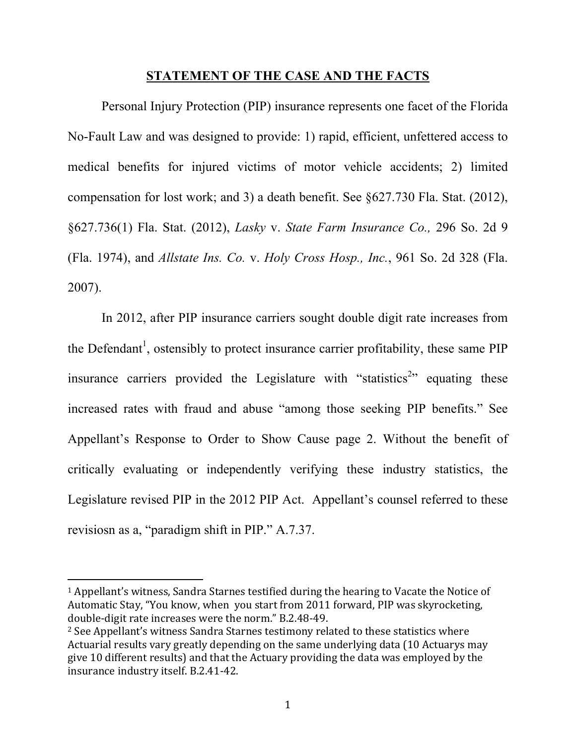## STATEMENT OF THE CASE AND THE FACTS

Personal Injury Protection (PIP) insurance represents one facet of the Florida No-Fault Law and was designed to provide: 1) rapid, efficient, unfettered access to medical benefits for injured victims of motor vehicle accidents; 2) limited compensation for lost work; and 3) a death benefit. See §627.730 Fla. Stat. (2012), §627.736(1) Fla. Stat. (2012), *Lasky* v. *State Farm Insurance Co.,* 296 So. 2d 9 (Fla. 1974), and *Allstate Ins. Co.* v. *Holy Cross Hosp., Inc.*, 961 So. 2d 328 (Fla. 2007).

In 2012, after PIP insurance carriers sought double digit rate increases from the Defendant[1], ostensibly to protect insurance carrier profitability, these same PIP insurance carriers provided the Legislature with "statistics[2]" equating these increased rates with fraud and abuse "among those seeking PIP benefits." See Appellant's Response to Order to Show Cause page 2. Without the benefit of critically evaluating or independently verifying these industry statistics, the Legislature revised PIP in the 2012 PIP Act. Appellant's counsel referred to these revisiosn as a, "paradigm shift in PIP." A.7.37.

---

[1] Appellant's witness, Sandra Starnes testified during the hearing to Vacate the Notice of Automatic Stay, "You know, when you start from 2011 forward, PIP was skyrocketing, double-digit rate increases were the norm." B.2.48-49.

[2] See Appellant's witness Sandra Starnes testimony related to these statistics where Actuarial results vary greatly depending on the same underlying data (10 Actuarys may give 10 different results) and that the Actuary providing the data was employed by the insurance industry itself. B.2.41-42.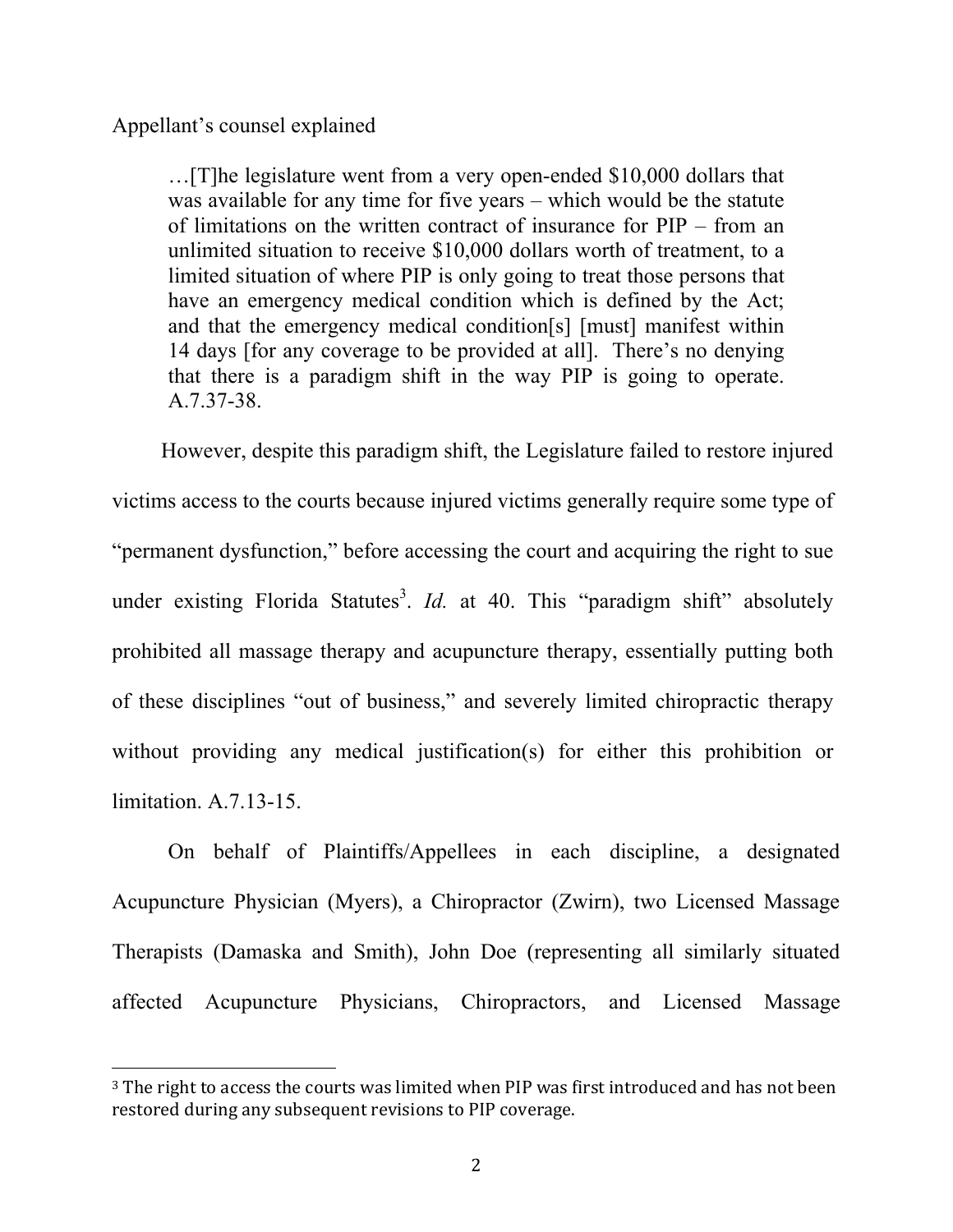Appellant's counsel explained

> …[T]he legislature went from a very open-ended $10,000 dollars that was available for any time for five years – which would be the statute of limitations on the written contract of insurance for PIP – from an unlimited situation to receive $10,000 dollars worth of treatment, to a limited situation of where PIP is only going to treat those persons that have an emergency medical condition which is defined by the Act; and that the emergency medical condition[s] [must] manifest within 14 days [for any coverage to be provided at all]. There's no denying that there is a paradigm shift in the way PIP is going to operate. A.7.37-38.

However, despite this paradigm shift, the Legislature failed to restore injured victims access to the courts because injured victims generally require some type of "permanent dysfunction," before accessing the court and acquiring the right to sue under existing Florida Statutes[3]. *Id.* at 40. This "paradigm shift" absolutely prohibited all massage therapy and acupuncture therapy, essentially putting both of these disciplines "out of business," and severely limited chiropractic therapy without providing any medical justification(s) for either this prohibition or limitation. A.7.13-15.

On behalf of Plaintiffs/Appellees in each discipline, a designated Acupuncture Physician (Myers), a Chiropractor (Zwirn), two Licensed Massage Therapists (Damaska and Smith), John Doe (representing all similarly situated affected Acupuncture Physicians, Chiropractors, and Licensed Massage

---

[3] The right to access the courts was limited when PIP was first introduced and has not been restored during any subsequent revisions to PIP coverage.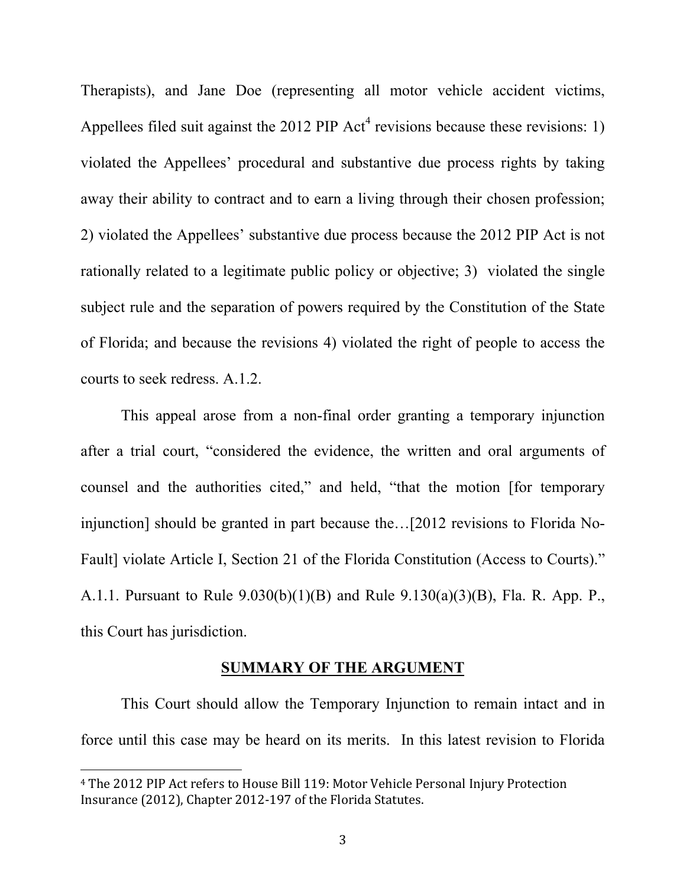Therapists), and Jane Doe (representing all motor vehicle accident victims, Appellees filed suit against the 2012 PIP Act[4] revisions because these revisions: 1) violated the Appellees' procedural and substantive due process rights by taking away their ability to contract and to earn a living through their chosen profession; 2) violated the Appellees' substantive due process because the 2012 PIP Act is not rationally related to a legitimate public policy or objective; 3) violated the single subject rule and the separation of powers required by the Constitution of the State of Florida; and because the revisions 4) violated the right of people to access the courts to seek redress. A.1.2.

This appeal arose from a non-final order granting a temporary injunction after a trial court, "considered the evidence, the written and oral arguments of counsel and the authorities cited," and held, "that the motion [for temporary injunction] should be granted in part because the…[2012 revisions to Florida No-Fault] violate Article I, Section 21 of the Florida Constitution (Access to Courts)." A.1.1. Pursuant to Rule 9.030(b)(1)(B) and Rule 9.130(a)(3)(B), Fla. R. App. P., this Court has jurisdiction.

## SUMMARY OF THE ARGUMENT

This Court should allow the Temporary Injunction to remain intact and in force until this case may be heard on its merits. In this latest revision to Florida

[4] The 2012 PIP Act refers to House Bill 119: Motor Vehicle Personal Injury Protection Insurance (2012), Chapter 2012-197 of the Florida Statutes.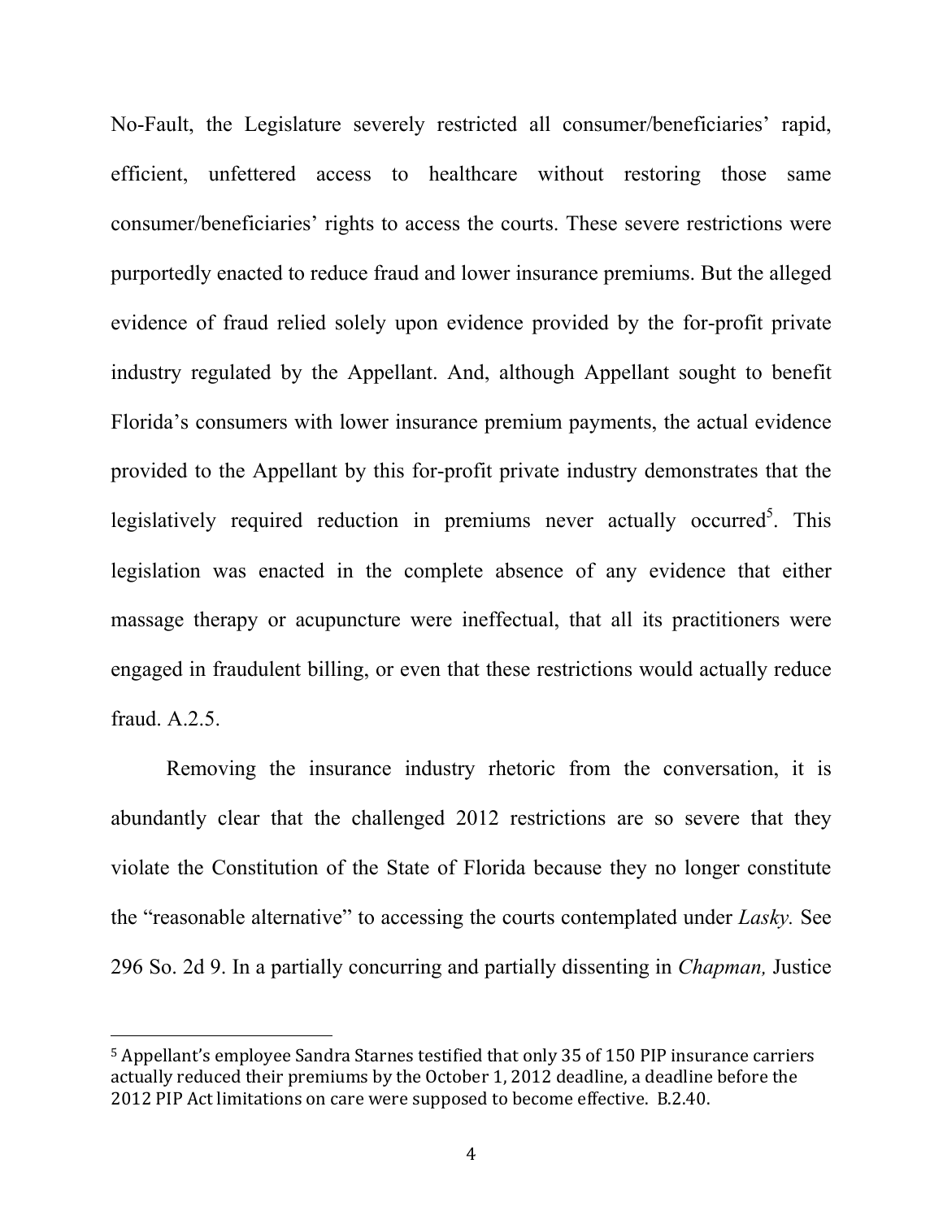No-Fault, the Legislature severely restricted all consumer/beneficiaries' rapid, efficient, unfettered access to healthcare without restoring those same consumer/beneficiaries' rights to access the courts. These severe restrictions were purportedly enacted to reduce fraud and lower insurance premiums. But the alleged evidence of fraud relied solely upon evidence provided by the for-profit private industry regulated by the Appellant. And, although Appellant sought to benefit Florida's consumers with lower insurance premium payments, the actual evidence provided to the Appellant by this for-profit private industry demonstrates that the legislatively required reduction in premiums never actually occurred[5]. This legislation was enacted in the complete absence of any evidence that either massage therapy or acupuncture were ineffectual, that all its practitioners were engaged in fraudulent billing, or even that these restrictions would actually reduce fraud. A.2.5.

Removing the insurance industry rhetoric from the conversation, it is abundantly clear that the challenged 2012 restrictions are so severe that they violate the Constitution of the State of Florida because they no longer constitute the "reasonable alternative" to accessing the courts contemplated under *Lasky.* See 296 So. 2d 9. In a partially concurring and partially dissenting in *Chapman,* Justice

---

[5] Appellant's employee Sandra Starnes testified that only 35 of 150 PIP insurance carriers actually reduced their premiums by the October 1, 2012 deadline, a deadline before the 2012 PIP Act limitations on care were supposed to become effective. B.2.40.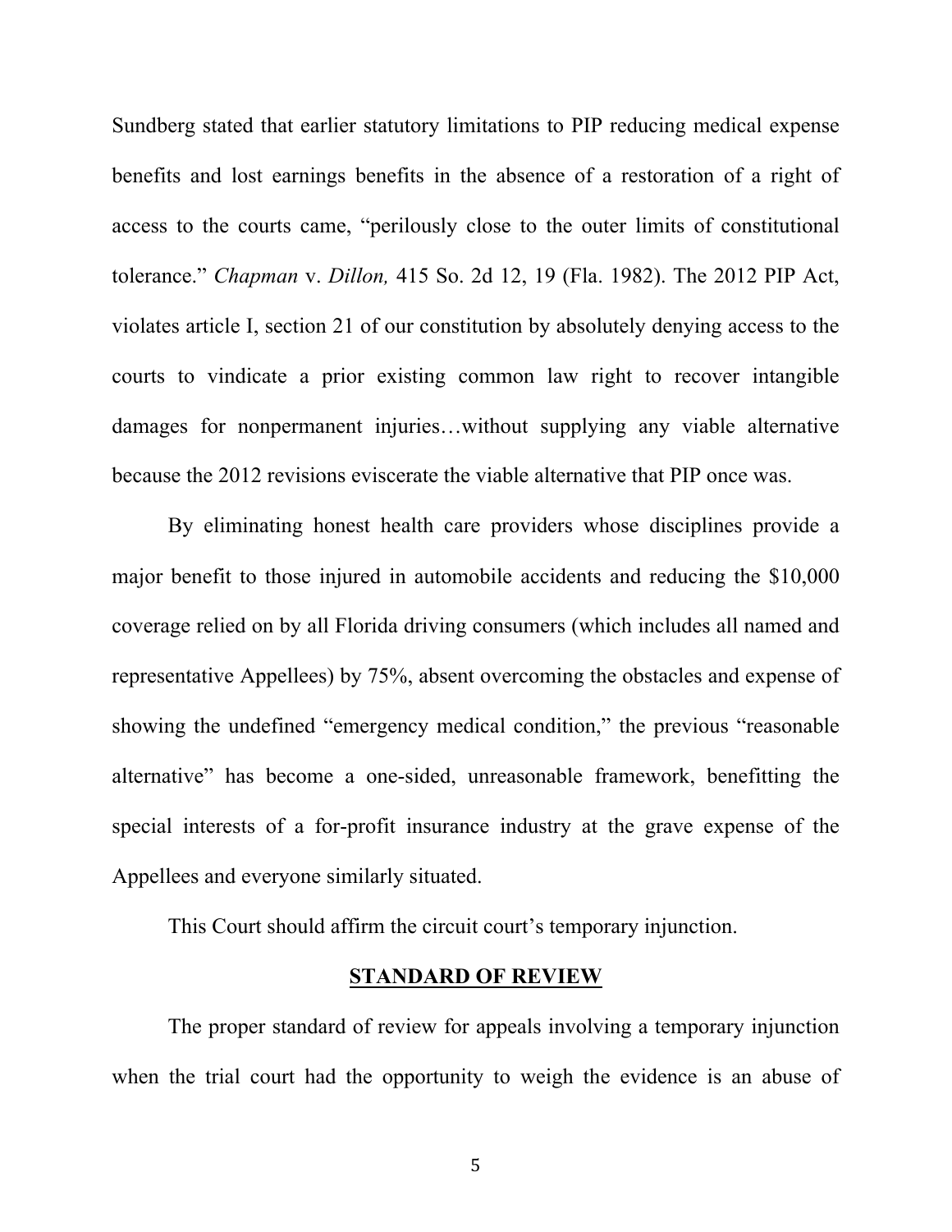Sundberg stated that earlier statutory limitations to PIP reducing medical expense benefits and lost earnings benefits in the absence of a restoration of a right of access to the courts came, "perilously close to the outer limits of constitutional tolerance." *Chapman* v. *Dillon,* 415 So. 2d 12, 19 (Fla. 1982). The 2012 PIP Act, violates article I, section 21 of our constitution by absolutely denying access to the courts to vindicate a prior existing common law right to recover intangible damages for nonpermanent injuries…without supplying any viable alternative because the 2012 revisions eviscerate the viable alternative that PIP once was.

By eliminating honest health care providers whose disciplines provide a major benefit to those injured in automobile accidents and reducing the $10,000 coverage relied on by all Florida driving consumers (which includes all named and representative Appellees) by 75%, absent overcoming the obstacles and expense of showing the undefined "emergency medical condition," the previous "reasonable alternative" has become a one-sided, unreasonable framework, benefitting the special interests of a for-profit insurance industry at the grave expense of the Appellees and everyone similarly situated.

This Court should affirm the circuit court's temporary injunction.

## STANDARD OF REVIEW

The proper standard of review for appeals involving a temporary injunction when the trial court had the opportunity to weigh the evidence is an abuse of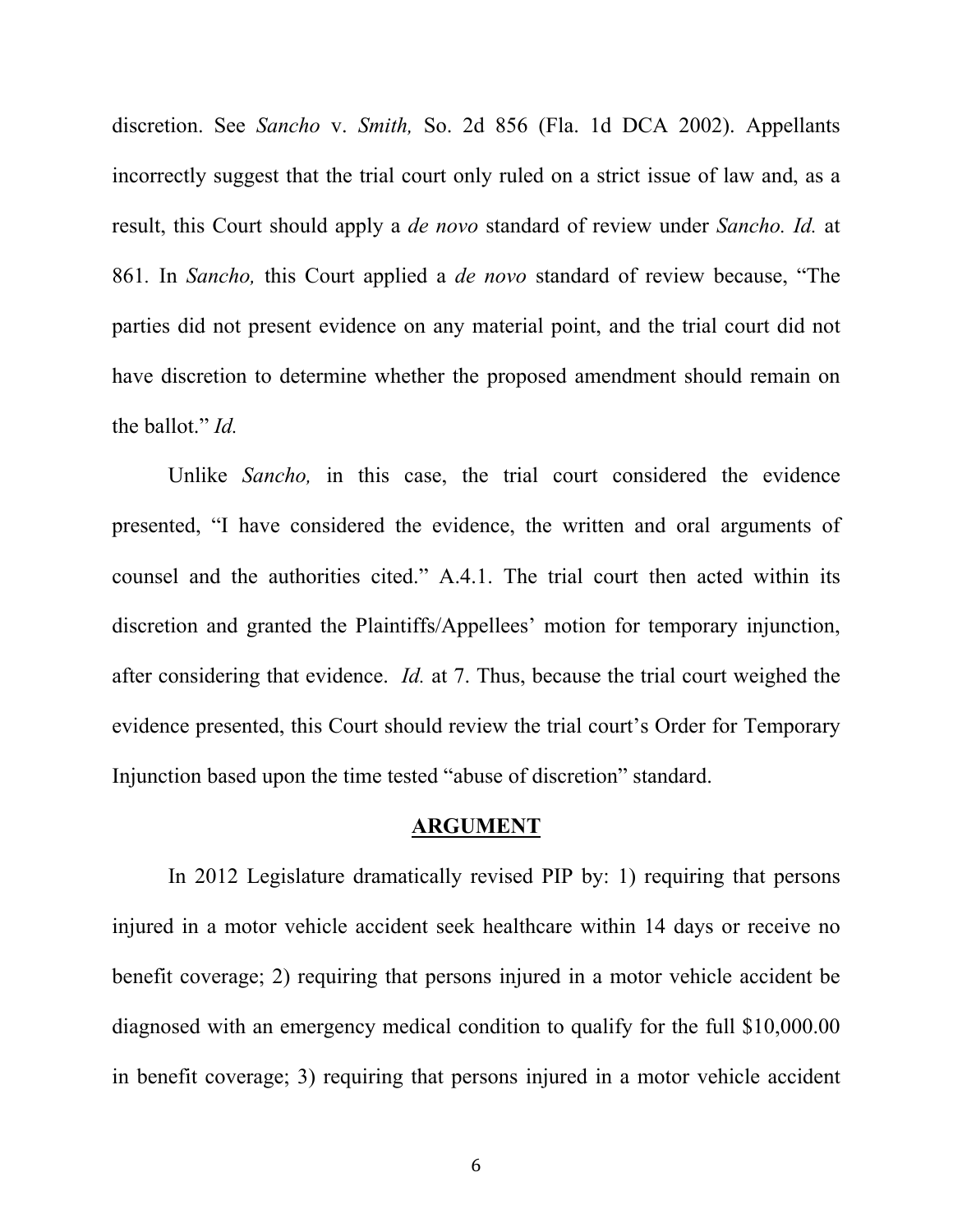discretion. See *Sancho* v. *Smith,* So. 2d 856 (Fla. 1d DCA 2002). Appellants incorrectly suggest that the trial court only ruled on a strict issue of law and, as a result, this Court should apply a *de novo* standard of review under *Sancho. Id.* at 861. In *Sancho,* this Court applied a *de novo* standard of review because, "The parties did not present evidence on any material point, and the trial court did not have discretion to determine whether the proposed amendment should remain on the ballot." *Id.*

Unlike *Sancho,* in this case, the trial court considered the evidence presented, "I have considered the evidence, the written and oral arguments of counsel and the authorities cited." A.4.1. The trial court then acted within its discretion and granted the Plaintiffs/Appellees' motion for temporary injunction, after considering that evidence. *Id.* at 7. Thus, because the trial court weighed the evidence presented, this Court should review the trial court's Order for Temporary Injunction based upon the time tested "abuse of discretion" standard.

## ARGUMENT

In 2012 Legislature dramatically revised PIP by: 1) requiring that persons injured in a motor vehicle accident seek healthcare within 14 days or receive no benefit coverage; 2) requiring that persons injured in a motor vehicle accident be diagnosed with an emergency medical condition to qualify for the full $10,000.00 in benefit coverage; 3) requiring that persons injured in a motor vehicle accident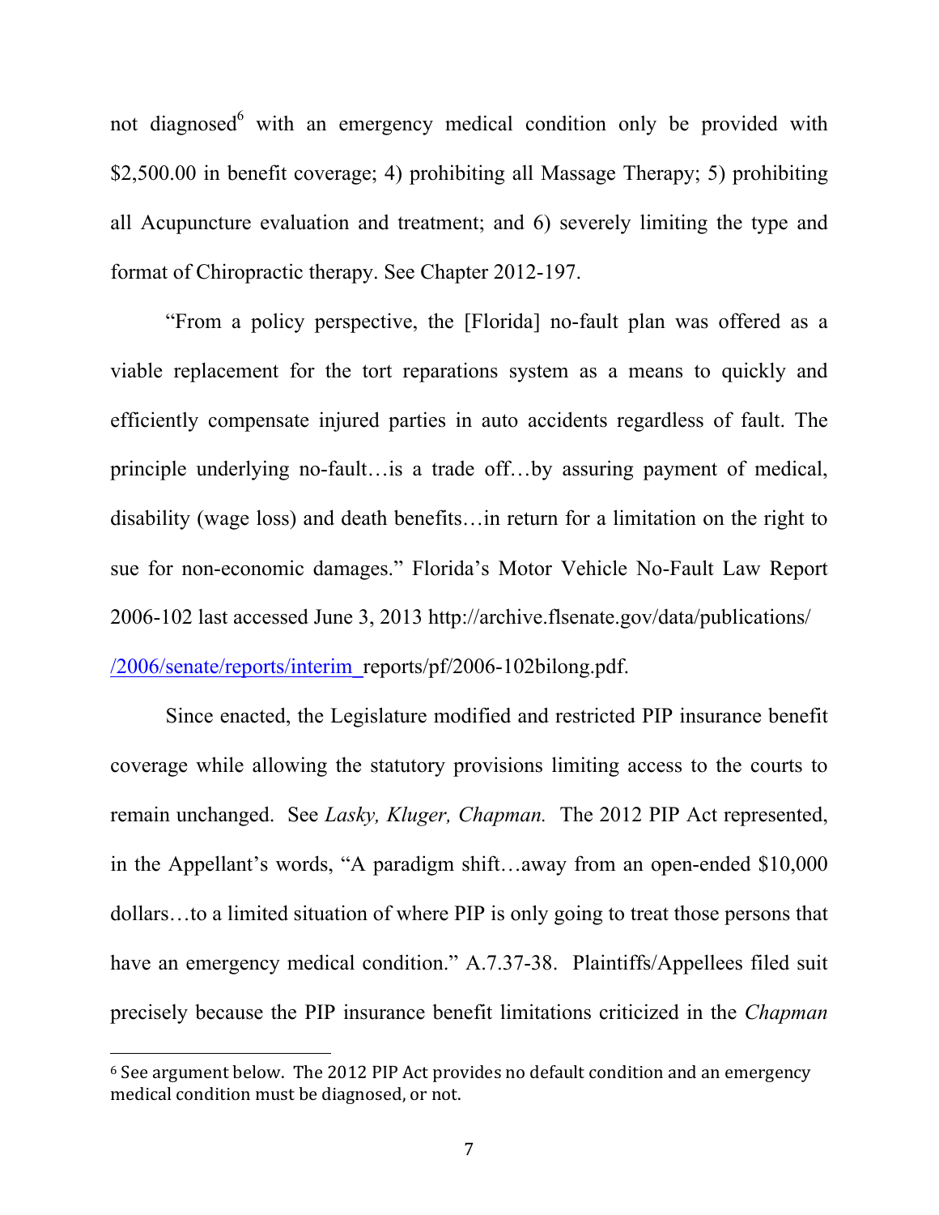not diagnosed[6] with an emergency medical condition only be provided with $2,500.00 in benefit coverage; 4) prohibiting all Massage Therapy; 5) prohibiting all Acupuncture evaluation and treatment; and 6) severely limiting the type and format of Chiropractic therapy. See Chapter 2012-197.

"From a policy perspective, the [Florida] no-fault plan was offered as a viable replacement for the tort reparations system as a means to quickly and efficiently compensate injured parties in auto accidents regardless of fault. The principle underlying no-fault…is a trade off…by assuring payment of medical, disability (wage loss) and death benefits…in return for a limitation on the right to sue for non-economic damages." Florida's Motor Vehicle No-Fault Law Report 2006-102 last accessed June 3, 2013 http://archive.flsenate.gov/data/publications/ /2006/senate/reports/interim_reports/pf/2006-102bilong.pdf.

Since enacted, the Legislature modified and restricted PIP insurance benefit coverage while allowing the statutory provisions limiting access to the courts to remain unchanged. See *Lasky, Kluger, Chapman.* The 2012 PIP Act represented, in the Appellant's words, "A paradigm shift…away from an open-ended $10,000 dollars…to a limited situation of where PIP is only going to treat those persons that have an emergency medical condition." A.7.37-38. Plaintiffs/Appellees filed suit precisely because the PIP insurance benefit limitations criticized in the *Chapman*

[6] See argument below. The 2012 PIP Act provides no default condition and an emergency medical condition must be diagnosed, or not.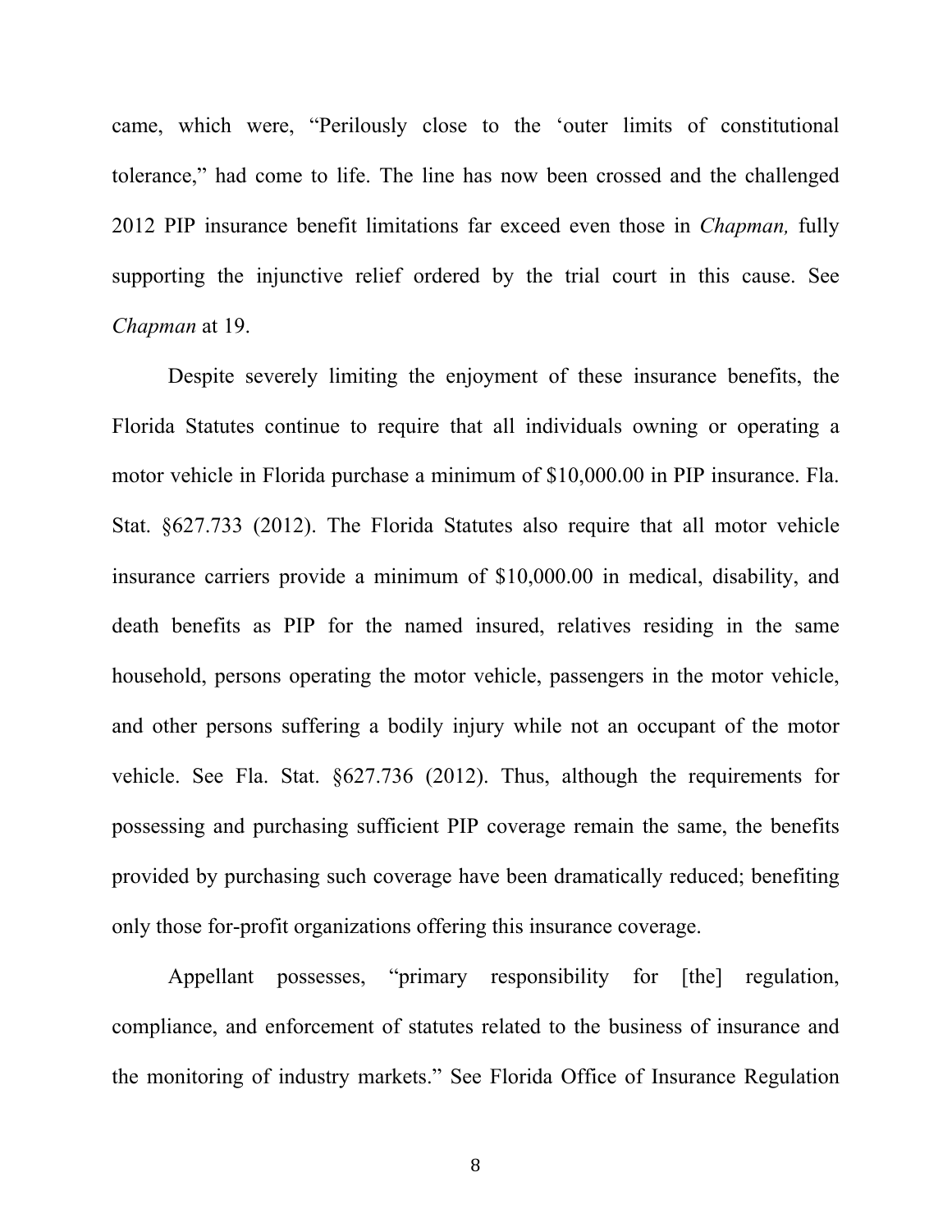came, which were, "Perilously close to the 'outer limits of constitutional tolerance," had come to life. The line has now been crossed and the challenged 2012 PIP insurance benefit limitations far exceed even those in *Chapman,* fully supporting the injunctive relief ordered by the trial court in this cause. See *Chapman* at 19.

Despite severely limiting the enjoyment of these insurance benefits, the Florida Statutes continue to require that all individuals owning or operating a motor vehicle in Florida purchase a minimum of $10,000.00 in PIP insurance. Fla. Stat. §627.733 (2012). The Florida Statutes also require that all motor vehicle insurance carriers provide a minimum of $10,000.00 in medical, disability, and death benefits as PIP for the named insured, relatives residing in the same household, persons operating the motor vehicle, passengers in the motor vehicle, and other persons suffering a bodily injury while not an occupant of the motor vehicle. See Fla. Stat. §627.736 (2012). Thus, although the requirements for possessing and purchasing sufficient PIP coverage remain the same, the benefits provided by purchasing such coverage have been dramatically reduced; benefiting only those for-profit organizations offering this insurance coverage.

Appellant possesses, "primary responsibility for [the] regulation, compliance, and enforcement of statutes related to the business of insurance and the monitoring of industry markets." See Florida Office of Insurance Regulation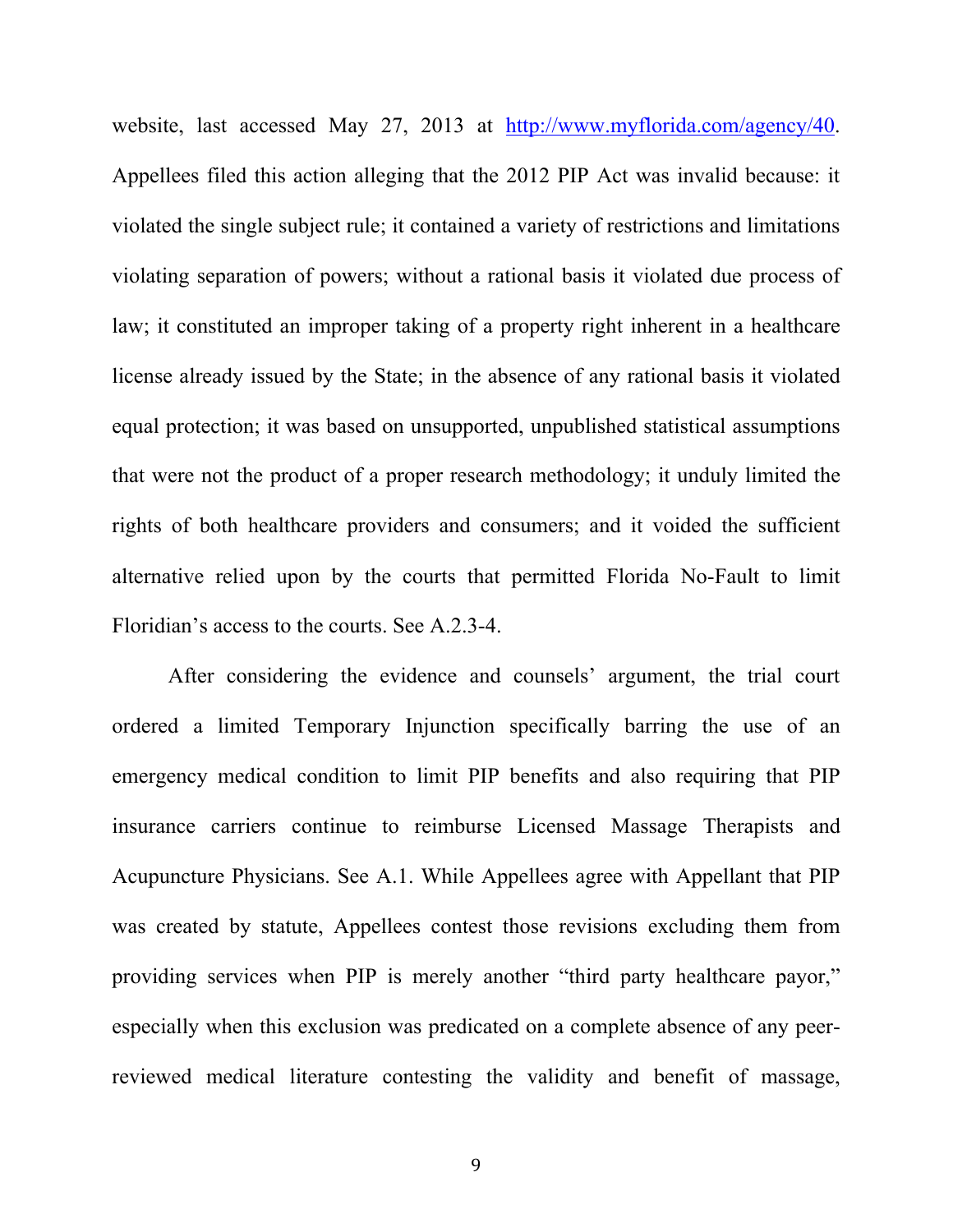website, last accessed May 27, 2013 at [http://www.myflorida.com/agency/40](http://www.myflorida.com/agency/40). Appellees filed this action alleging that the 2012 PIP Act was invalid because: it violated the single subject rule; it contained a variety of restrictions and limitations violating separation of powers; without a rational basis it violated due process of law; it constituted an improper taking of a property right inherent in a healthcare license already issued by the State; in the absence of any rational basis it violated equal protection; it was based on unsupported, unpublished statistical assumptions that were not the product of a proper research methodology; it unduly limited the rights of both healthcare providers and consumers; and it voided the sufficient alternative relied upon by the courts that permitted Florida No-Fault to limit Floridian's access to the courts. See A.2.3-4.

After considering the evidence and counsels' argument, the trial court ordered a limited Temporary Injunction specifically barring the use of an emergency medical condition to limit PIP benefits and also requiring that PIP insurance carriers continue to reimburse Licensed Massage Therapists and Acupuncture Physicians. See A.1. While Appellees agree with Appellant that PIP was created by statute, Appellees contest those revisions excluding them from providing services when PIP is merely another "third party healthcare payor," especially when this exclusion was predicated on a complete absence of any peer-reviewed medical literature contesting the validity and benefit of massage,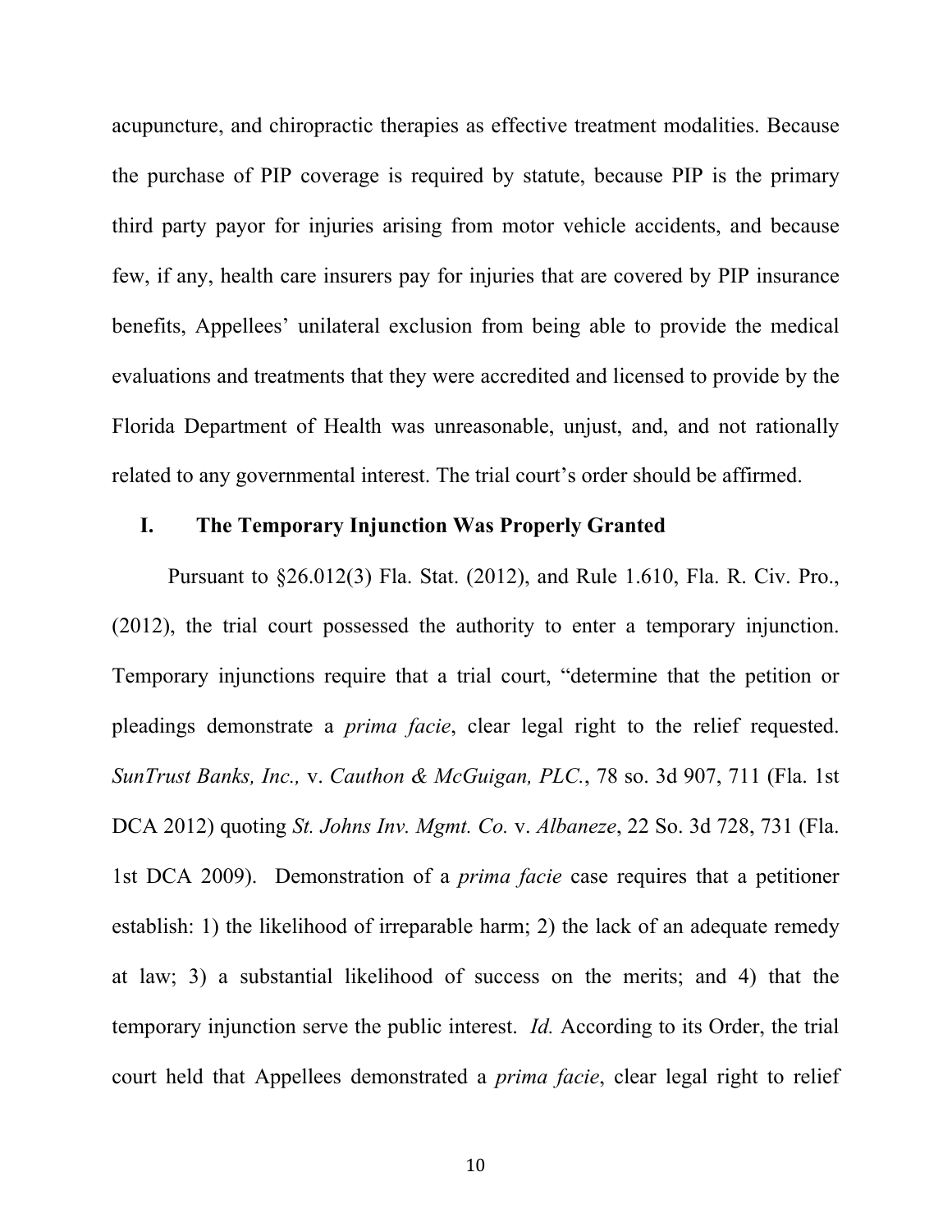acupuncture, and chiropractic therapies as effective treatment modalities. Because the purchase of PIP coverage is required by statute, because PIP is the primary third party payor for injuries arising from motor vehicle accidents, and because few, if any, health care insurers pay for injuries that are covered by PIP insurance benefits, Appellees' unilateral exclusion from being able to provide the medical evaluations and treatments that they were accredited and licensed to provide by the Florida Department of Health was unreasonable, unjust, and, and not rationally related to any governmental interest. The trial court's order should be affirmed.

## I. The Temporary Injunction Was Properly Granted

Pursuant to §26.012(3) Fla. Stat. (2012), and Rule 1.610, Fla. R. Civ. Pro., (2012), the trial court possessed the authority to enter a temporary injunction. Temporary injunctions require that a trial court, "determine that the petition or pleadings demonstrate a *prima facie*, clear legal right to the relief requested. *SunTrust Banks, Inc.,* v. *Cauthon & McGuigan, PLC.*, 78 so. 3d 907, 711 (Fla. 1st DCA 2012) quoting *St. Johns Inv. Mgmt. Co.* v. *Albaneze*, 22 So. 3d 728, 731 (Fla. 1st DCA 2009). Demonstration of a *prima facie* case requires that a petitioner establish: 1) the likelihood of irreparable harm; 2) the lack of an adequate remedy at law; 3) a substantial likelihood of success on the merits; and 4) that the temporary injunction serve the public interest. *Id.* According to its Order, the trial court held that Appellees demonstrated a *prima facie*, clear legal right to relief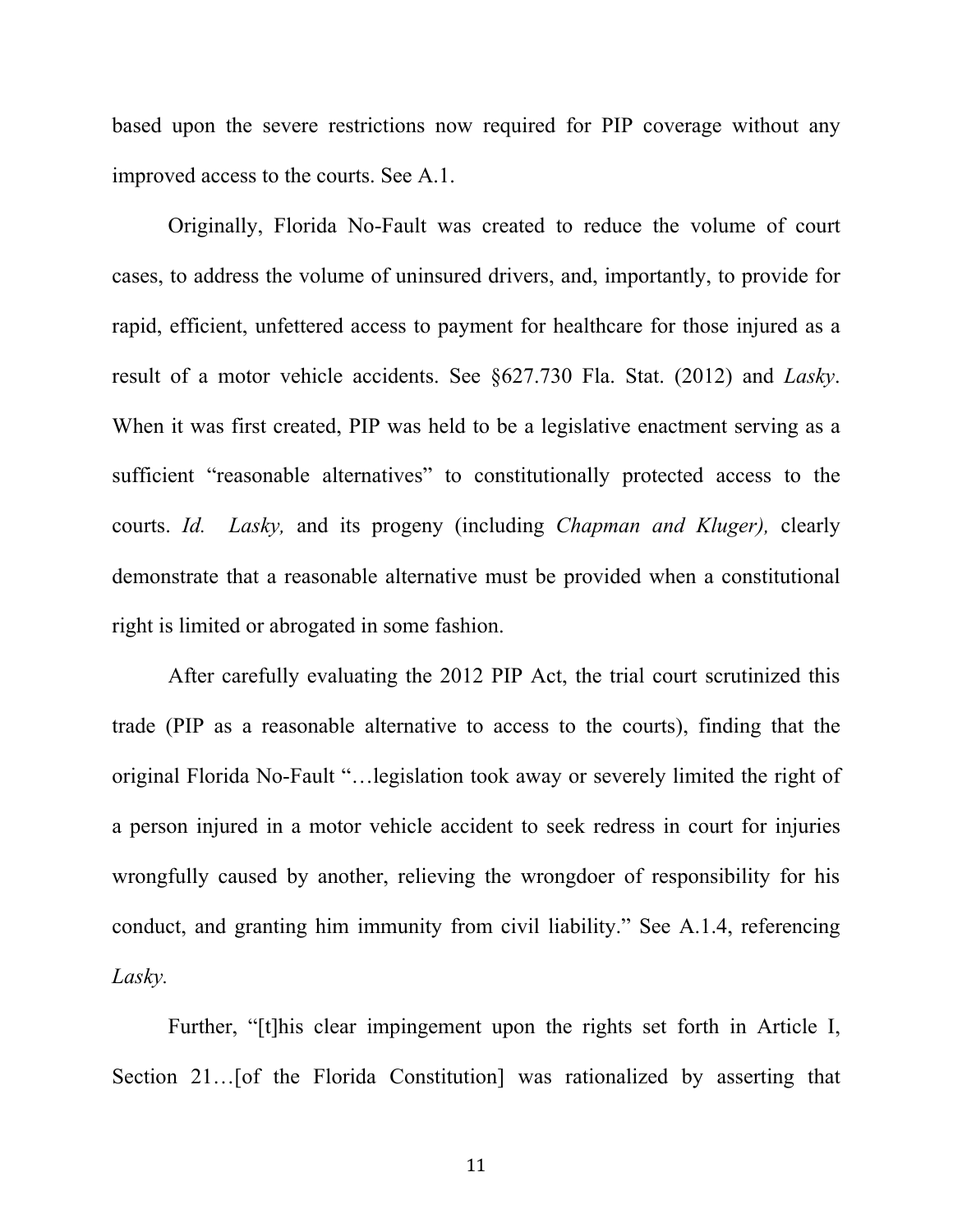based upon the severe restrictions now required for PIP coverage without any improved access to the courts. See A.1.

Originally, Florida No-Fault was created to reduce the volume of court cases, to address the volume of uninsured drivers, and, importantly, to provide for rapid, efficient, unfettered access to payment for healthcare for those injured as a result of a motor vehicle accidents. See §627.730 Fla. Stat. (2012) and *Lasky*. When it was first created, PIP was held to be a legislative enactment serving as a sufficient "reasonable alternatives" to constitutionally protected access to the courts. *Id.* *Lasky,* and its progeny (including *Chapman and Kluger),* clearly demonstrate that a reasonable alternative must be provided when a constitutional right is limited or abrogated in some fashion.

After carefully evaluating the 2012 PIP Act, the trial court scrutinized this trade (PIP as a reasonable alternative to access to the courts), finding that the original Florida No-Fault "…legislation took away or severely limited the right of a person injured in a motor vehicle accident to seek redress in court for injuries wrongfully caused by another, relieving the wrongdoer of responsibility for his conduct, and granting him immunity from civil liability." See A.1.4, referencing *Lasky.*

Further, "[t]his clear impingement upon the rights set forth in Article I, Section 21…[of the Florida Constitution] was rationalized by asserting that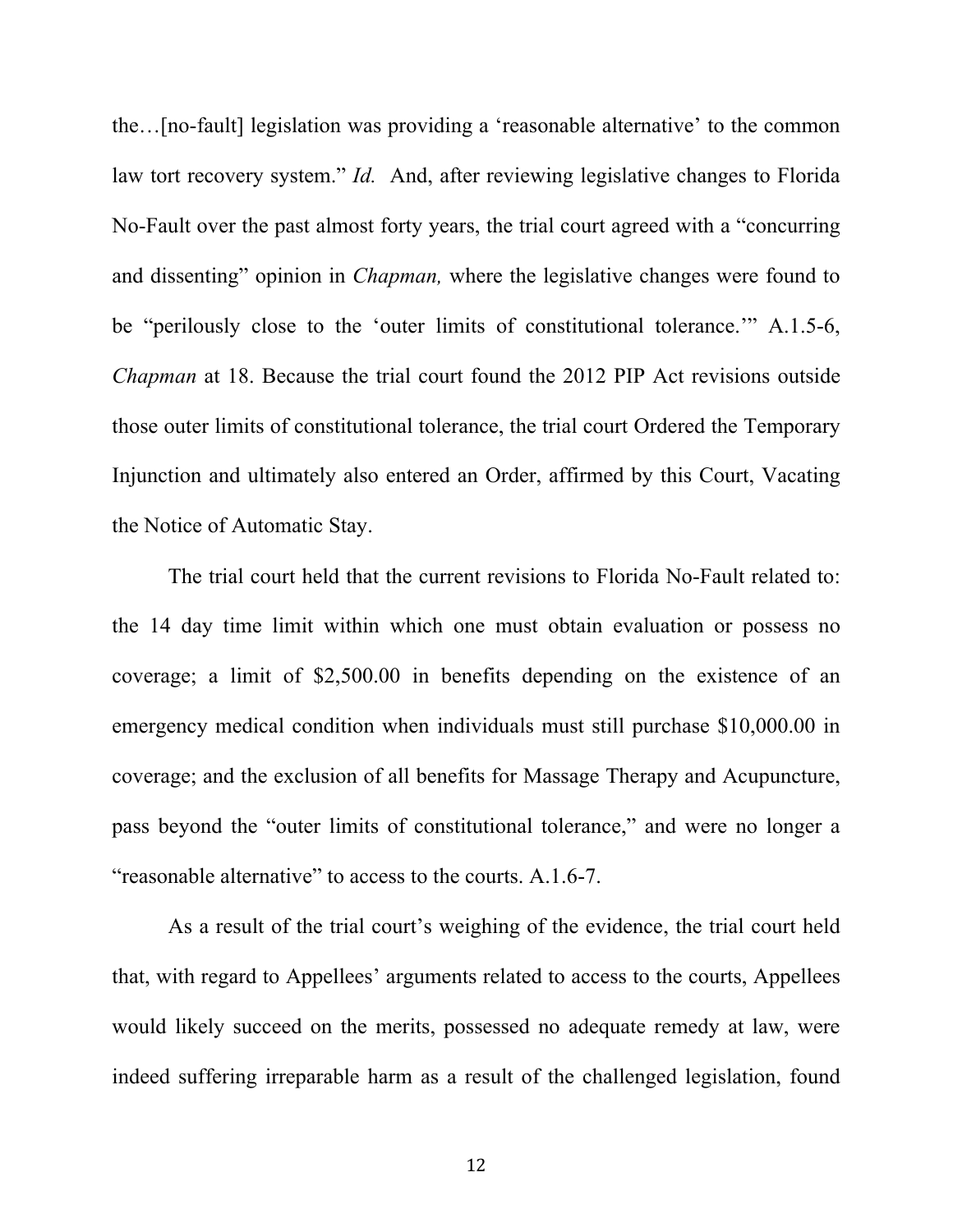the…[no-fault] legislation was providing a 'reasonable alternative' to the common law tort recovery system." *Id.* And, after reviewing legislative changes to Florida No-Fault over the past almost forty years, the trial court agreed with a "concurring and dissenting" opinion in *Chapman,* where the legislative changes were found to be "perilously close to the 'outer limits of constitutional tolerance.'" A.1.5-6, *Chapman* at 18. Because the trial court found the 2012 PIP Act revisions outside those outer limits of constitutional tolerance, the trial court Ordered the Temporary Injunction and ultimately also entered an Order, affirmed by this Court, Vacating the Notice of Automatic Stay.

The trial court held that the current revisions to Florida No-Fault related to: the 14 day time limit within which one must obtain evaluation or possess no coverage; a limit of $2,500.00 in benefits depending on the existence of an emergency medical condition when individuals must still purchase $10,000.00 in coverage; and the exclusion of all benefits for Massage Therapy and Acupuncture, pass beyond the "outer limits of constitutional tolerance," and were no longer a "reasonable alternative" to access to the courts. A.1.6-7.

As a result of the trial court's weighing of the evidence, the trial court held that, with regard to Appellees' arguments related to access to the courts, Appellees would likely succeed on the merits, possessed no adequate remedy at law, were indeed suffering irreparable harm as a result of the challenged legislation, found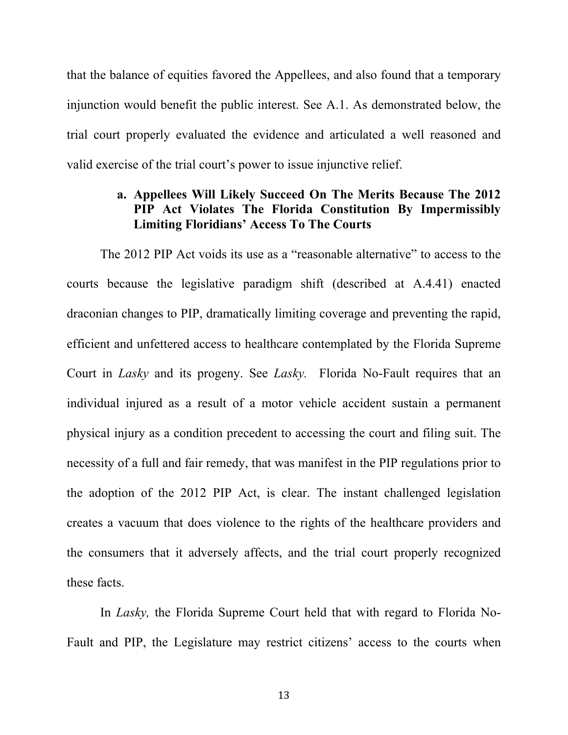that the balance of equities favored the Appellees, and also found that a temporary injunction would benefit the public interest. See A.1. As demonstrated below, the trial court properly evaluated the evidence and articulated a well reasoned and valid exercise of the trial court's power to issue injunctive relief.

#### a. Appellees Will Likely Succeed On The Merits Because The 2012 PIP Act Violates The Florida Constitution By Impermissibly Limiting Floridians' Access To The Courts

The 2012 PIP Act voids its use as a "reasonable alternative" to access to the courts because the legislative paradigm shift (described at A.4.41) enacted draconian changes to PIP, dramatically limiting coverage and preventing the rapid, efficient and unfettered access to healthcare contemplated by the Florida Supreme Court in *Lasky* and its progeny. See *Lasky.* Florida No-Fault requires that an individual injured as a result of a motor vehicle accident sustain a permanent physical injury as a condition precedent to accessing the court and filing suit. The necessity of a full and fair remedy, that was manifest in the PIP regulations prior to the adoption of the 2012 PIP Act, is clear. The instant challenged legislation creates a vacuum that does violence to the rights of the healthcare providers and the consumers that it adversely affects, and the trial court properly recognized these facts.

In *Lasky,* the Florida Supreme Court held that with regard to Florida No-Fault and PIP, the Legislature may restrict citizens' access to the courts when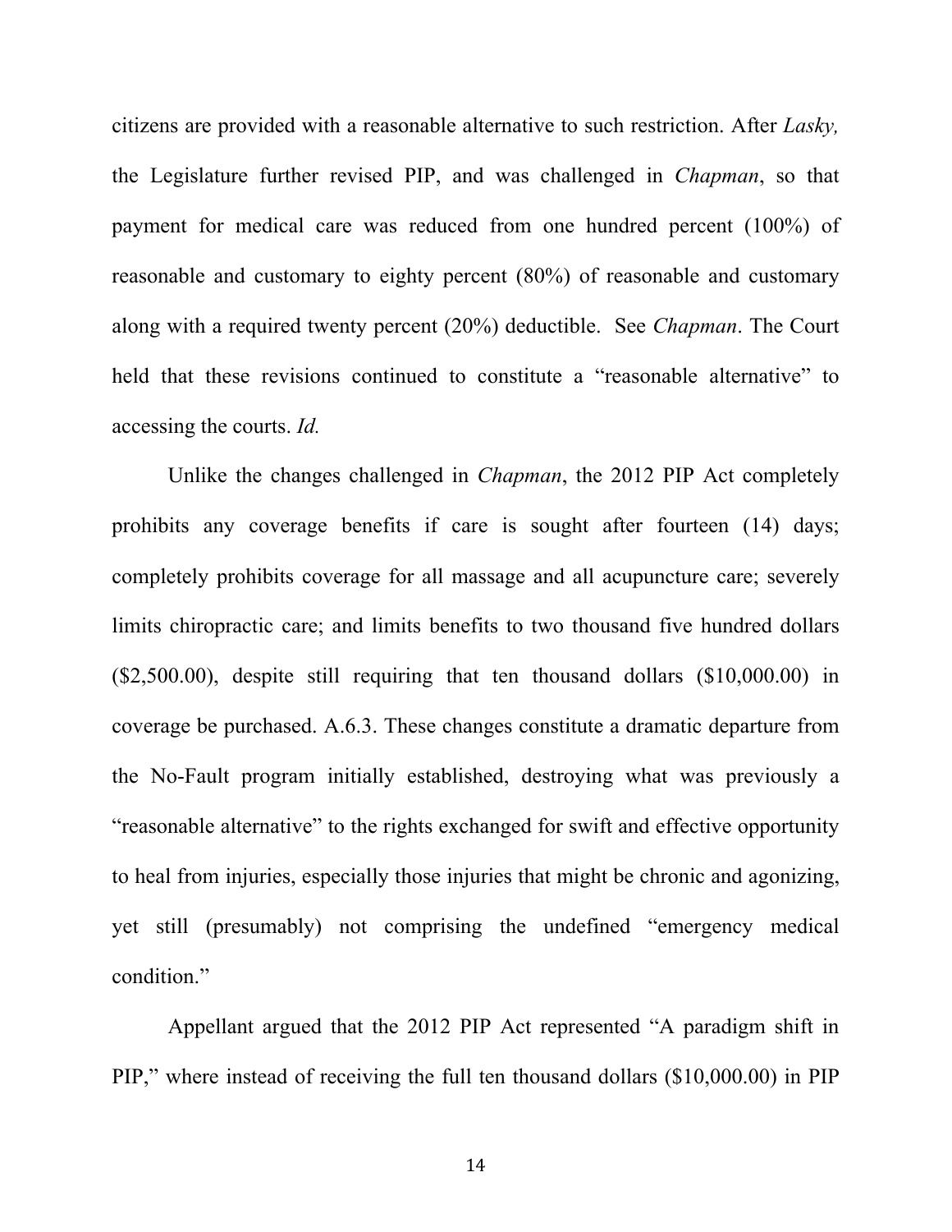citizens are provided with a reasonable alternative to such restriction. After *Lasky,* the Legislature further revised PIP, and was challenged in *Chapman*, so that payment for medical care was reduced from one hundred percent (100%) of reasonable and customary to eighty percent (80%) of reasonable and customary along with a required twenty percent (20%) deductible. See *Chapman*. The Court held that these revisions continued to constitute a "reasonable alternative" to accessing the courts. *Id.*

Unlike the changes challenged in *Chapman*, the 2012 PIP Act completely prohibits any coverage benefits if care is sought after fourteen (14) days; completely prohibits coverage for all massage and all acupuncture care; severely limits chiropractic care; and limits benefits to two thousand five hundred dollars ($2,500.00), despite still requiring that ten thousand dollars ($10,000.00) in coverage be purchased. A.6.3. These changes constitute a dramatic departure from the No-Fault program initially established, destroying what was previously a "reasonable alternative" to the rights exchanged for swift and effective opportunity to heal from injuries, especially those injuries that might be chronic and agonizing, yet still (presumably) not comprising the undefined "emergency medical condition."

Appellant argued that the 2012 PIP Act represented "A paradigm shift in PIP," where instead of receiving the full ten thousand dollars ($10,000.00) in PIP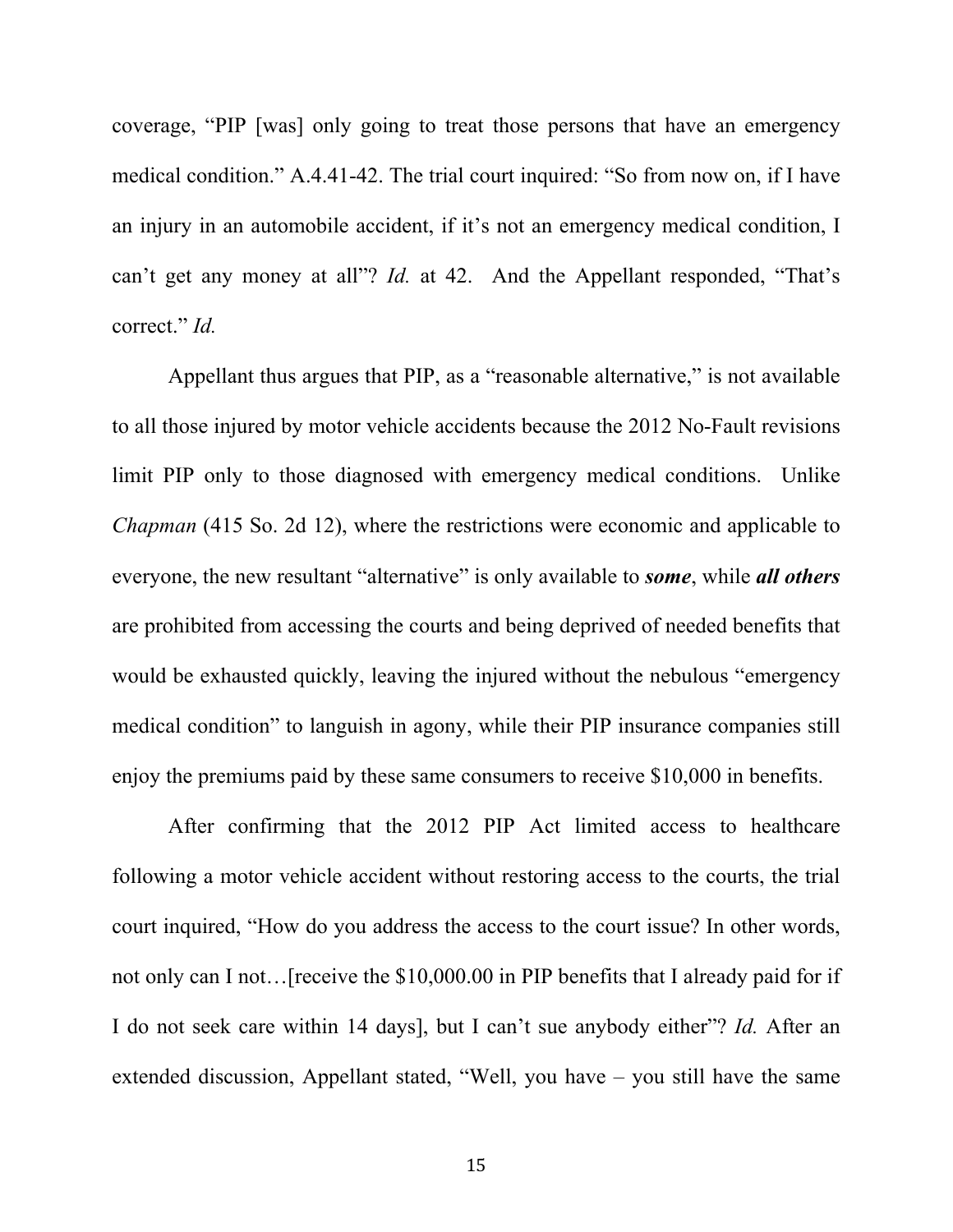coverage, "PIP [was] only going to treat those persons that have an emergency medical condition." A.4.41-42. The trial court inquired: "So from now on, if I have an injury in an automobile accident, if it's not an emergency medical condition, I can't get any money at all"? *Id.* at 42. And the Appellant responded, "That's correct." *Id.*

Appellant thus argues that PIP, as a "reasonable alternative," is not available to all those injured by motor vehicle accidents because the 2012 No-Fault revisions limit PIP only to those diagnosed with emergency medical conditions. Unlike *Chapman* (415 So. 2d 12), where the restrictions were economic and applicable to everyone, the new resultant "alternative" is only available to ***some***, while ***all others*** are prohibited from accessing the courts and being deprived of needed benefits that would be exhausted quickly, leaving the injured without the nebulous "emergency medical condition" to languish in agony, while their PIP insurance companies still enjoy the premiums paid by these same consumers to receive $10,000 in benefits.

After confirming that the 2012 PIP Act limited access to healthcare following a motor vehicle accident without restoring access to the courts, the trial court inquired, "How do you address the access to the court issue? In other words, not only can I not…[receive the $10,000.00 in PIP benefits that I already paid for if I do not seek care within 14 days], but I can't sue anybody either"? *Id.* After an extended discussion, Appellant stated, "Well, you have – you still have the same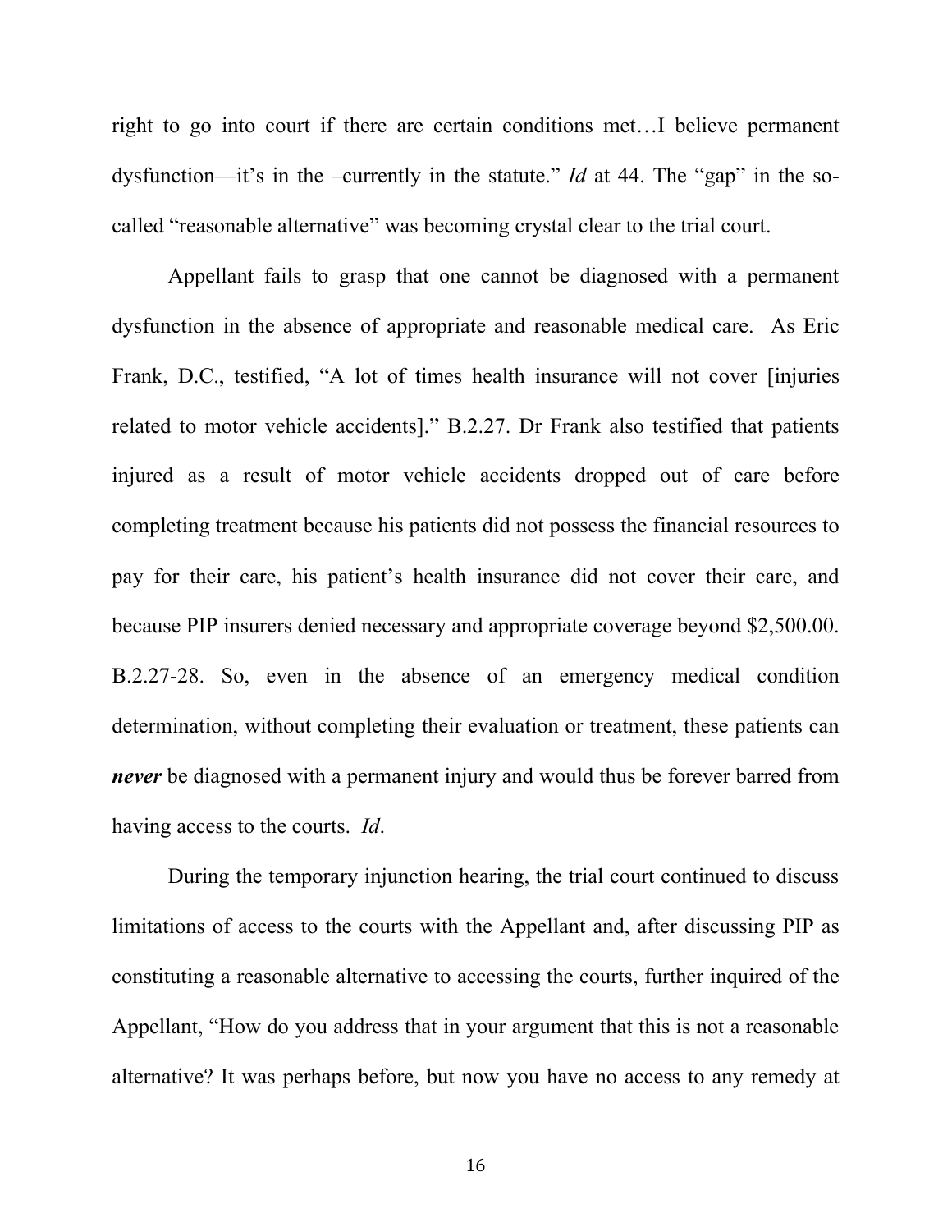right to go into court if there are certain conditions met…I believe permanent dysfunction—it's in the –currently in the statute." *Id* at 44. The "gap" in the so-called "reasonable alternative" was becoming crystal clear to the trial court.

Appellant fails to grasp that one cannot be diagnosed with a permanent dysfunction in the absence of appropriate and reasonable medical care. As Eric Frank, D.C., testified, "A lot of times health insurance will not cover [injuries related to motor vehicle accidents]." B.2.27. Dr Frank also testified that patients injured as a result of motor vehicle accidents dropped out of care before completing treatment because his patients did not possess the financial resources to pay for their care, his patient's health insurance did not cover their care, and because PIP insurers denied necessary and appropriate coverage beyond $2,500.00. B.2.27-28. So, even in the absence of an emergency medical condition determination, without completing their evaluation or treatment, these patients can ***never*** be diagnosed with a permanent injury and would thus be forever barred from having access to the courts. *Id*.

During the temporary injunction hearing, the trial court continued to discuss limitations of access to the courts with the Appellant and, after discussing PIP as constituting a reasonable alternative to accessing the courts, further inquired of the Appellant, "How do you address that in your argument that this is not a reasonable alternative? It was perhaps before, but now you have no access to any remedy at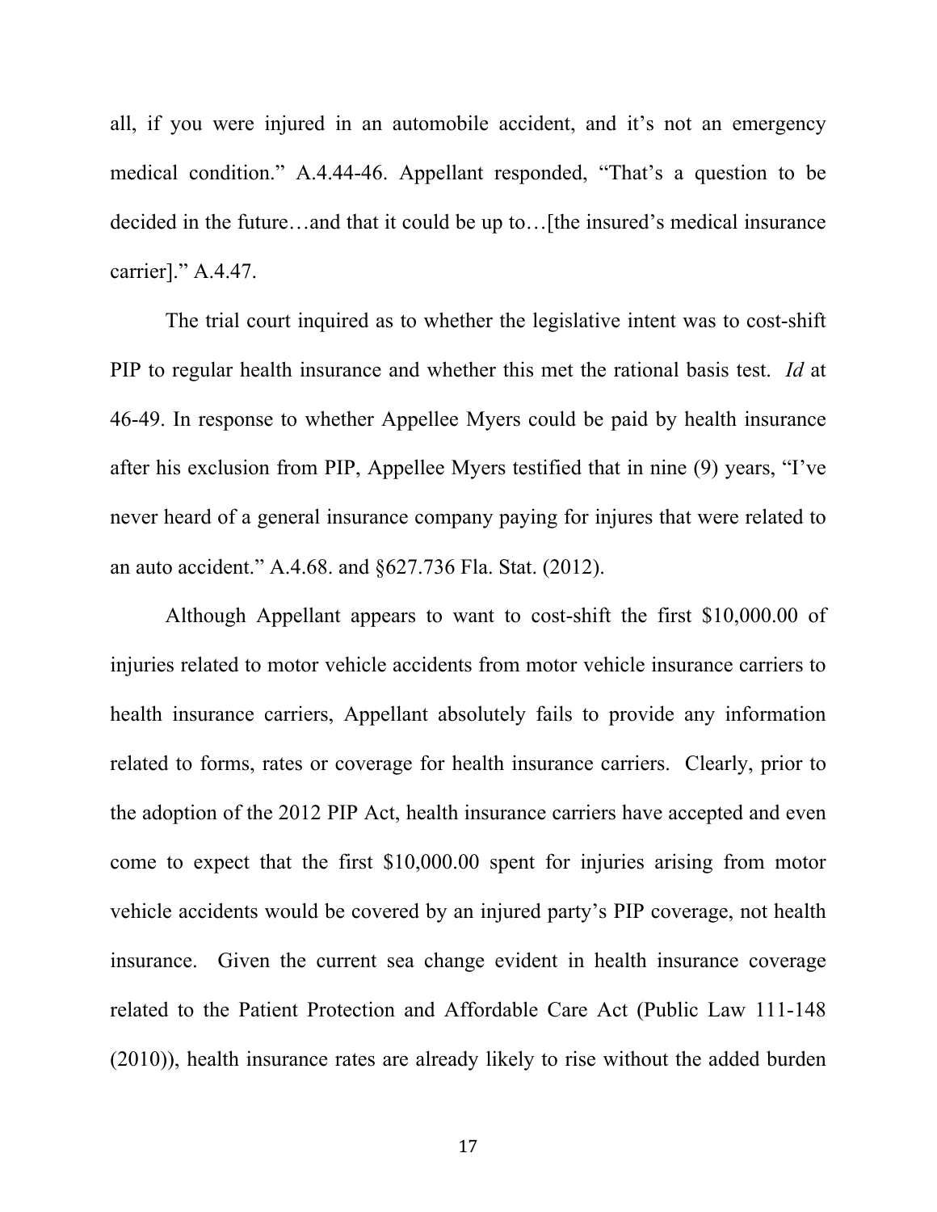all, if you were injured in an automobile accident, and it's not an emergency medical condition." A.4.44-46. Appellant responded, "That's a question to be decided in the future…and that it could be up to…[the insured's medical insurance carrier]." A.4.47.

The trial court inquired as to whether the legislative intent was to cost-shift PIP to regular health insurance and whether this met the rational basis test. *Id* at 46-49. In response to whether Appellee Myers could be paid by health insurance after his exclusion from PIP, Appellee Myers testified that in nine (9) years, "I've never heard of a general insurance company paying for injures that were related to an auto accident." A.4.68. and §627.736 Fla. Stat. (2012).

Although Appellant appears to want to cost-shift the first $10,000.00 of injuries related to motor vehicle accidents from motor vehicle insurance carriers to health insurance carriers, Appellant absolutely fails to provide any information related to forms, rates or coverage for health insurance carriers. Clearly, prior to the adoption of the 2012 PIP Act, health insurance carriers have accepted and even come to expect that the first $10,000.00 spent for injuries arising from motor vehicle accidents would be covered by an injured party's PIP coverage, not health insurance. Given the current sea change evident in health insurance coverage related to the Patient Protection and Affordable Care Act (Public Law 111-148 (2010)), health insurance rates are already likely to rise without the added burden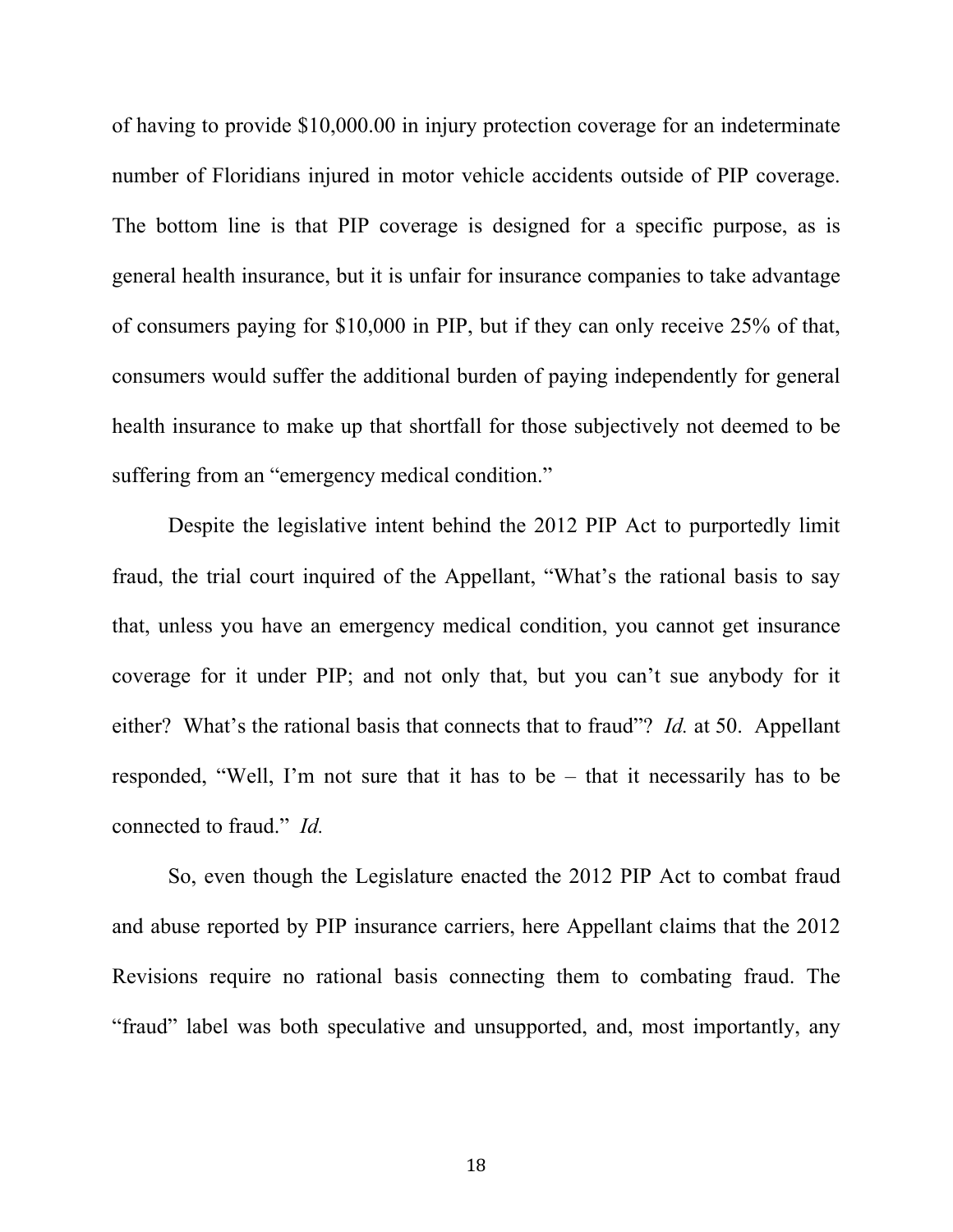of having to provide $10,000.00 in injury protection coverage for an indeterminate number of Floridians injured in motor vehicle accidents outside of PIP coverage. The bottom line is that PIP coverage is designed for a specific purpose, as is general health insurance, but it is unfair for insurance companies to take advantage of consumers paying for $10,000 in PIP, but if they can only receive 25% of that, consumers would suffer the additional burden of paying independently for general health insurance to make up that shortfall for those subjectively not deemed to be suffering from an "emergency medical condition."

Despite the legislative intent behind the 2012 PIP Act to purportedly limit fraud, the trial court inquired of the Appellant, "What's the rational basis to say that, unless you have an emergency medical condition, you cannot get insurance coverage for it under PIP; and not only that, but you can't sue anybody for it either? What's the rational basis that connects that to fraud"? *Id.* at 50. Appellant responded, "Well, I'm not sure that it has to be – that it necessarily has to be connected to fraud." *Id.*

So, even though the Legislature enacted the 2012 PIP Act to combat fraud and abuse reported by PIP insurance carriers, here Appellant claims that the 2012 Revisions require no rational basis connecting them to combating fraud. The "fraud" label was both speculative and unsupported, and, most importantly, any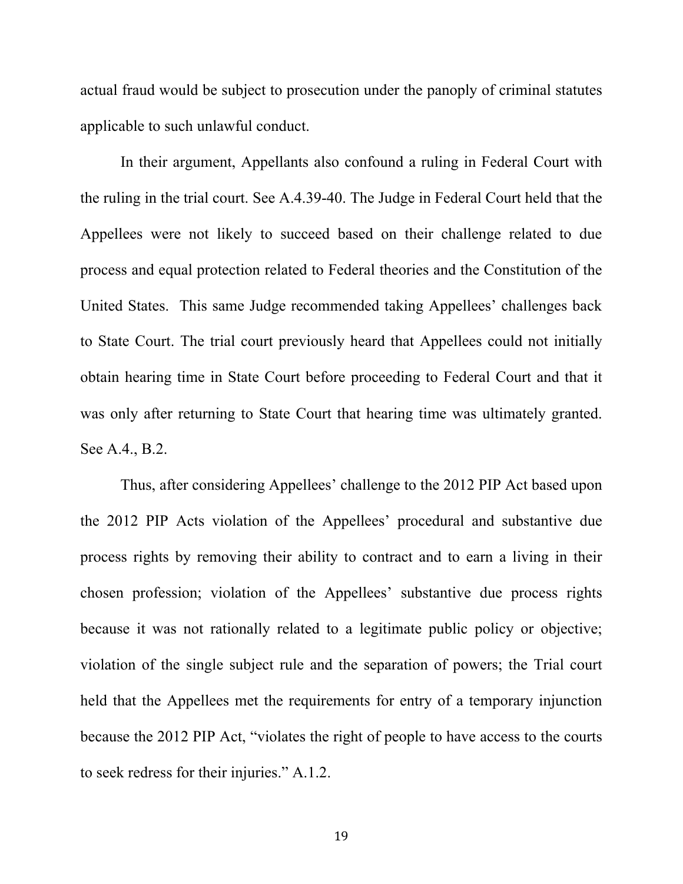actual fraud would be subject to prosecution under the panoply of criminal statutes applicable to such unlawful conduct.

In their argument, Appellants also confound a ruling in Federal Court with the ruling in the trial court. See A.4.39-40. The Judge in Federal Court held that the Appellees were not likely to succeed based on their challenge related to due process and equal protection related to Federal theories and the Constitution of the United States. This same Judge recommended taking Appellees' challenges back to State Court. The trial court previously heard that Appellees could not initially obtain hearing time in State Court before proceeding to Federal Court and that it was only after returning to State Court that hearing time was ultimately granted. See A.4., B.2.

Thus, after considering Appellees' challenge to the 2012 PIP Act based upon the 2012 PIP Acts violation of the Appellees' procedural and substantive due process rights by removing their ability to contract and to earn a living in their chosen profession; violation of the Appellees' substantive due process rights because it was not rationally related to a legitimate public policy or objective; violation of the single subject rule and the separation of powers; the Trial court held that the Appellees met the requirements for entry of a temporary injunction because the 2012 PIP Act, "violates the right of people to have access to the courts to seek redress for their injuries." A.1.2.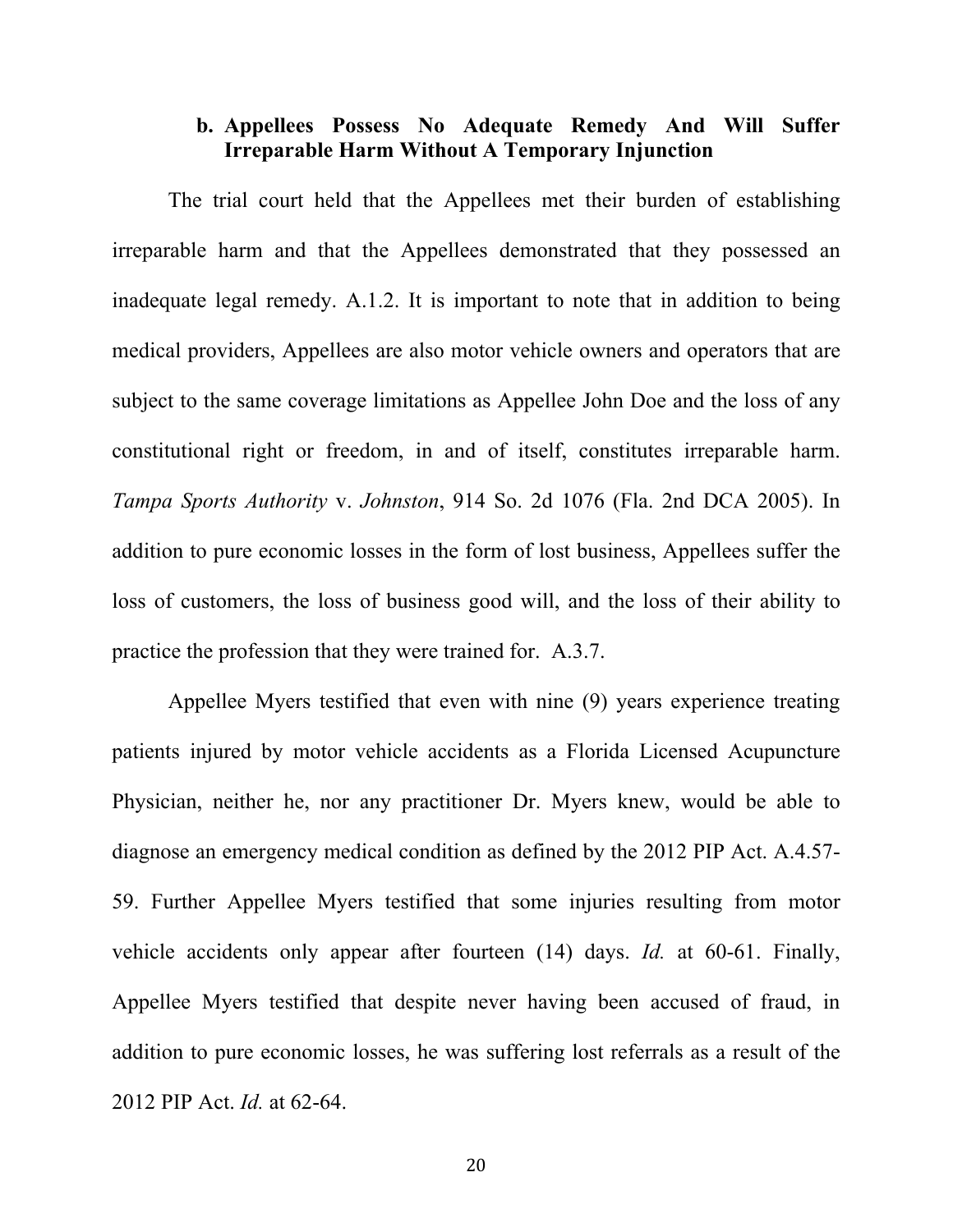### b. Appellees Possess No Adequate Remedy And Will Suffer Irreparable Harm Without A Temporary Injunction

The trial court held that the Appellees met their burden of establishing irreparable harm and that the Appellees demonstrated that they possessed an inadequate legal remedy. A.1.2. It is important to note that in addition to being medical providers, Appellees are also motor vehicle owners and operators that are subject to the same coverage limitations as Appellee John Doe and the loss of any constitutional right or freedom, in and of itself, constitutes irreparable harm. *Tampa Sports Authority* v. *Johnston*, 914 So. 2d 1076 (Fla. 2nd DCA 2005). In addition to pure economic losses in the form of lost business, Appellees suffer the loss of customers, the loss of business good will, and the loss of their ability to practice the profession that they were trained for. A.3.7.

Appellee Myers testified that even with nine (9) years experience treating patients injured by motor vehicle accidents as a Florida Licensed Acupuncture Physician, neither he, nor any practitioner Dr. Myers knew, would be able to diagnose an emergency medical condition as defined by the 2012 PIP Act. A.4.57-59. Further Appellee Myers testified that some injuries resulting from motor vehicle accidents only appear after fourteen (14) days. *Id.* at 60-61. Finally, Appellee Myers testified that despite never having been accused of fraud, in addition to pure economic losses, he was suffering lost referrals as a result of the 2012 PIP Act. *Id.* at 62-64.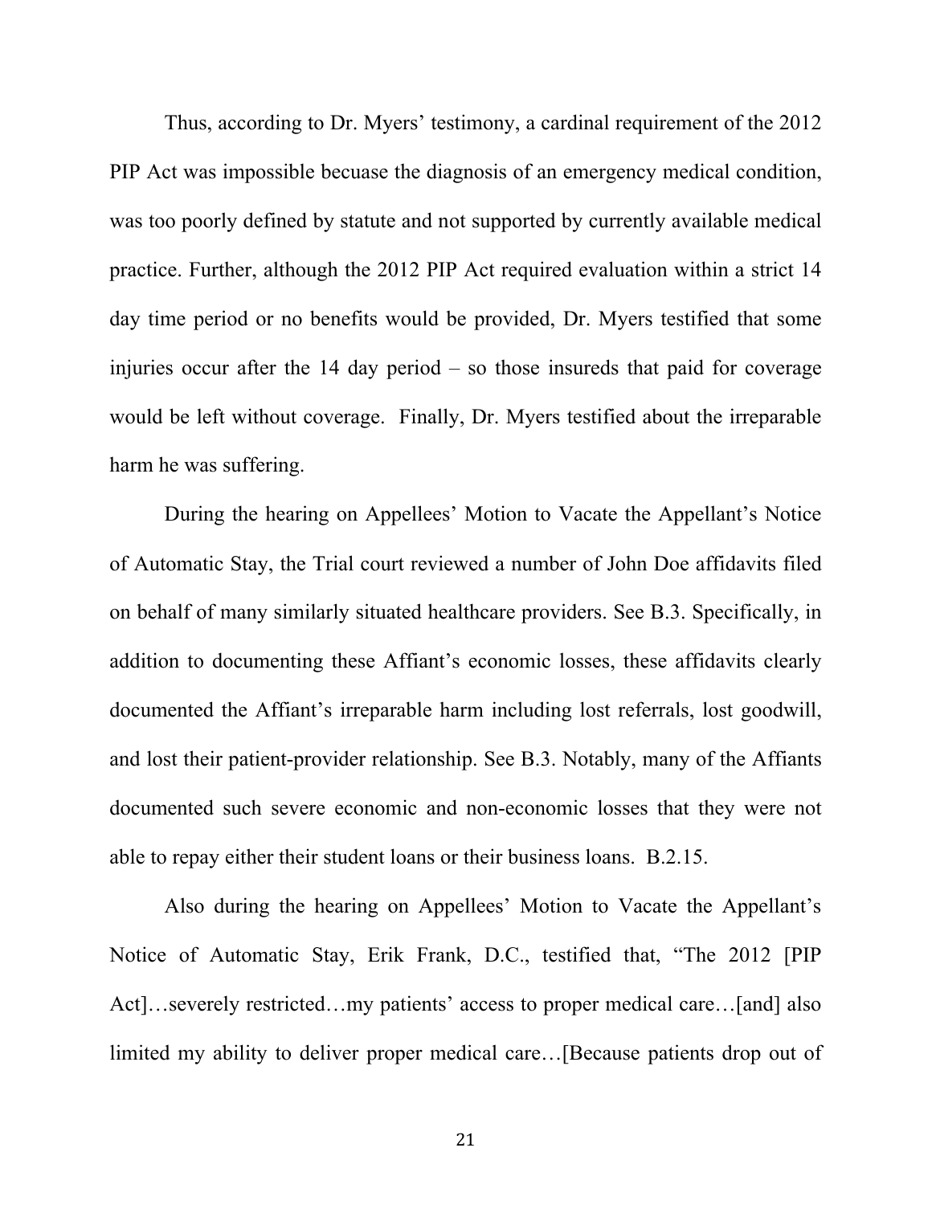Thus, according to Dr. Myers' testimony, a cardinal requirement of the 2012 PIP Act was impossible becuase the diagnosis of an emergency medical condition, was too poorly defined by statute and not supported by currently available medical practice. Further, although the 2012 PIP Act required evaluation within a strict 14 day time period or no benefits would be provided, Dr. Myers testified that some injuries occur after the 14 day period – so those insureds that paid for coverage would be left without coverage. Finally, Dr. Myers testified about the irreparable harm he was suffering.

During the hearing on Appellees' Motion to Vacate the Appellant's Notice of Automatic Stay, the Trial court reviewed a number of John Doe affidavits filed on behalf of many similarly situated healthcare providers. See B.3. Specifically, in addition to documenting these Affiant's economic losses, these affidavits clearly documented the Affiant's irreparable harm including lost referrals, lost goodwill, and lost their patient-provider relationship. See B.3. Notably, many of the Affiants documented such severe economic and non-economic losses that they were not able to repay either their student loans or their business loans. B.2.15.

Also during the hearing on Appellees' Motion to Vacate the Appellant's Notice of Automatic Stay, Erik Frank, D.C., testified that, "The 2012 [PIP Act]…severely restricted…my patients' access to proper medical care…[and] also limited my ability to deliver proper medical care…[Because patients drop out of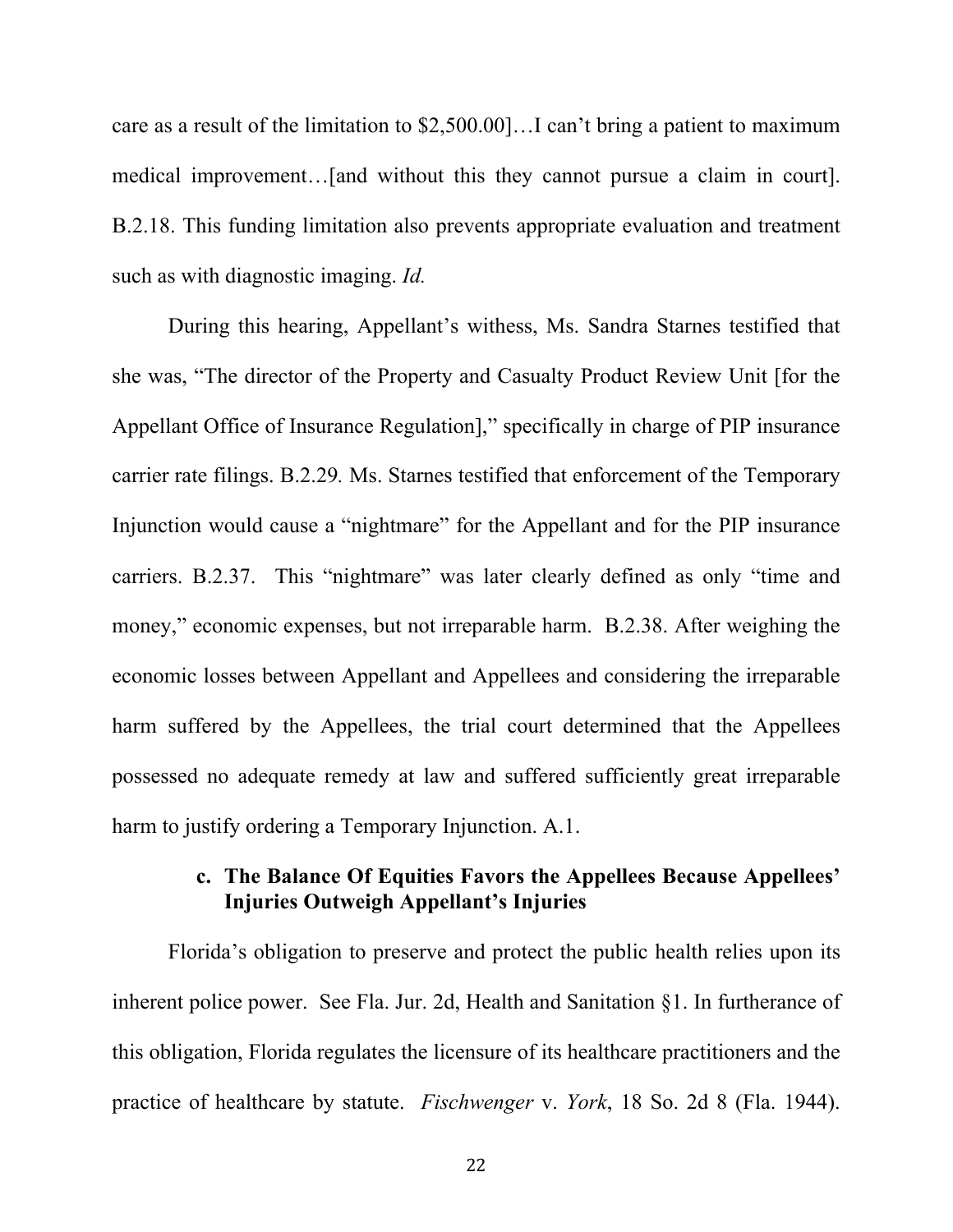care as a result of the limitation to $2,500.00]…I can't bring a patient to maximum medical improvement…[and without this they cannot pursue a claim in court]. B.2.18. This funding limitation also prevents appropriate evaluation and treatment such as with diagnostic imaging. *Id.*

During this hearing, Appellant's withess, Ms. Sandra Starnes testified that she was, "The director of the Property and Casualty Product Review Unit [for the Appellant Office of Insurance Regulation]," specifically in charge of PIP insurance carrier rate filings. B.2.29*.* Ms. Starnes testified that enforcement of the Temporary Injunction would cause a "nightmare" for the Appellant and for the PIP insurance carriers. B.2.37. This "nightmare" was later clearly defined as only "time and money," economic expenses, but not irreparable harm. B.2.38. After weighing the economic losses between Appellant and Appellees and considering the irreparable harm suffered by the Appellees, the trial court determined that the Appellees possessed no adequate remedy at law and suffered sufficiently great irreparable harm to justify ordering a Temporary Injunction. A.1.

#### c. The Balance Of Equities Favors the Appellees Because Appellees' Injuries Outweigh Appellant's Injuries

Florida's obligation to preserve and protect the public health relies upon its inherent police power. See Fla. Jur. 2d, Health and Sanitation §1. In furtherance of this obligation, Florida regulates the licensure of its healthcare practitioners and the practice of healthcare by statute. *Fischwenger* v. *York*, 18 So. 2d 8 (Fla. 1944).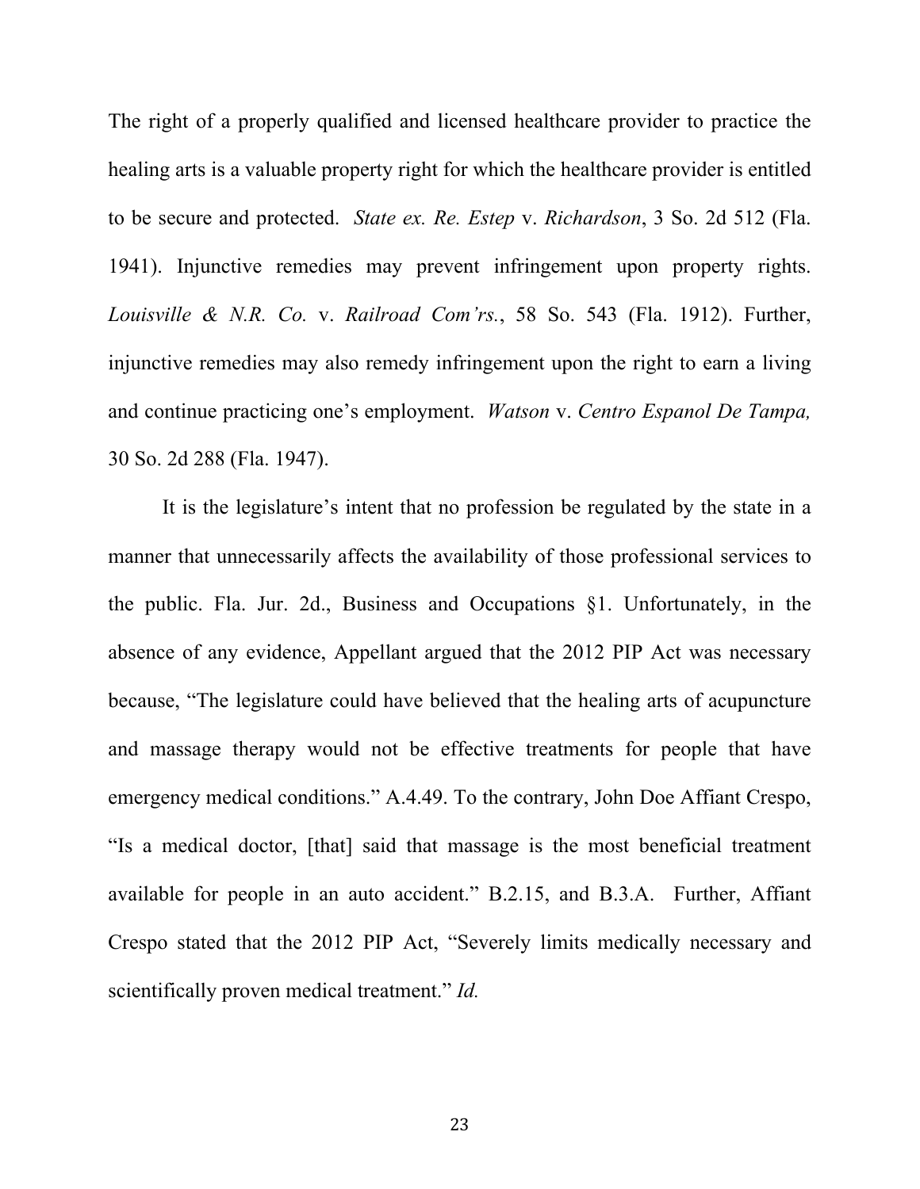The right of a properly qualified and licensed healthcare provider to practice the healing arts is a valuable property right for which the healthcare provider is entitled to be secure and protected. *State ex. Re. Estep* v. *Richardson*, 3 So. 2d 512 (Fla. 1941). Injunctive remedies may prevent infringement upon property rights. *Louisville & N.R. Co.* v. *Railroad Com'rs.*, 58 So. 543 (Fla. 1912). Further, injunctive remedies may also remedy infringement upon the right to earn a living and continue practicing one's employment. *Watson* v. *Centro Espanol De Tampa,* 30 So. 2d 288 (Fla. 1947).

It is the legislature's intent that no profession be regulated by the state in a manner that unnecessarily affects the availability of those professional services to the public. Fla. Jur. 2d., Business and Occupations §1. Unfortunately, in the absence of any evidence, Appellant argued that the 2012 PIP Act was necessary because, "The legislature could have believed that the healing arts of acupuncture and massage therapy would not be effective treatments for people that have emergency medical conditions." A.4.49. To the contrary, John Doe Affiant Crespo, "Is a medical doctor, [that] said that massage is the most beneficial treatment available for people in an auto accident." B.2.15, and B.3.A. Further, Affiant Crespo stated that the 2012 PIP Act, "Severely limits medically necessary and scientifically proven medical treatment." *Id.*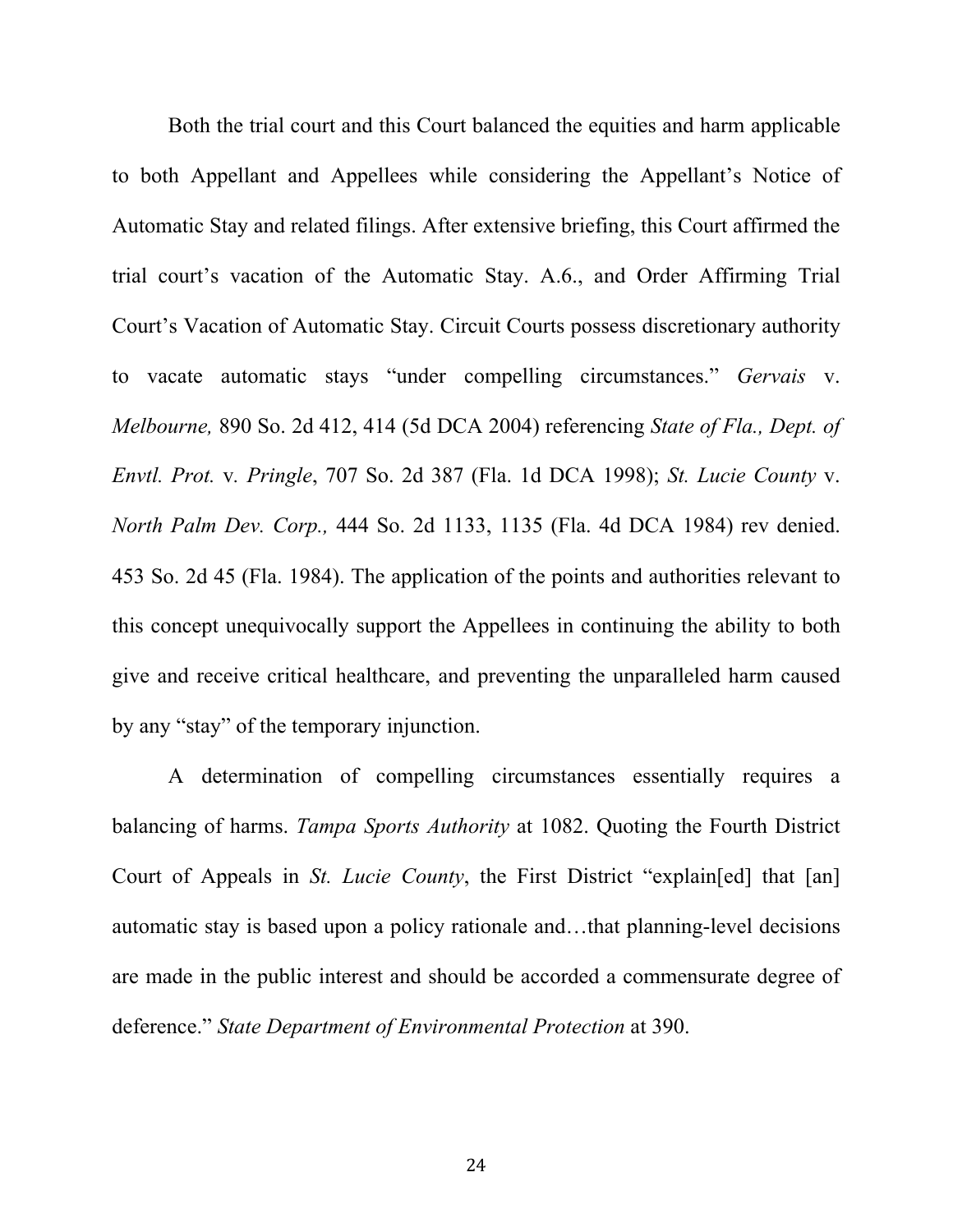Both the trial court and this Court balanced the equities and harm applicable to both Appellant and Appellees while considering the Appellant's Notice of Automatic Stay and related filings. After extensive briefing, this Court affirmed the trial court's vacation of the Automatic Stay. A.6., and Order Affirming Trial Court's Vacation of Automatic Stay. Circuit Courts possess discretionary authority to vacate automatic stays "under compelling circumstances." *Gervais* v. *Melbourne,* 890 So. 2d 412, 414 (5d DCA 2004) referencing *State of Fla., Dept. of Envtl. Prot.* v. *Pringle*, 707 So. 2d 387 (Fla. 1d DCA 1998); *St. Lucie County* v. *North Palm Dev. Corp.,* 444 So. 2d 1133, 1135 (Fla. 4d DCA 1984) rev denied. 453 So. 2d 45 (Fla. 1984). The application of the points and authorities relevant to this concept unequivocally support the Appellees in continuing the ability to both give and receive critical healthcare, and preventing the unparalleled harm caused by any "stay" of the temporary injunction.

A determination of compelling circumstances essentially requires a balancing of harms. *Tampa Sports Authority* at 1082. Quoting the Fourth District Court of Appeals in *St. Lucie County*, the First District "explain[ed] that [an] automatic stay is based upon a policy rationale and…that planning-level decisions are made in the public interest and should be accorded a commensurate degree of deference." *State Department of Environmental Protection* at 390.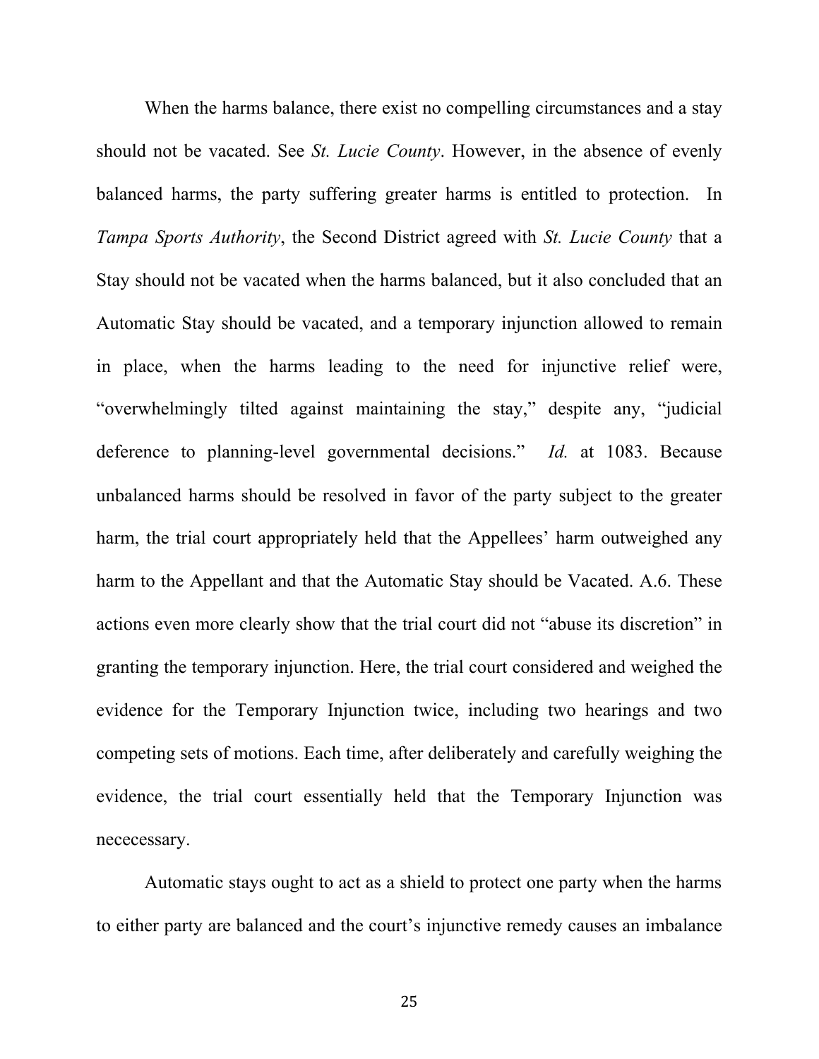When the harms balance, there exist no compelling circumstances and a stay should not be vacated. See *St. Lucie County*. However, in the absence of evenly balanced harms, the party suffering greater harms is entitled to protection. In *Tampa Sports Authority*, the Second District agreed with *St. Lucie County* that a Stay should not be vacated when the harms balanced, but it also concluded that an Automatic Stay should be vacated, and a temporary injunction allowed to remain in place, when the harms leading to the need for injunctive relief were, "overwhelmingly tilted against maintaining the stay," despite any, "judicial deference to planning-level governmental decisions." *Id.* at 1083. Because unbalanced harms should be resolved in favor of the party subject to the greater harm, the trial court appropriately held that the Appellees' harm outweighed any harm to the Appellant and that the Automatic Stay should be Vacated. A.6. These actions even more clearly show that the trial court did not "abuse its discretion" in granting the temporary injunction. Here, the trial court considered and weighed the evidence for the Temporary Injunction twice, including two hearings and two competing sets of motions. Each time, after deliberately and carefully weighing the evidence, the trial court essentially held that the Temporary Injunction was nececessary.

Automatic stays ought to act as a shield to protect one party when the harms to either party are balanced and the court's injunctive remedy causes an imbalance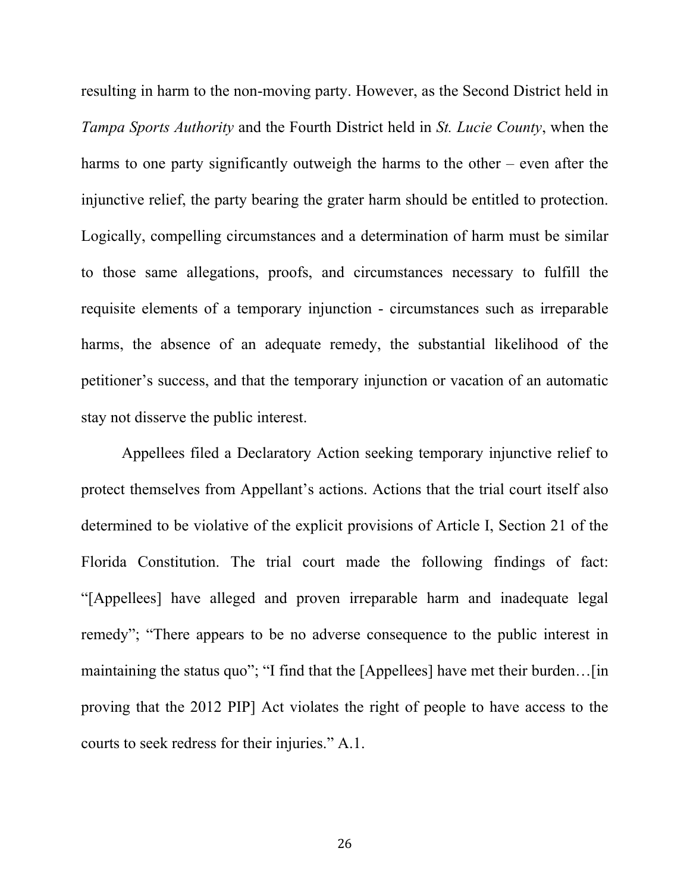resulting in harm to the non-moving party. However, as the Second District held in *Tampa Sports Authority* and the Fourth District held in *St. Lucie County*, when the harms to one party significantly outweigh the harms to the other – even after the injunctive relief, the party bearing the grater harm should be entitled to protection. Logically, compelling circumstances and a determination of harm must be similar to those same allegations, proofs, and circumstances necessary to fulfill the requisite elements of a temporary injunction - circumstances such as irreparable harms, the absence of an adequate remedy, the substantial likelihood of the petitioner's success, and that the temporary injunction or vacation of an automatic stay not disserve the public interest.

Appellees filed a Declaratory Action seeking temporary injunctive relief to protect themselves from Appellant's actions. Actions that the trial court itself also determined to be violative of the explicit provisions of Article I, Section 21 of the Florida Constitution. The trial court made the following findings of fact: "[Appellees] have alleged and proven irreparable harm and inadequate legal remedy"; "There appears to be no adverse consequence to the public interest in maintaining the status quo"; "I find that the [Appellees] have met their burden…[in proving that the 2012 PIP] Act violates the right of people to have access to the courts to seek redress for their injuries." A.1.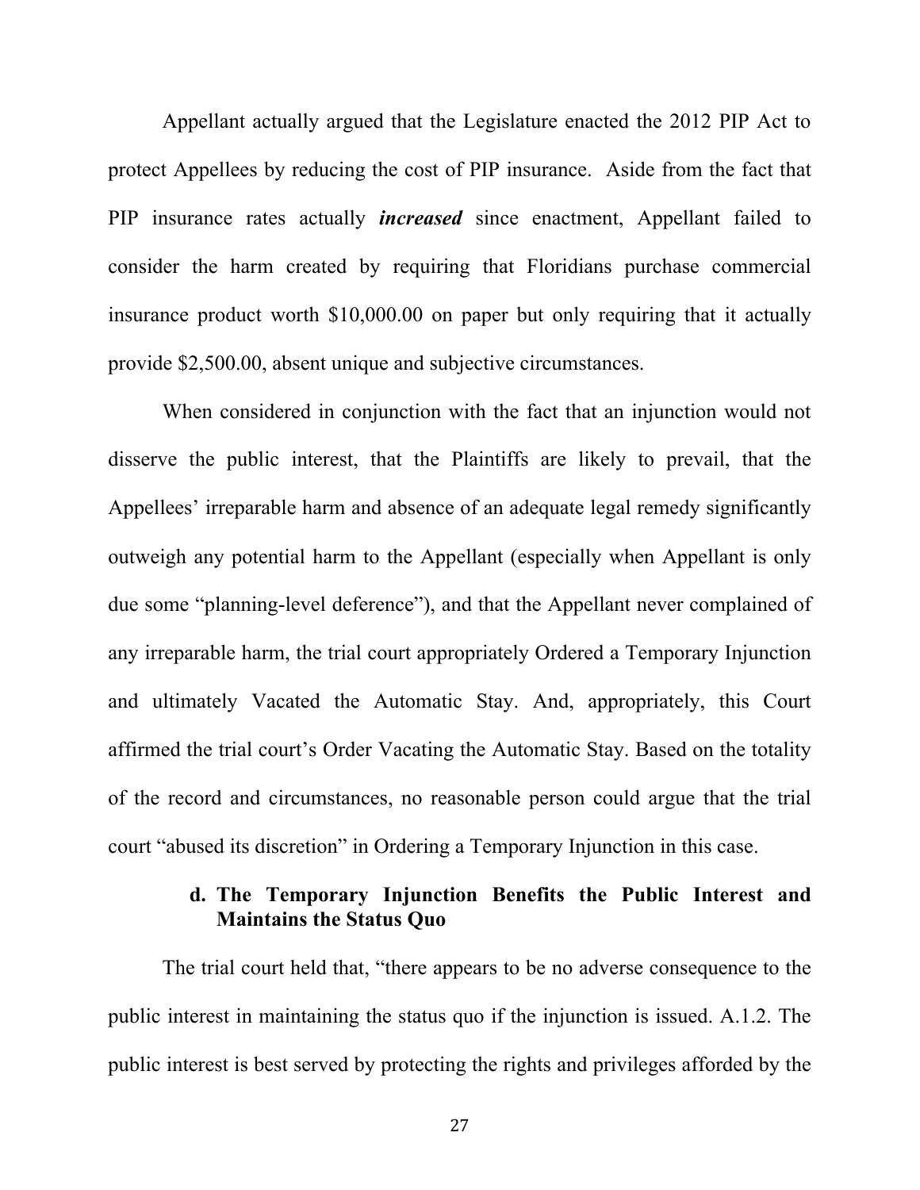Appellant actually argued that the Legislature enacted the 2012 PIP Act to protect Appellees by reducing the cost of PIP insurance. Aside from the fact that PIP insurance rates actually ***increased*** since enactment, Appellant failed to consider the harm created by requiring that Floridians purchase commercial insurance product worth $10,000.00 on paper but only requiring that it actually provide $2,500.00, absent unique and subjective circumstances.

When considered in conjunction with the fact that an injunction would not disserve the public interest, that the Plaintiffs are likely to prevail, that the Appellees' irreparable harm and absence of an adequate legal remedy significantly outweigh any potential harm to the Appellant (especially when Appellant is only due some "planning-level deference"), and that the Appellant never complained of any irreparable harm, the trial court appropriately Ordered a Temporary Injunction and ultimately Vacated the Automatic Stay. And, appropriately, this Court affirmed the trial court's Order Vacating the Automatic Stay. Based on the totality of the record and circumstances, no reasonable person could argue that the trial court "abused its discretion" in Ordering a Temporary Injunction in this case.

#### d. The Temporary Injunction Benefits the Public Interest and Maintains the Status Quo

The trial court held that, "there appears to be no adverse consequence to the public interest in maintaining the status quo if the injunction is issued. A.1.2. The public interest is best served by protecting the rights and privileges afforded by the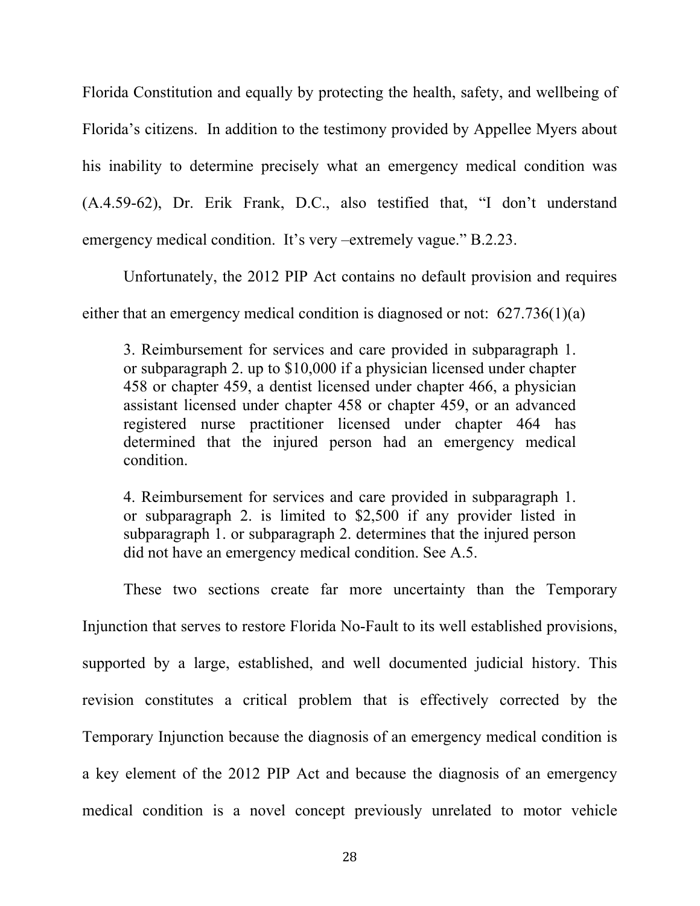Florida Constitution and equally by protecting the health, safety, and wellbeing of Florida's citizens. In addition to the testimony provided by Appellee Myers about his inability to determine precisely what an emergency medical condition was (A.4.59-62), Dr. Erik Frank, D.C., also testified that, "I don't understand emergency medical condition. It's very –extremely vague." B.2.23.

Unfortunately, the 2012 PIP Act contains no default provision and requires either that an emergency medical condition is diagnosed or not: 627.736(1)(a)

> 3. Reimbursement for services and care provided in subparagraph 1. or subparagraph 2. up to $10,000 if a physician licensed under chapter 458 or chapter 459, a dentist licensed under chapter 466, a physician assistant licensed under chapter 458 or chapter 459, or an advanced registered nurse practitioner licensed under chapter 464 has determined that the injured person had an emergency medical condition.
>
> 4. Reimbursement for services and care provided in subparagraph 1. or subparagraph 2. is limited to $2,500 if any provider listed in subparagraph 1. or subparagraph 2. determines that the injured person did not have an emergency medical condition. See A.5.

These two sections create far more uncertainty than the Temporary Injunction that serves to restore Florida No-Fault to its well established provisions, supported by a large, established, and well documented judicial history. This revision constitutes a critical problem that is effectively corrected by the Temporary Injunction because the diagnosis of an emergency medical condition is a key element of the 2012 PIP Act and because the diagnosis of an emergency medical condition is a novel concept previously unrelated to motor vehicle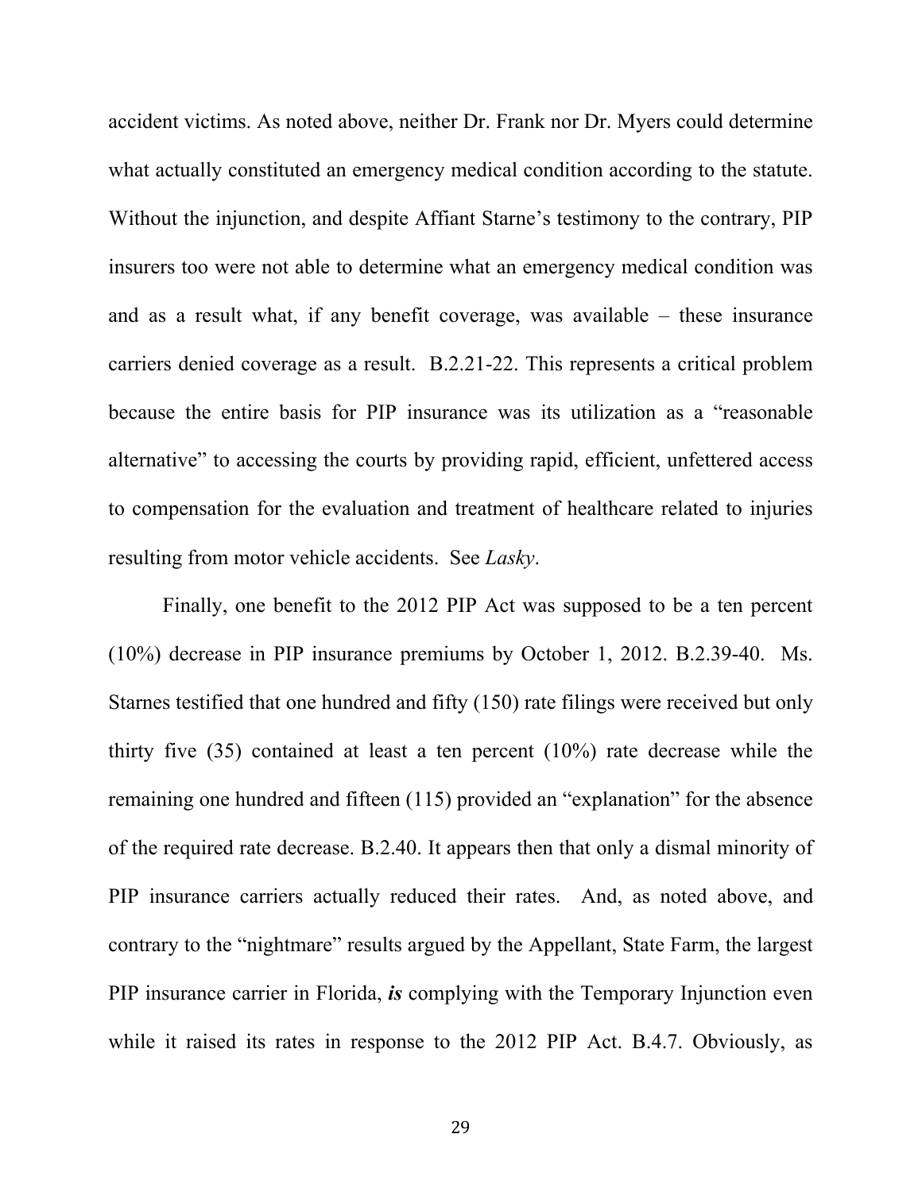accident victims. As noted above, neither Dr. Frank nor Dr. Myers could determine what actually constituted an emergency medical condition according to the statute. Without the injunction, and despite Affiant Starne's testimony to the contrary, PIP insurers too were not able to determine what an emergency medical condition was and as a result what, if any benefit coverage, was available – these insurance carriers denied coverage as a result. B.2.21-22. This represents a critical problem because the entire basis for PIP insurance was its utilization as a "reasonable alternative" to accessing the courts by providing rapid, efficient, unfettered access to compensation for the evaluation and treatment of healthcare related to injuries resulting from motor vehicle accidents. See *Lasky*.

Finally, one benefit to the 2012 PIP Act was supposed to be a ten percent (10%) decrease in PIP insurance premiums by October 1, 2012. B.2.39-40. Ms. Starnes testified that one hundred and fifty (150) rate filings were received but only thirty five (35) contained at least a ten percent (10%) rate decrease while the remaining one hundred and fifteen (115) provided an "explanation" for the absence of the required rate decrease. B.2.40. It appears then that only a dismal minority of PIP insurance carriers actually reduced their rates. And, as noted above, and contrary to the "nightmare" results argued by the Appellant, State Farm, the largest PIP insurance carrier in Florida, ***is*** complying with the Temporary Injunction even while it raised its rates in response to the 2012 PIP Act. B.4.7. Obviously, as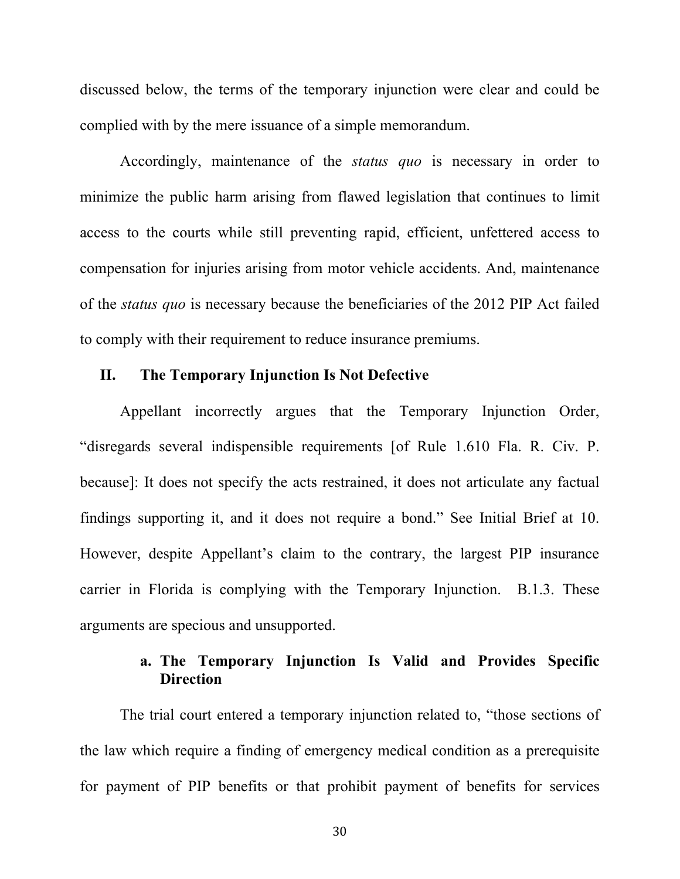discussed below, the terms of the temporary injunction were clear and could be complied with by the mere issuance of a simple memorandum.

Accordingly, maintenance of the *status quo* is necessary in order to minimize the public harm arising from flawed legislation that continues to limit access to the courts while still preventing rapid, efficient, unfettered access to compensation for injuries arising from motor vehicle accidents. And, maintenance of the *status quo* is necessary because the beneficiaries of the 2012 PIP Act failed to comply with their requirement to reduce insurance premiums.

## II. The Temporary Injunction Is Not Defective

Appellant incorrectly argues that the Temporary Injunction Order, "disregards several indispensible requirements [of Rule 1.610 Fla. R. Civ. P. because]: It does not specify the acts restrained, it does not articulate any factual findings supporting it, and it does not require a bond." See Initial Brief at 10. However, despite Appellant's claim to the contrary, the largest PIP insurance carrier in Florida is complying with the Temporary Injunction. B.1.3. These arguments are specious and unsupported.

### a. The Temporary Injunction Is Valid and Provides Specific Direction

The trial court entered a temporary injunction related to, "those sections of the law which require a finding of emergency medical condition as a prerequisite for payment of PIP benefits or that prohibit payment of benefits for services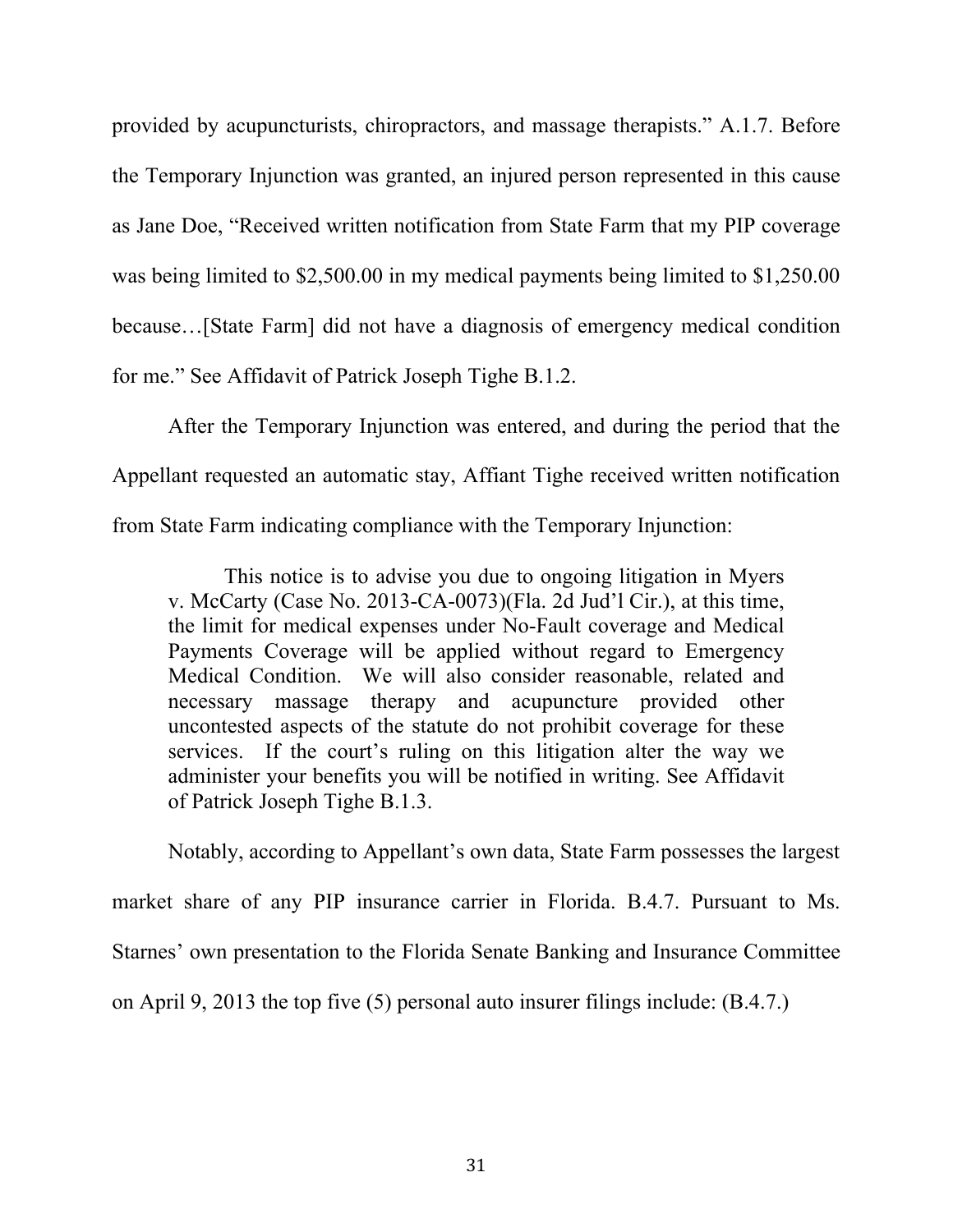provided by acupuncturists, chiropractors, and massage therapists." A.1.7. Before the Temporary Injunction was granted, an injured person represented in this cause as Jane Doe, "Received written notification from State Farm that my PIP coverage was being limited to $2,500.00 in my medical payments being limited to $1,250.00 because…[State Farm] did not have a diagnosis of emergency medical condition for me." See Affidavit of Patrick Joseph Tighe B.1.2.

After the Temporary Injunction was entered, and during the period that the Appellant requested an automatic stay, Affiant Tighe received written notification from State Farm indicating compliance with the Temporary Injunction:

> This notice is to advise you due to ongoing litigation in Myers v. McCarty (Case No. 2013-CA-0073)(Fla. 2d Jud'l Cir.), at this time, the limit for medical expenses under No-Fault coverage and Medical Payments Coverage will be applied without regard to Emergency Medical Condition. We will also consider reasonable, related and necessary massage therapy and acupuncture provided other uncontested aspects of the statute do not prohibit coverage for these services. If the court's ruling on this litigation alter the way we administer your benefits you will be notified in writing. See Affidavit of Patrick Joseph Tighe B.1.3.

Notably, according to Appellant's own data, State Farm possesses the largest market share of any PIP insurance carrier in Florida. B.4.7. Pursuant to Ms. Starnes' own presentation to the Florida Senate Banking and Insurance Committee on April 9, 2013 the top five (5) personal auto insurer filings include: (B.4.7.)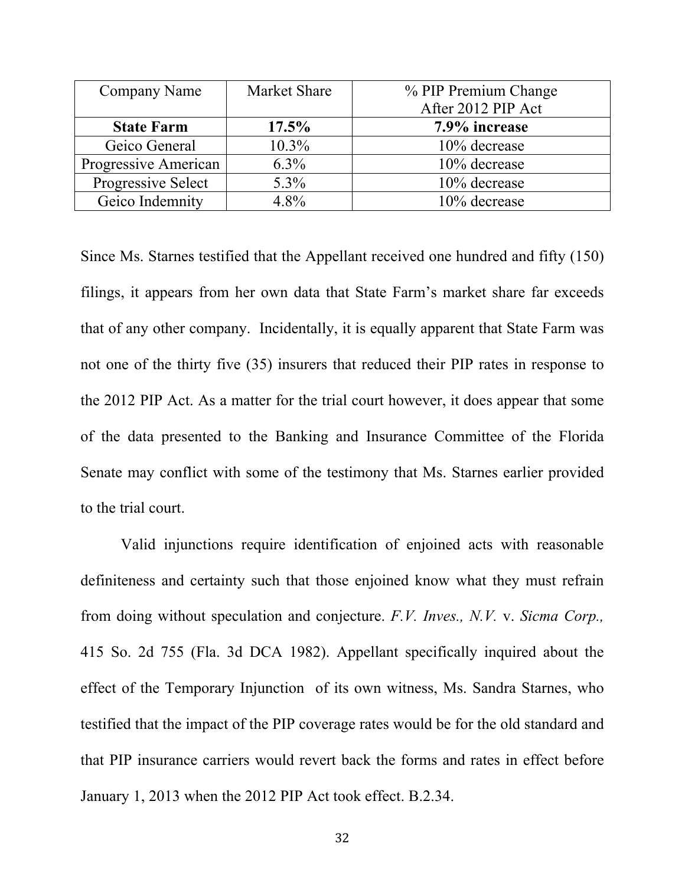| Company Name | Market Share | % PIP Premium Change After 2012 PIP Act |
|---|---|---|
| **State Farm** | **17.5%** | **7.9% increase** |
| Geico General | 10.3% | 10% decrease |
| Progressive American | 6.3% | 10% decrease |
| Progressive Select | 5.3% | 10% decrease |
| Geico Indemnity | 4.8% | 10% decrease |

Since Ms. Starnes testified that the Appellant received one hundred and fifty (150) filings, it appears from her own data that State Farm's market share far exceeds that of any other company. Incidentally, it is equally apparent that State Farm was not one of the thirty five (35) insurers that reduced their PIP rates in response to the 2012 PIP Act. As a matter for the trial court however, it does appear that some of the data presented to the Banking and Insurance Committee of the Florida Senate may conflict with some of the testimony that Ms. Starnes earlier provided to the trial court.

Valid injunctions require identification of enjoined acts with reasonable definiteness and certainty such that those enjoined know what they must refrain from doing without speculation and conjecture. *F.V. Inves., N.V.* v. *Sicma Corp.,* 415 So. 2d 755 (Fla. 3d DCA 1982). Appellant specifically inquired about the effect of the Temporary Injunction of its own witness, Ms. Sandra Starnes, who testified that the impact of the PIP coverage rates would be for the old standard and that PIP insurance carriers would revert back the forms and rates in effect before January 1, 2013 when the 2012 PIP Act took effect. B.2.34.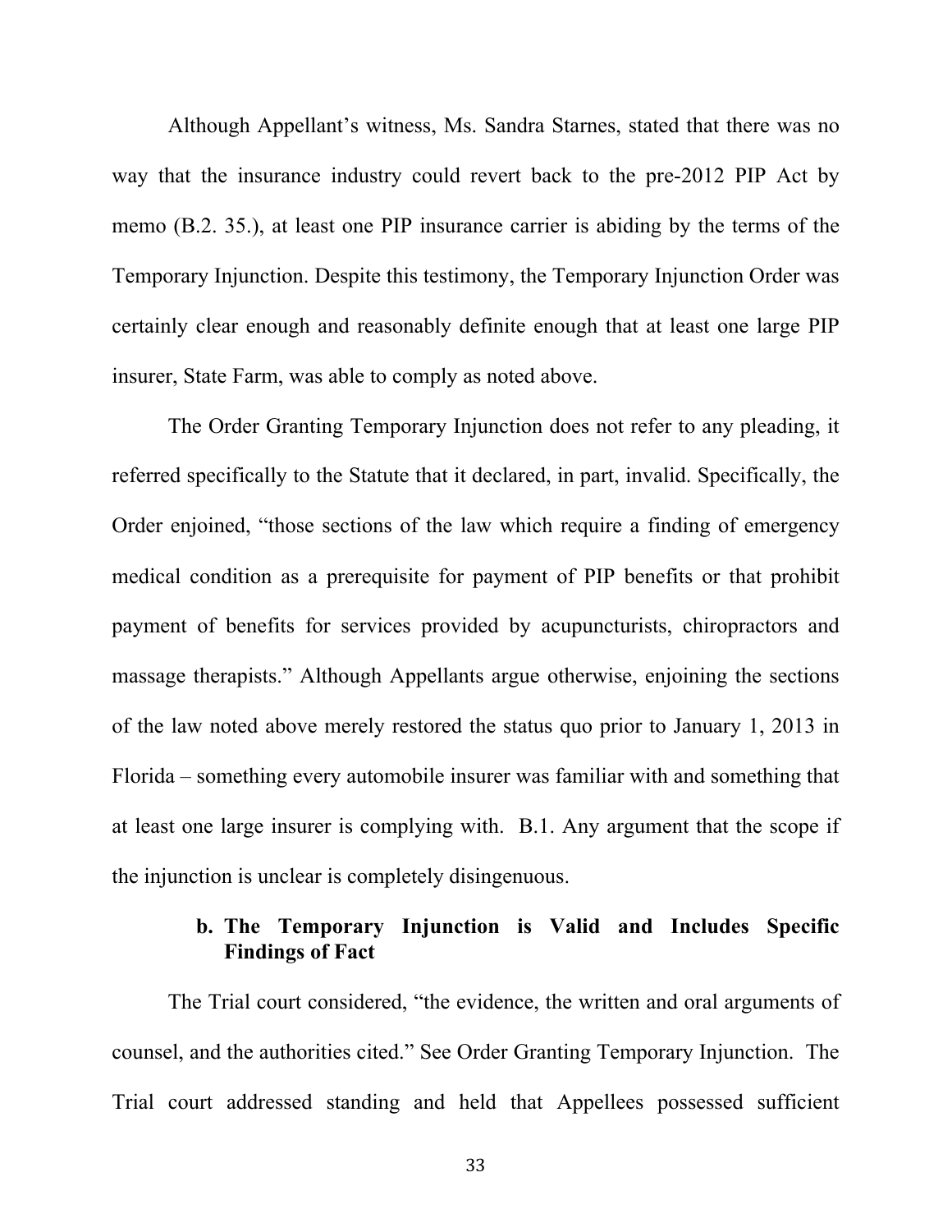Although Appellant's witness, Ms. Sandra Starnes, stated that there was no way that the insurance industry could revert back to the pre-2012 PIP Act by memo (B.2. 35.), at least one PIP insurance carrier is abiding by the terms of the Temporary Injunction. Despite this testimony, the Temporary Injunction Order was certainly clear enough and reasonably definite enough that at least one large PIP insurer, State Farm, was able to comply as noted above.

The Order Granting Temporary Injunction does not refer to any pleading, it referred specifically to the Statute that it declared, in part, invalid. Specifically, the Order enjoined, "those sections of the law which require a finding of emergency medical condition as a prerequisite for payment of PIP benefits or that prohibit payment of benefits for services provided by acupuncturists, chiropractors and massage therapists." Although Appellants argue otherwise, enjoining the sections of the law noted above merely restored the status quo prior to January 1, 2013 in Florida – something every automobile insurer was familiar with and something that at least one large insurer is complying with. B.1. Any argument that the scope if the injunction is unclear is completely disingenuous.

**b. The Temporary Injunction is Valid and Includes Specific Findings of Fact**

The Trial court considered, "the evidence, the written and oral arguments of counsel, and the authorities cited." See Order Granting Temporary Injunction. The Trial court addressed standing and held that Appellees possessed sufficient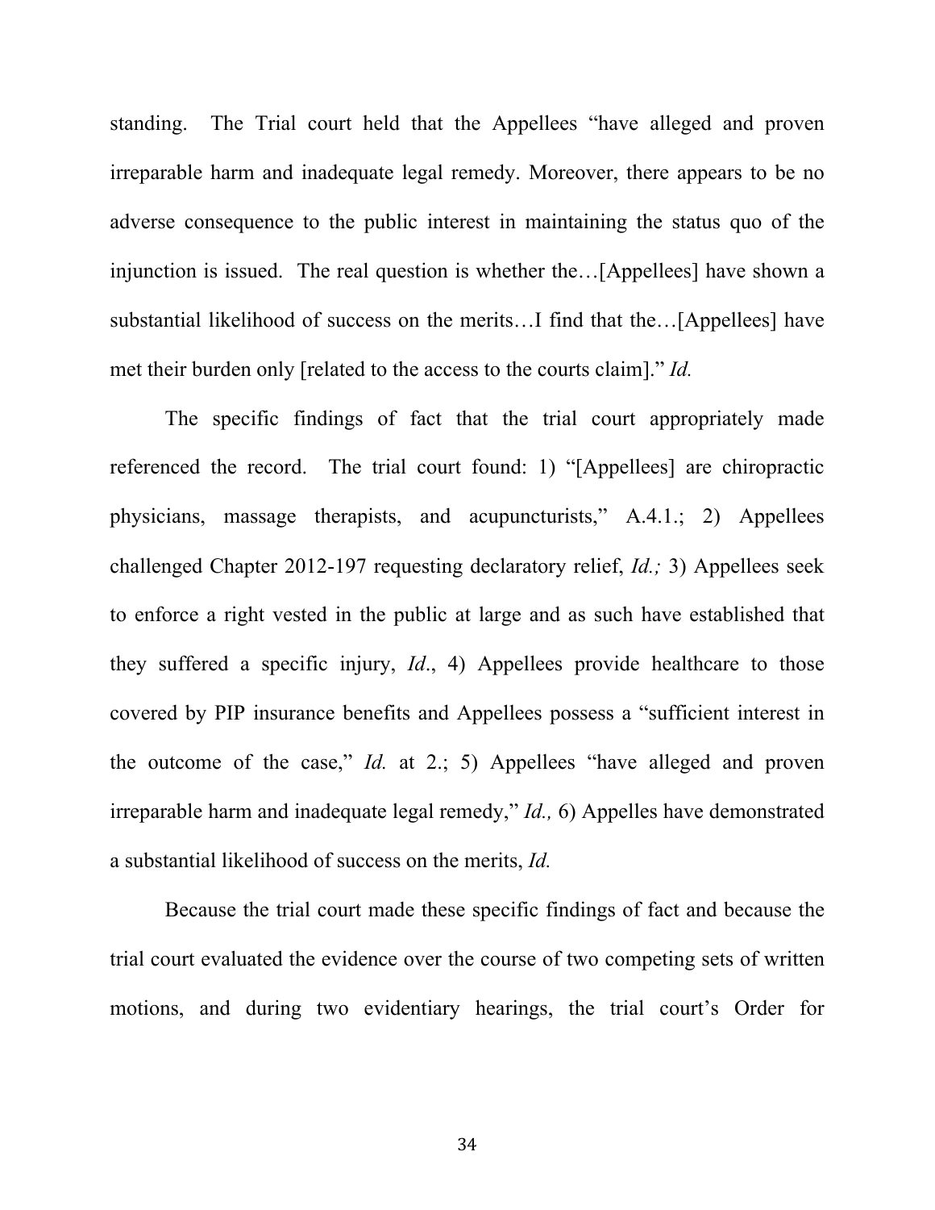standing. The Trial court held that the Appellees "have alleged and proven irreparable harm and inadequate legal remedy. Moreover, there appears to be no adverse consequence to the public interest in maintaining the status quo of the injunction is issued. The real question is whether the…[Appellees] have shown a substantial likelihood of success on the merits…I find that the…[Appellees] have met their burden only [related to the access to the courts claim]." *Id.*

The specific findings of fact that the trial court appropriately made referenced the record. The trial court found: 1) "[Appellees] are chiropractic physicians, massage therapists, and acupuncturists," A.4.1.; 2) Appellees challenged Chapter 2012-197 requesting declaratory relief, *Id.;* 3) Appellees seek to enforce a right vested in the public at large and as such have established that they suffered a specific injury, *Id*., 4) Appellees provide healthcare to those covered by PIP insurance benefits and Appellees possess a "sufficient interest in the outcome of the case," *Id.* at 2.; 5) Appellees "have alleged and proven irreparable harm and inadequate legal remedy," *Id.,* 6) Appelles have demonstrated a substantial likelihood of success on the merits, *Id.*

Because the trial court made these specific findings of fact and because the trial court evaluated the evidence over the course of two competing sets of written motions, and during two evidentiary hearings, the trial court's Order for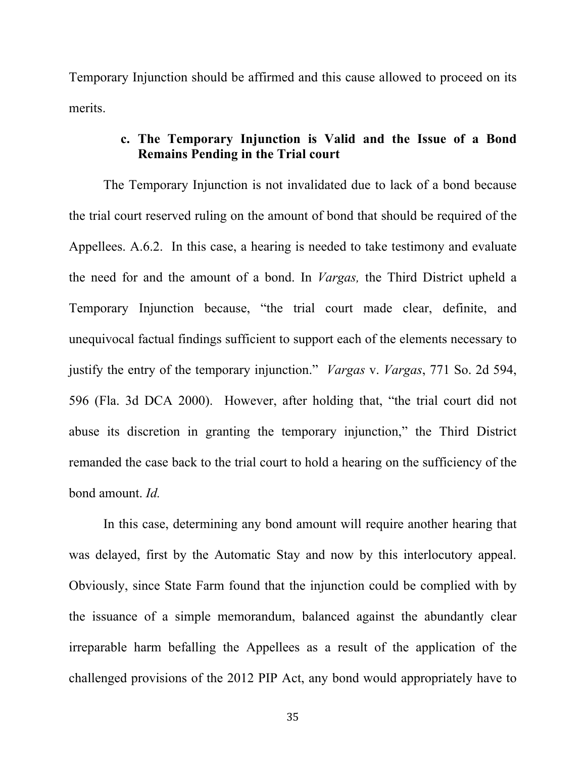Temporary Injunction should be affirmed and this cause allowed to proceed on its merits.

### c. The Temporary Injunction is Valid and the Issue of a Bond Remains Pending in the Trial court

The Temporary Injunction is not invalidated due to lack of a bond because the trial court reserved ruling on the amount of bond that should be required of the Appellees. A.6.2. In this case, a hearing is needed to take testimony and evaluate the need for and the amount of a bond. In *Vargas,* the Third District upheld a Temporary Injunction because, "the trial court made clear, definite, and unequivocal factual findings sufficient to support each of the elements necessary to justify the entry of the temporary injunction." *Vargas* v. *Vargas*, 771 So. 2d 594, 596 (Fla. 3d DCA 2000). However, after holding that, "the trial court did not abuse its discretion in granting the temporary injunction," the Third District remanded the case back to the trial court to hold a hearing on the sufficiency of the bond amount. *Id.*

In this case, determining any bond amount will require another hearing that was delayed, first by the Automatic Stay and now by this interlocutory appeal. Obviously, since State Farm found that the injunction could be complied with by the issuance of a simple memorandum, balanced against the abundantly clear irreparable harm befalling the Appellees as a result of the application of the challenged provisions of the 2012 PIP Act, any bond would appropriately have to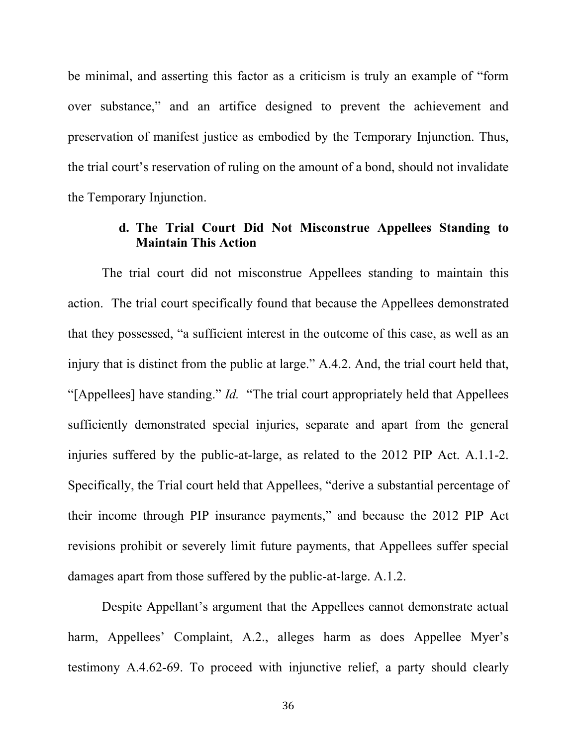be minimal, and asserting this factor as a criticism is truly an example of "form over substance," and an artifice designed to prevent the achievement and preservation of manifest justice as embodied by the Temporary Injunction. Thus, the trial court's reservation of ruling on the amount of a bond, should not invalidate the Temporary Injunction.

#### d. The Trial Court Did Not Misconstrue Appellees Standing to Maintain This Action

The trial court did not misconstrue Appellees standing to maintain this action. The trial court specifically found that because the Appellees demonstrated that they possessed, "a sufficient interest in the outcome of this case, as well as an injury that is distinct from the public at large." A.4.2. And, the trial court held that, "[Appellees] have standing." *Id.* "The trial court appropriately held that Appellees sufficiently demonstrated special injuries, separate and apart from the general injuries suffered by the public-at-large, as related to the 2012 PIP Act. A.1.1-2. Specifically, the Trial court held that Appellees, "derive a substantial percentage of their income through PIP insurance payments," and because the 2012 PIP Act revisions prohibit or severely limit future payments, that Appellees suffer special damages apart from those suffered by the public-at-large. A.1.2.

Despite Appellant's argument that the Appellees cannot demonstrate actual harm, Appellees' Complaint, A.2., alleges harm as does Appellee Myer's testimony A.4.62-69. To proceed with injunctive relief, a party should clearly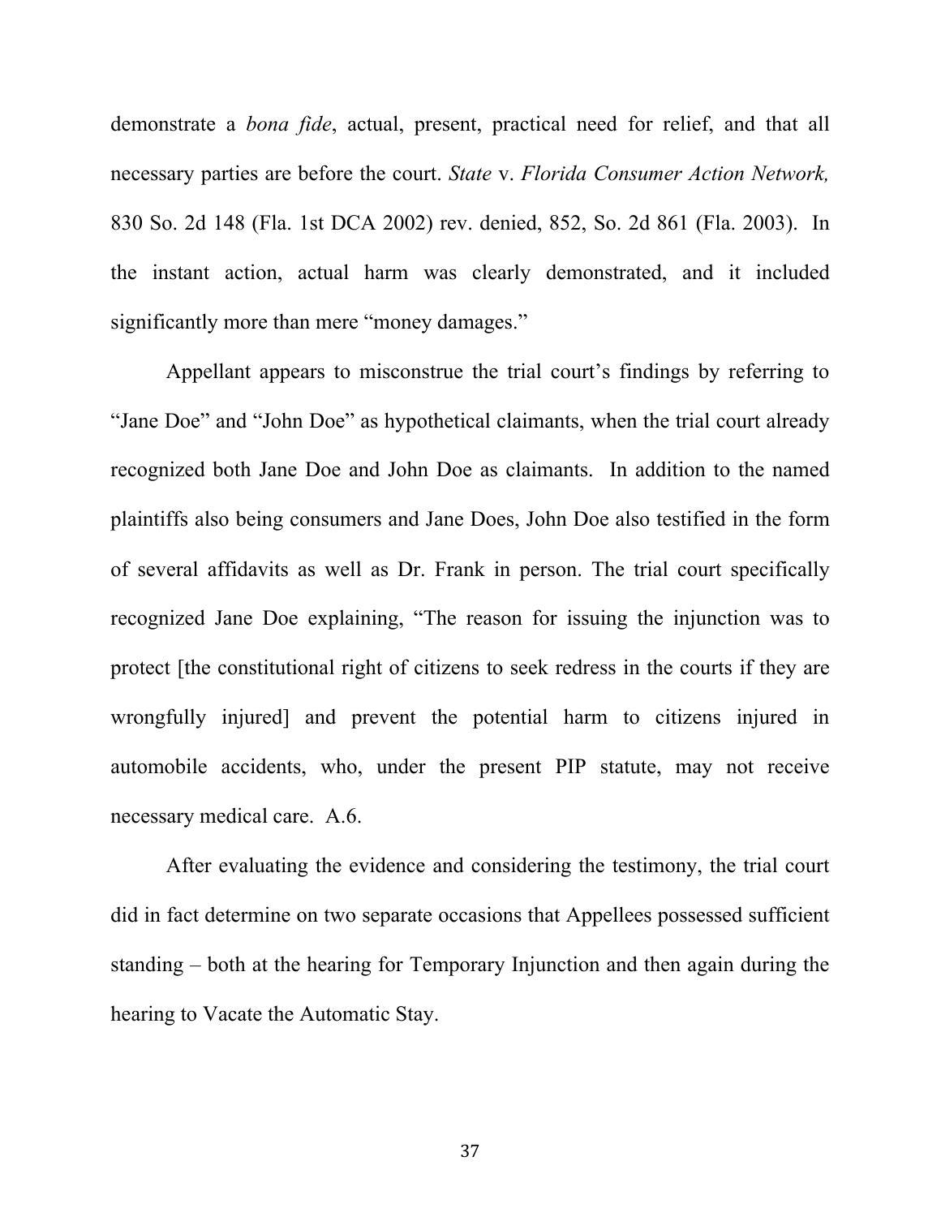demonstrate a *bona fide*, actual, present, practical need for relief, and that all necessary parties are before the court. *State* v. *Florida Consumer Action Network,* 830 So. 2d 148 (Fla. 1st DCA 2002) rev. denied, 852, So. 2d 861 (Fla. 2003). In the instant action, actual harm was clearly demonstrated, and it included significantly more than mere "money damages."

Appellant appears to misconstrue the trial court's findings by referring to "Jane Doe" and "John Doe" as hypothetical claimants, when the trial court already recognized both Jane Doe and John Doe as claimants. In addition to the named plaintiffs also being consumers and Jane Does, John Doe also testified in the form of several affidavits as well as Dr. Frank in person. The trial court specifically recognized Jane Doe explaining, "The reason for issuing the injunction was to protect [the constitutional right of citizens to seek redress in the courts if they are wrongfully injured] and prevent the potential harm to citizens injured in automobile accidents, who, under the present PIP statute, may not receive necessary medical care. A.6.

After evaluating the evidence and considering the testimony, the trial court did in fact determine on two separate occasions that Appellees possessed sufficient standing – both at the hearing for Temporary Injunction and then again during the hearing to Vacate the Automatic Stay.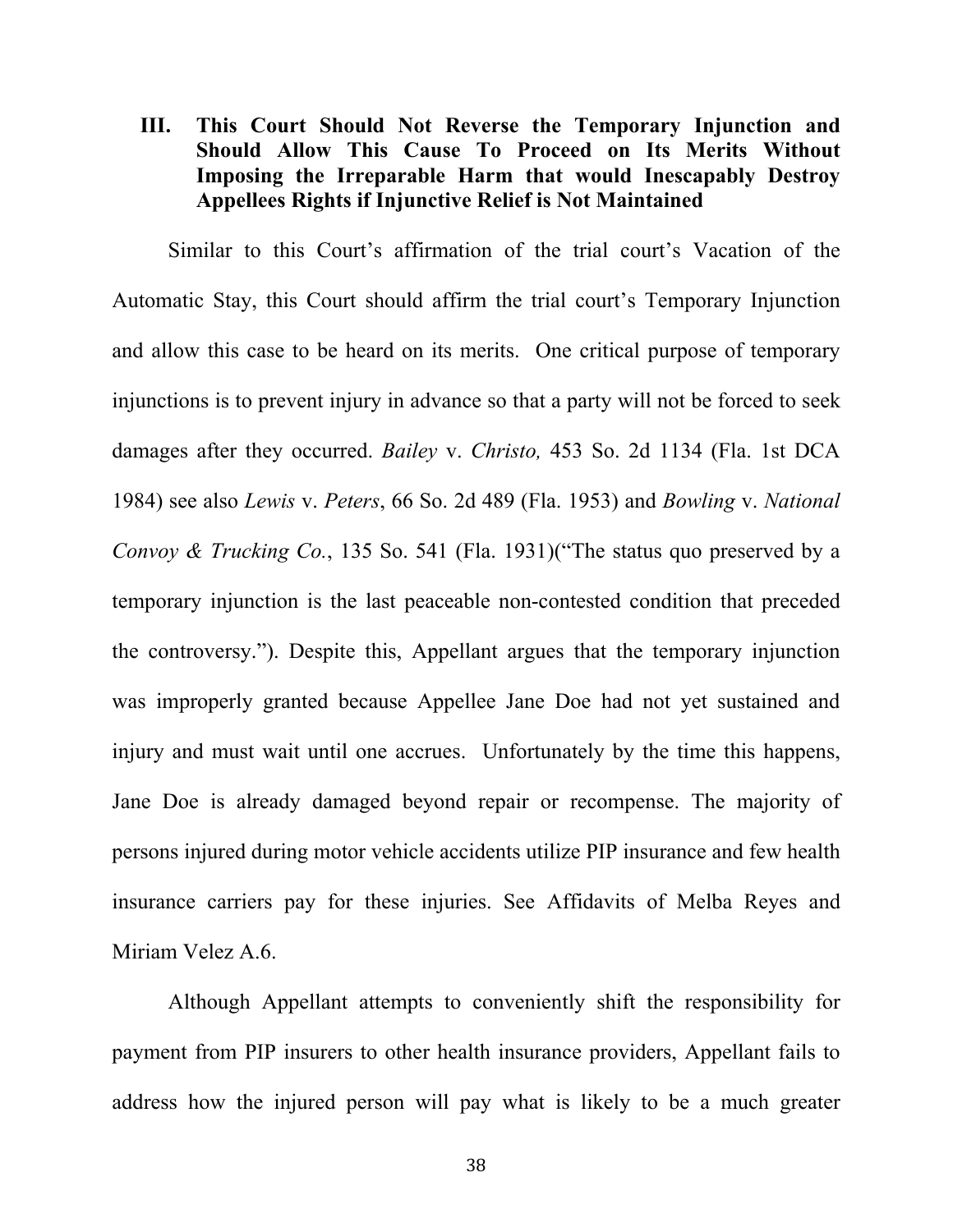### III. This Court Should Not Reverse the Temporary Injunction and Should Allow This Cause To Proceed on Its Merits Without Imposing the Irreparable Harm that would Inescapably Destroy Appellees Rights if Injunctive Relief is Not Maintained

Similar to this Court's affirmation of the trial court's Vacation of the Automatic Stay, this Court should affirm the trial court's Temporary Injunction and allow this case to be heard on its merits. One critical purpose of temporary injunctions is to prevent injury in advance so that a party will not be forced to seek damages after they occurred. *Bailey* v. *Christo,* 453 So. 2d 1134 (Fla. 1st DCA 1984) see also *Lewis* v. *Peters*, 66 So. 2d 489 (Fla. 1953) and *Bowling* v. *National Convoy & Trucking Co.*, 135 So. 541 (Fla. 1931)("The status quo preserved by a temporary injunction is the last peaceable non-contested condition that preceded the controversy."). Despite this, Appellant argues that the temporary injunction was improperly granted because Appellee Jane Doe had not yet sustained and injury and must wait until one accrues. Unfortunately by the time this happens, Jane Doe is already damaged beyond repair or recompense. The majority of persons injured during motor vehicle accidents utilize PIP insurance and few health insurance carriers pay for these injuries. See Affidavits of Melba Reyes and Miriam Velez A.6.

Although Appellant attempts to conveniently shift the responsibility for payment from PIP insurers to other health insurance providers, Appellant fails to address how the injured person will pay what is likely to be a much greater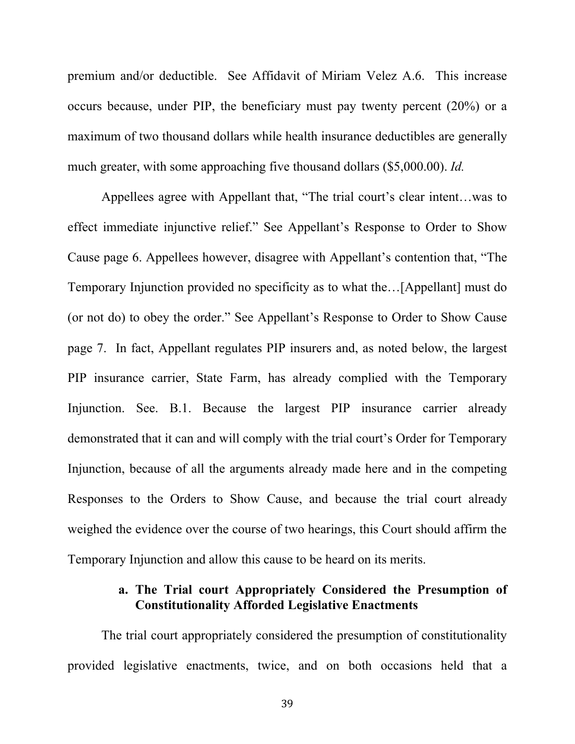premium and/or deductible. See Affidavit of Miriam Velez A.6. This increase occurs because, under PIP, the beneficiary must pay twenty percent (20%) or a maximum of two thousand dollars while health insurance deductibles are generally much greater, with some approaching five thousand dollars ($5,000.00). *Id.*

Appellees agree with Appellant that, "The trial court's clear intent…was to effect immediate injunctive relief." See Appellant's Response to Order to Show Cause page 6. Appellees however, disagree with Appellant's contention that, "The Temporary Injunction provided no specificity as to what the…[Appellant] must do (or not do) to obey the order." See Appellant's Response to Order to Show Cause page 7. In fact, Appellant regulates PIP insurers and, as noted below, the largest PIP insurance carrier, State Farm, has already complied with the Temporary Injunction. See. B.1. Because the largest PIP insurance carrier already demonstrated that it can and will comply with the trial court's Order for Temporary Injunction, because of all the arguments already made here and in the competing Responses to the Orders to Show Cause, and because the trial court already weighed the evidence over the course of two hearings, this Court should affirm the Temporary Injunction and allow this cause to be heard on its merits.

**a. The Trial court Appropriately Considered the Presumption of Constitutionality Afforded Legislative Enactments**

The trial court appropriately considered the presumption of constitutionality provided legislative enactments, twice, and on both occasions held that a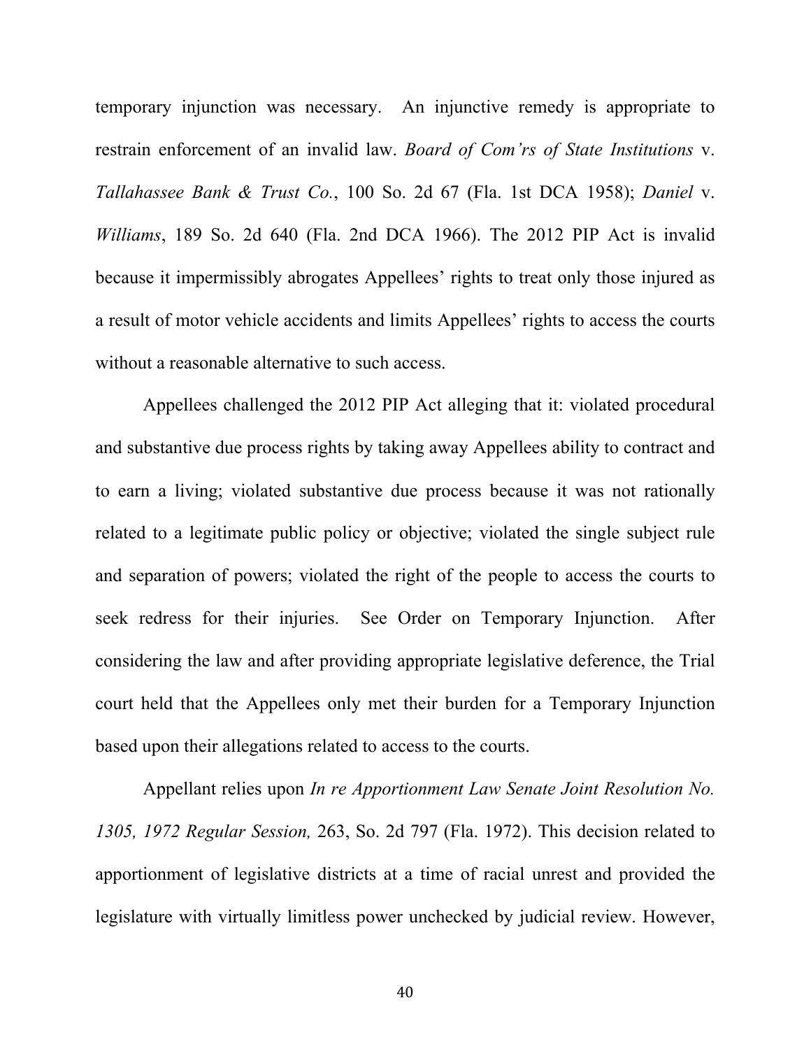temporary injunction was necessary. An injunctive remedy is appropriate to restrain enforcement of an invalid law. *Board of Com'rs of State Institutions* v. *Tallahassee Bank & Trust Co.*, 100 So. 2d 67 (Fla. 1st DCA 1958); *Daniel* v. *Williams*, 189 So. 2d 640 (Fla. 2nd DCA 1966). The 2012 PIP Act is invalid because it impermissibly abrogates Appellees' rights to treat only those injured as a result of motor vehicle accidents and limits Appellees' rights to access the courts without a reasonable alternative to such access.

Appellees challenged the 2012 PIP Act alleging that it: violated procedural and substantive due process rights by taking away Appellees ability to contract and to earn a living; violated substantive due process because it was not rationally related to a legitimate public policy or objective; violated the single subject rule and separation of powers; violated the right of the people to access the courts to seek redress for their injuries. See Order on Temporary Injunction. After considering the law and after providing appropriate legislative deference, the Trial court held that the Appellees only met their burden for a Temporary Injunction based upon their allegations related to access to the courts.

Appellant relies upon *In re Apportionment Law Senate Joint Resolution No. 1305, 1972 Regular Session,* 263, So. 2d 797 (Fla. 1972). This decision related to apportionment of legislative districts at a time of racial unrest and provided the legislature with virtually limitless power unchecked by judicial review. However,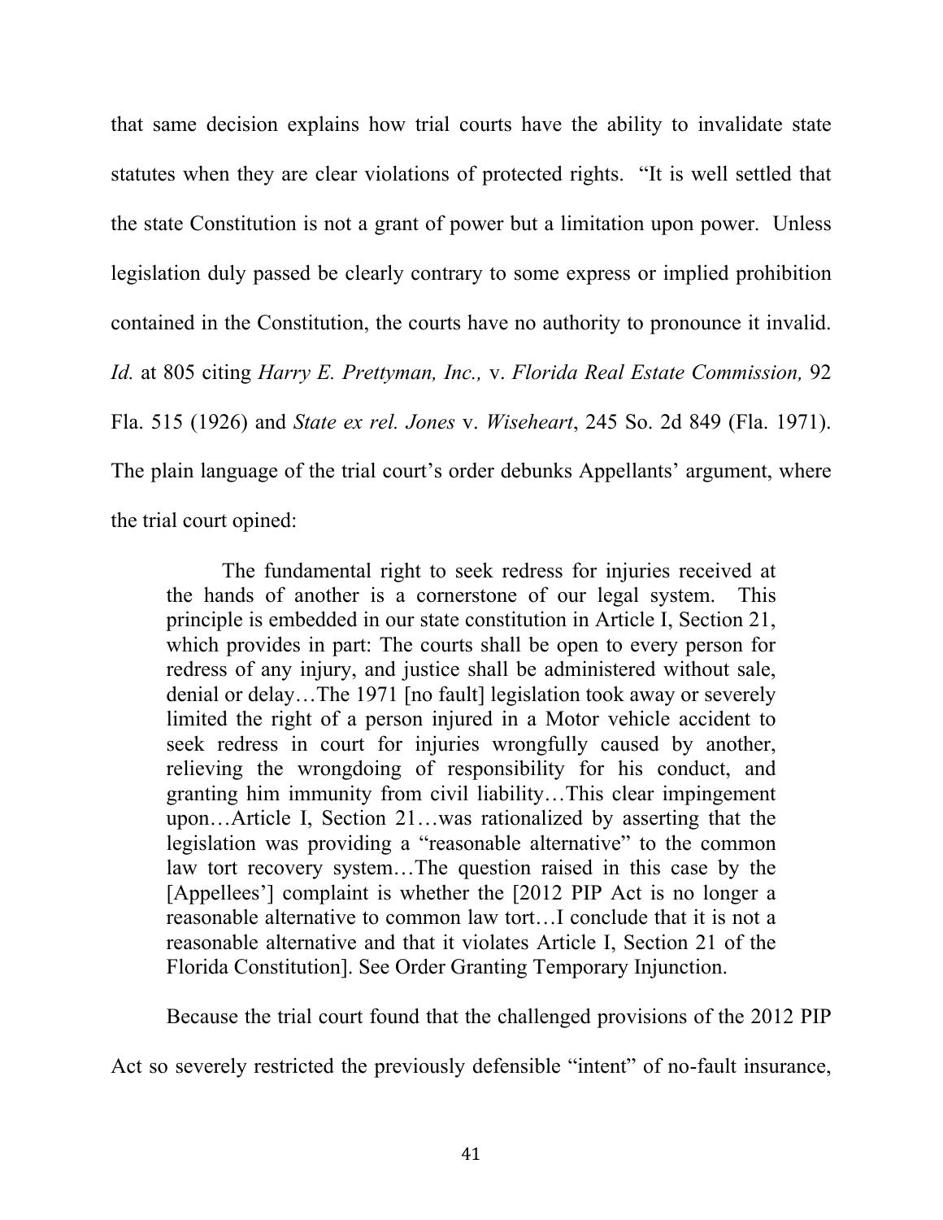that same decision explains how trial courts have the ability to invalidate state statutes when they are clear violations of protected rights. "It is well settled that the state Constitution is not a grant of power but a limitation upon power. Unless legislation duly passed be clearly contrary to some express or implied prohibition contained in the Constitution, the courts have no authority to pronounce it invalid. *Id.* at 805 citing *Harry E. Prettyman, Inc.,* v. *Florida Real Estate Commission,* 92 Fla. 515 (1926) and *State ex rel. Jones* v. *Wiseheart*, 245 So. 2d 849 (Fla. 1971). The plain language of the trial court's order debunks Appellants' argument, where the trial court opined:

> The fundamental right to seek redress for injuries received at the hands of another is a cornerstone of our legal system. This principle is embedded in our state constitution in Article I, Section 21, which provides in part: The courts shall be open to every person for redress of any injury, and justice shall be administered without sale, denial or delay…The 1971 [no fault] legislation took away or severely limited the right of a person injured in a Motor vehicle accident to seek redress in court for injuries wrongfully caused by another, relieving the wrongdoing of responsibility for his conduct, and granting him immunity from civil liability…This clear impingement upon…Article I, Section 21…was rationalized by asserting that the legislation was providing a "reasonable alternative" to the common law tort recovery system…The question raised in this case by the [Appellees'] complaint is whether the [2012 PIP Act is no longer a reasonable alternative to common law tort…I conclude that it is not a reasonable alternative and that it violates Article I, Section 21 of the Florida Constitution]. See Order Granting Temporary Injunction.

Because the trial court found that the challenged provisions of the 2012 PIP Act so severely restricted the previously defensible "intent" of no-fault insurance,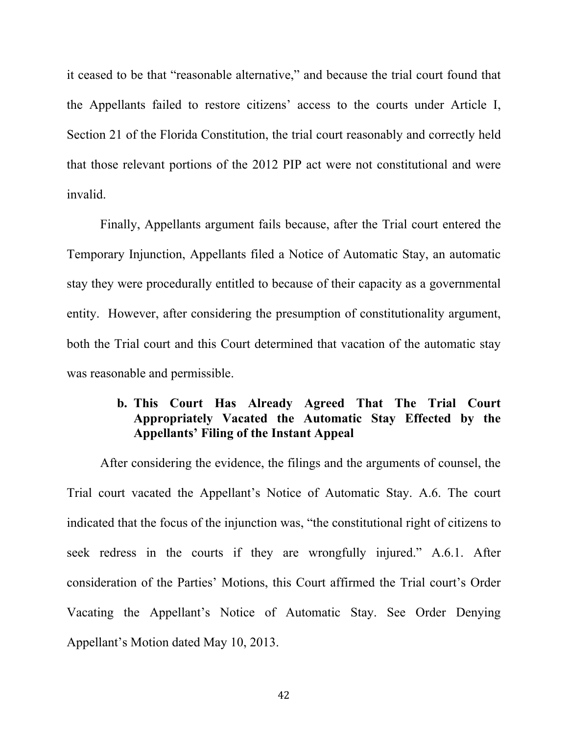it ceased to be that "reasonable alternative," and because the trial court found that the Appellants failed to restore citizens' access to the courts under Article I, Section 21 of the Florida Constitution, the trial court reasonably and correctly held that those relevant portions of the 2012 PIP act were not constitutional and were invalid.

Finally, Appellants argument fails because, after the Trial court entered the Temporary Injunction, Appellants filed a Notice of Automatic Stay, an automatic stay they were procedurally entitled to because of their capacity as a governmental entity. However, after considering the presumption of constitutionality argument, both the Trial court and this Court determined that vacation of the automatic stay was reasonable and permissible.

**b. This Court Has Already Agreed That The Trial Court Appropriately Vacated the Automatic Stay Effected by the Appellants' Filing of the Instant Appeal**

After considering the evidence, the filings and the arguments of counsel, the Trial court vacated the Appellant's Notice of Automatic Stay. A.6. The court indicated that the focus of the injunction was, "the constitutional right of citizens to seek redress in the courts if they are wrongfully injured." A.6.1. After consideration of the Parties' Motions, this Court affirmed the Trial court's Order Vacating the Appellant's Notice of Automatic Stay. See Order Denying Appellant's Motion dated May 10, 2013.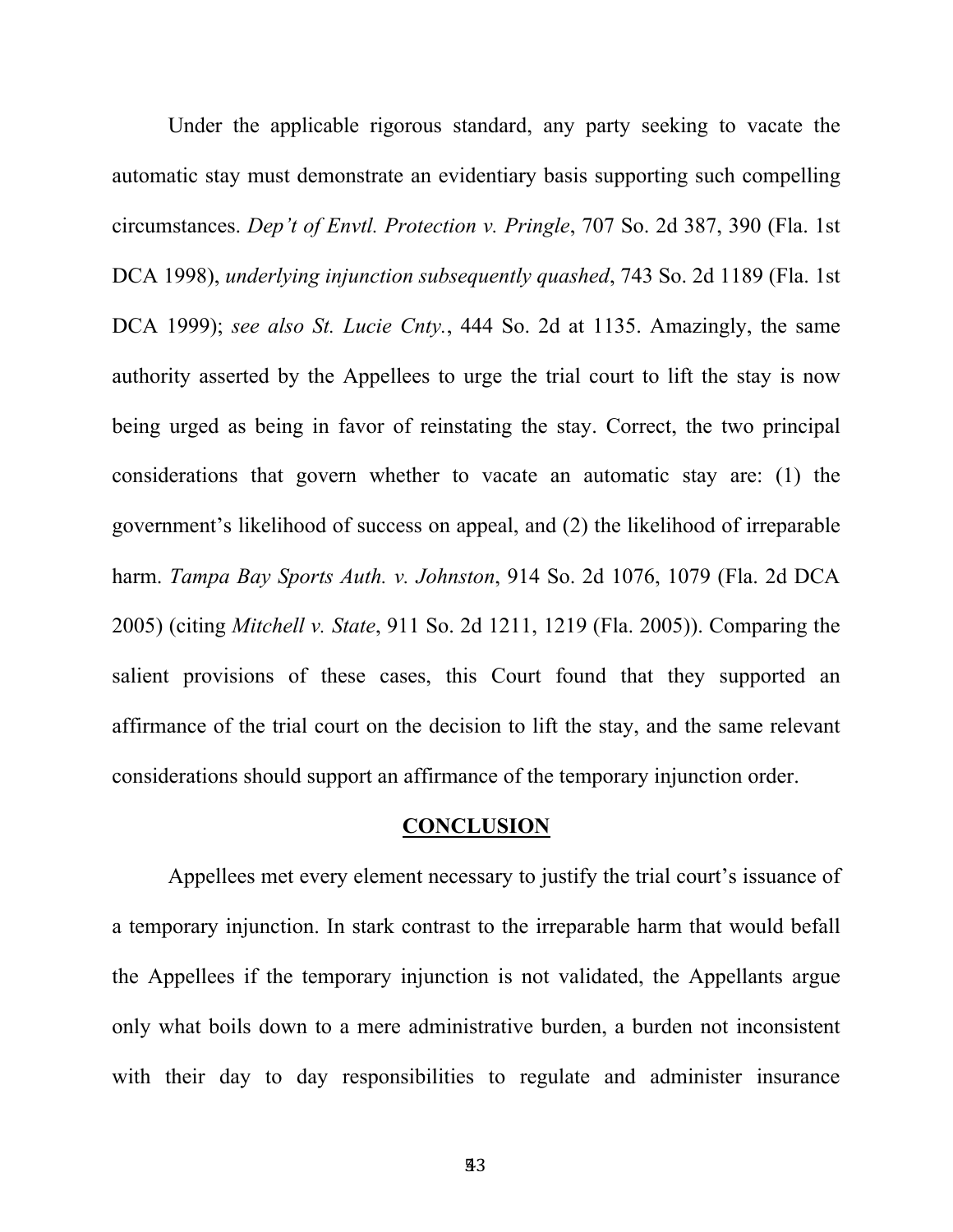Under the applicable rigorous standard, any party seeking to vacate the automatic stay must demonstrate an evidentiary basis supporting such compelling circumstances. *Dep't of Envtl. Protection v. Pringle*, 707 So. 2d 387, 390 (Fla. 1st DCA 1998), *underlying injunction subsequently quashed*, 743 So. 2d 1189 (Fla. 1st DCA 1999); *see also St. Lucie Cnty.*, 444 So. 2d at 1135. Amazingly, the same authority asserted by the Appellees to urge the trial court to lift the stay is now being urged as being in favor of reinstating the stay. Correct, the two principal considerations that govern whether to vacate an automatic stay are: (1) the government's likelihood of success on appeal, and (2) the likelihood of irreparable harm. *Tampa Bay Sports Auth. v. Johnston*, 914 So. 2d 1076, 1079 (Fla. 2d DCA 2005) (citing *Mitchell v. State*, 911 So. 2d 1211, 1219 (Fla. 2005)). Comparing the salient provisions of these cases, this Court found that they supported an affirmance of the trial court on the decision to lift the stay, and the same relevant considerations should support an affirmance of the temporary injunction order.

## CONCLUSION

Appellees met every element necessary to justify the trial court's issuance of a temporary injunction. In stark contrast to the irreparable harm that would befall the Appellees if the temporary injunction is not validated, the Appellants argue only what boils down to a mere administrative burden, a burden not inconsistent with their day to day responsibilities to regulate and administer insurance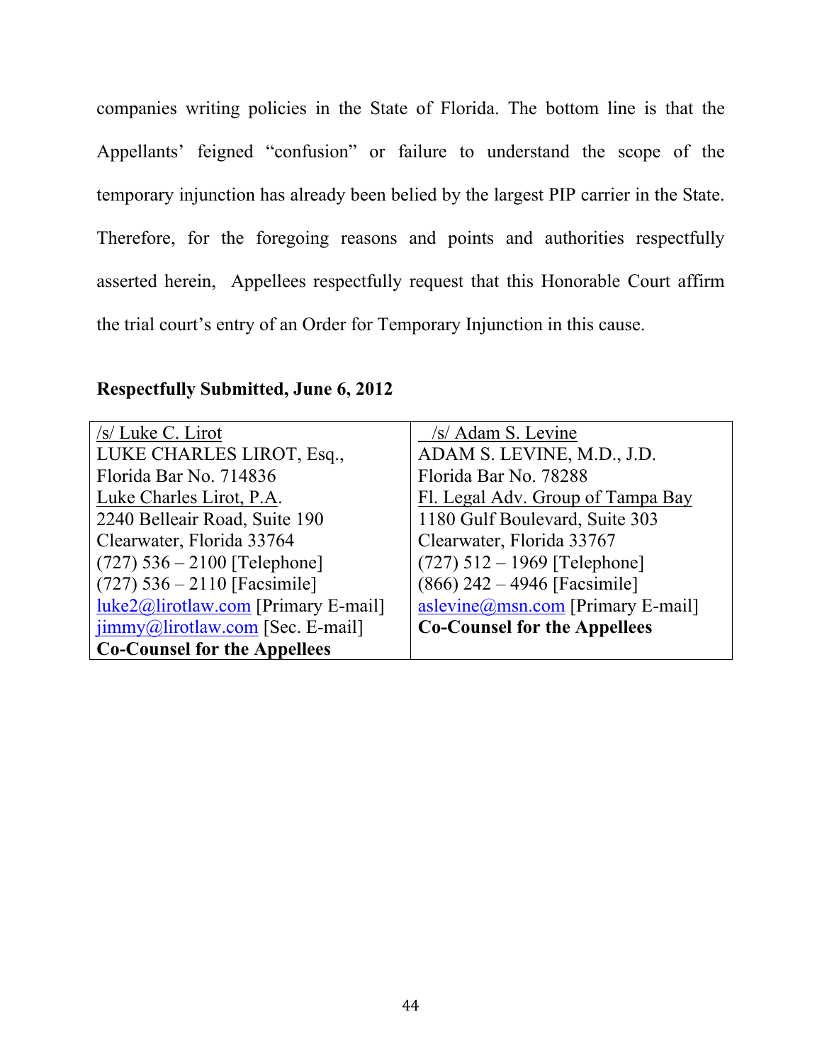companies writing policies in the State of Florida. The bottom line is that the Appellants' feigned "confusion" or failure to understand the scope of the temporary injunction has already been belied by the largest PIP carrier in the State.

Therefore, for the foregoing reasons and points and authorities respectfully asserted herein, Appellees respectfully request that this Honorable Court affirm the trial court's entry of an Order for Temporary Injunction in this cause.

**Respectfully Submitted, June 6, 2012**

| /s/ Luke C. Lirot<br>LUKE CHARLES LIROT, Esq.,<br>Florida Bar No. 714836<br>Luke Charles Lirot, P.A.<br>2240 Belleair Road, Suite 190<br>Clearwater, Florida 33764<br>(727) 536 – 2100 [Telephone]<br>(727) 536 – 2110 [Facsimile]<br>luke2@lirotlaw.com [Primary E-mail]<br>jimmy@lirotlaw.com [Sec. E-mail]<br>**Co-Counsel for the Appellees** | /s/ Adam S. Levine<br>ADAM S. LEVINE, M.D., J.D.<br>Florida Bar No. 78288<br>Fl. Legal Adv. Group of Tampa Bay<br>1180 Gulf Boulevard, Suite 303<br>Clearwater, Florida 33767<br>(727) 512 – 1969 [Telephone]<br>(866) 242 – 4946 [Facsimile]<br>aslevine@msn.com [Primary E-mail]<br>**Co-Counsel for the Appellees** |
|---|---|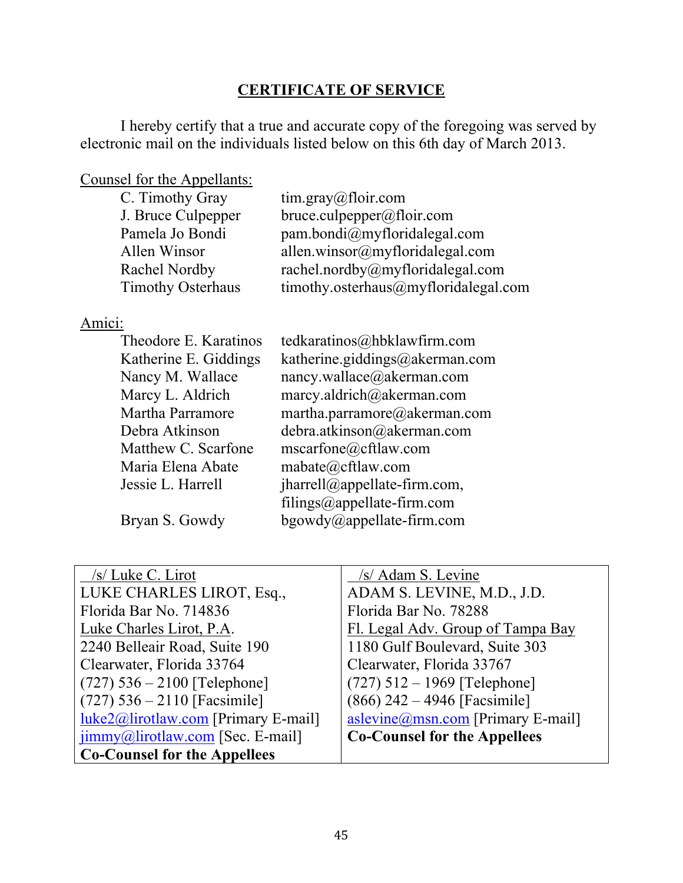## CERTIFICATE OF SERVICE

I hereby certify that a true and accurate copy of the foregoing was served by electronic mail on the individuals listed below on this 6th day of March 2013.

Counsel for the Appellants:

| | |
|---|---|
| C. Timothy Gray | tim.gray@floir.com |
| J. Bruce Culpepper | bruce.culpepper@floir.com |
| Pamela Jo Bondi | pam.bondi@myfloridalegal.com |
| Allen Winsor | allen.winsor@myfloridalegal.com |
| Rachel Nordby | rachel.nordby@myfloridalegal.com |
| Timothy Osterhaus | timothy.osterhaus@myfloridalegal.com |

Amici:

| | |
|---|---|
| Theodore E. Karatinos | tedkaratinos@hbklawfirm.com |
| Katherine E. Giddings | katherine.giddings@akerman.com |
| Nancy M. Wallace | nancy.wallace@akerman.com |
| Marcy L. Aldrich | marcy.aldrich@akerman.com |
| Martha Parramore | martha.parramore@akerman.com |
| Debra Atkinson | debra.atkinson@akerman.com |
| Matthew C. Scarfone | mscarfone@cftlaw.com |
| Maria Elena Abate | mabate@cftlaw.com |
| Jessie L. Harrell | jharrell@appellate-firm.com, filings@appellate-firm.com |
| Bryan S. Gowdy | bgowdy@appellate-firm.com |

| | |
|---|---|
| /s/ Luke C. Lirot<br>LUKE CHARLES LIROT, Esq.,<br>Florida Bar No. 714836<br>Luke Charles Lirot, P.A.<br>2240 Belleair Road, Suite 190<br>Clearwater, Florida 33764<br>(727) 536 – 2100 [Telephone]<br>(727) 536 – 2110 [Facsimile]<br>luke2@lirotlaw.com [Primary E-mail]<br>jimmy@lirotlaw.com [Sec. E-mail]<br>**Co-Counsel for the Appellees** | /s/ Adam S. Levine<br>ADAM S. LEVINE, M.D., J.D.<br>Florida Bar No. 78288<br>Fl. Legal Adv. Group of Tampa Bay<br>1180 Gulf Boulevard, Suite 303<br>Clearwater, Florida 33767<br>(727) 512 – 1969 [Telephone]<br>(866) 242 – 4946 [Facsimile]<br>aslevine@msn.com [Primary E-mail]<br>**Co-Counsel for the Appellees** |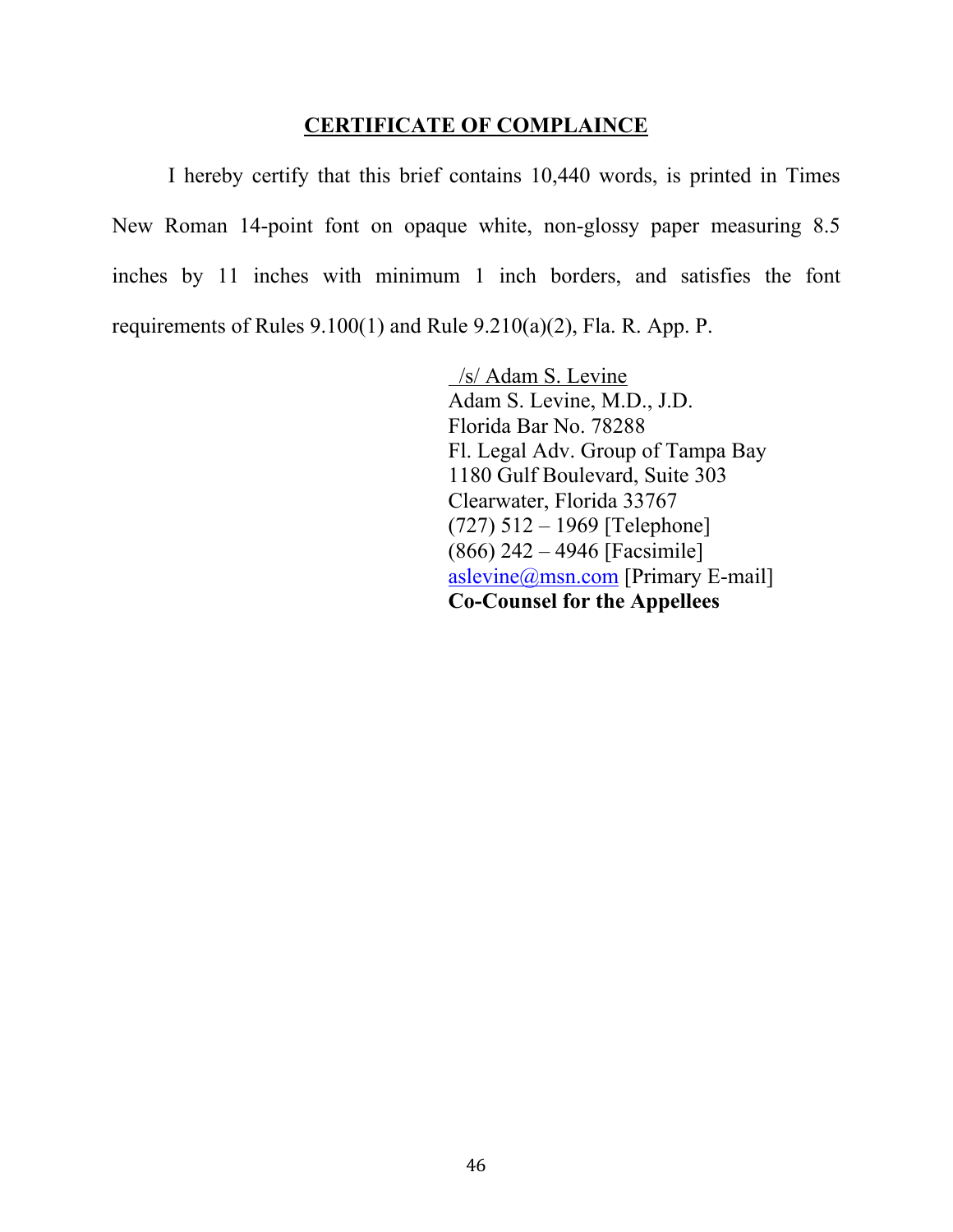**CERTIFICATE OF COMPLAINCE**

I hereby certify that this brief contains 10,440 words, is printed in Times New Roman 14-point font on opaque white, non-glossy paper measuring 8.5 inches by 11 inches with minimum 1 inch borders, and satisfies the font requirements of Rules 9.100(1) and Rule 9.210(a)(2), Fla. R. App. P.

/s/ Adam S. Levine  
Adam S. Levine, M.D., J.D.  
Florida Bar No. 78288  
Fl. Legal Adv. Group of Tampa Bay  
1180 Gulf Boulevard, Suite 303  
Clearwater, Florida 33767  
(727) 512 – 1969 [Telephone]  
(866) 242 – 4946 [Facsimile]  
aslevine@msn.com [Primary E-mail]  
**Co-Counsel for the Appellees**